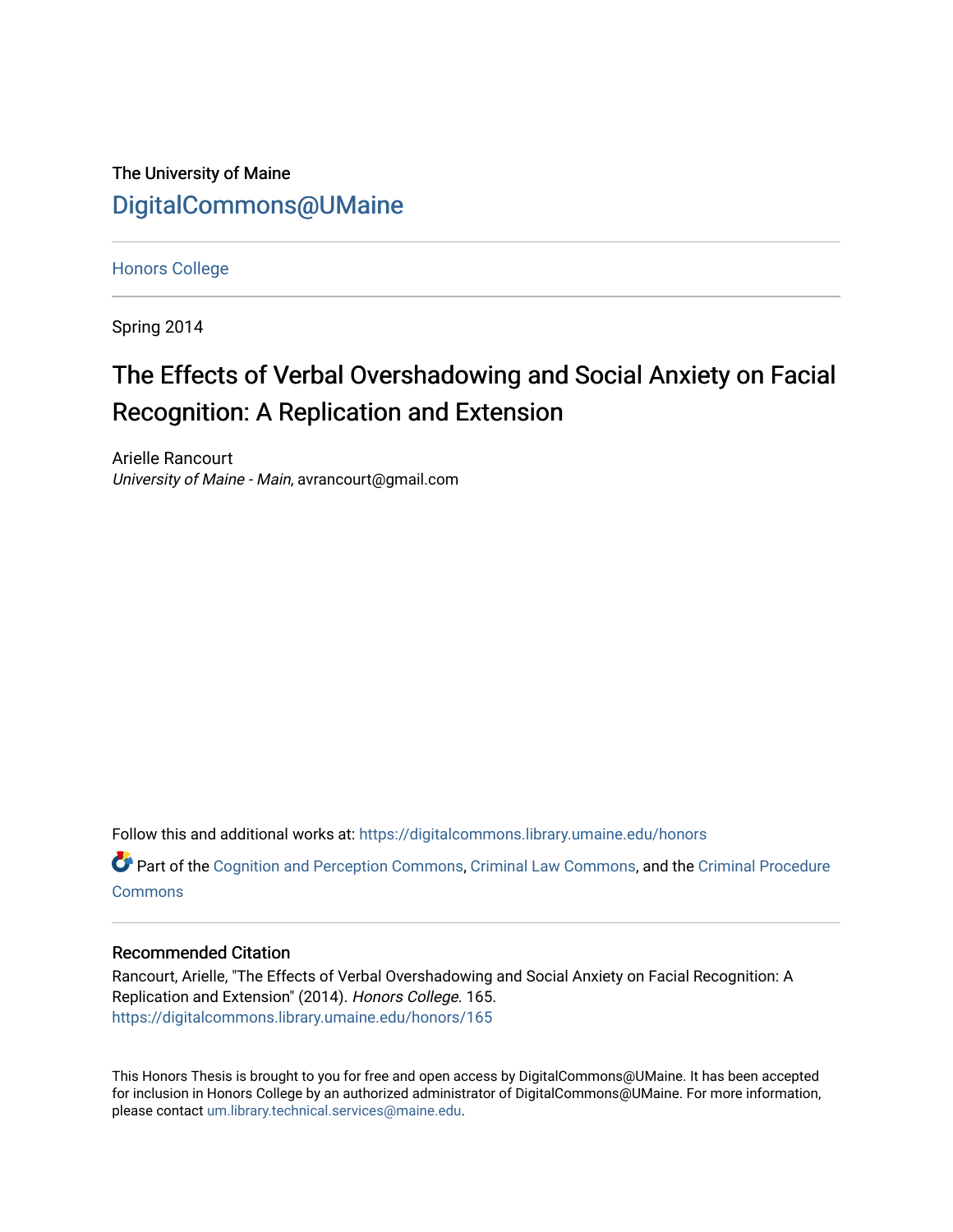The University of Maine

DigitalCommons@UMaine

Honors College

Spring 2014

# The Effects of Verbal Overshadowing and Social Anxiety on Facial Recognition: A Replication and Extension

Arielle Rancourt
*University of Maine - Main*, avrancourt@gmail.com

Follow this and additional works at: https://digitalcommons.library.umaine.edu/honors

Part of the Cognition and Perception Commons, Criminal Law Commons, and the Criminal Procedure Commons

### Recommended Citation

Rancourt, Arielle, "The Effects of Verbal Overshadowing and Social Anxiety on Facial Recognition: A Replication and Extension" (2014). *Honors College*. 165.
https://digitalcommons.library.umaine.edu/honors/165

This Honors Thesis is brought to you for free and open access by DigitalCommons@UMaine. It has been accepted for inclusion in Honors College by an authorized administrator of DigitalCommons@UMaine. For more information, please contact um.library.technical.services@maine.edu.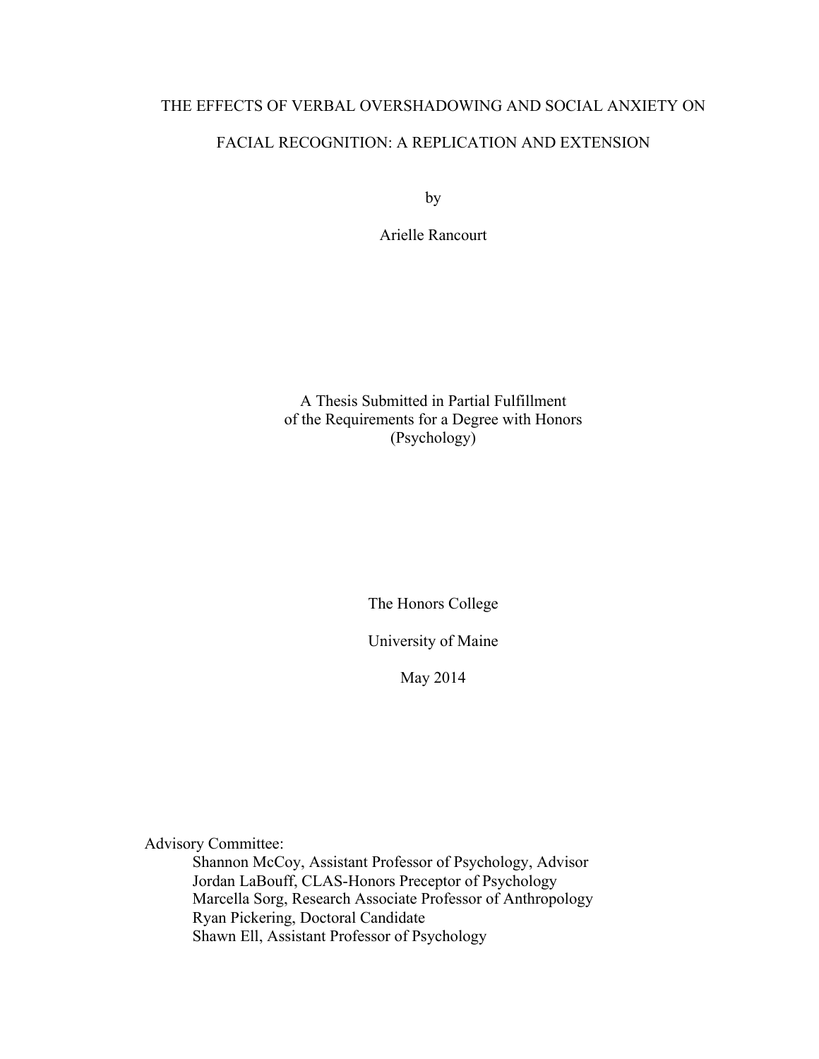# THE EFFECTS OF VERBAL OVERSHADOWING AND SOCIAL ANXIETY ON FACIAL RECOGNITION: A REPLICATION AND EXTENSION

by

Arielle Rancourt

A Thesis Submitted in Partial Fulfillment
of the Requirements for a Degree with Honors
(Psychology)

The Honors College

University of Maine

May 2014

Advisory Committee:

- Shannon McCoy, Assistant Professor of Psychology, Advisor
- Jordan LaBouff, CLAS-Honors Preceptor of Psychology
- Marcella Sorg, Research Associate Professor of Anthropology
- Ryan Pickering, Doctoral Candidate
- Shawn Ell, Assistant Professor of Psychology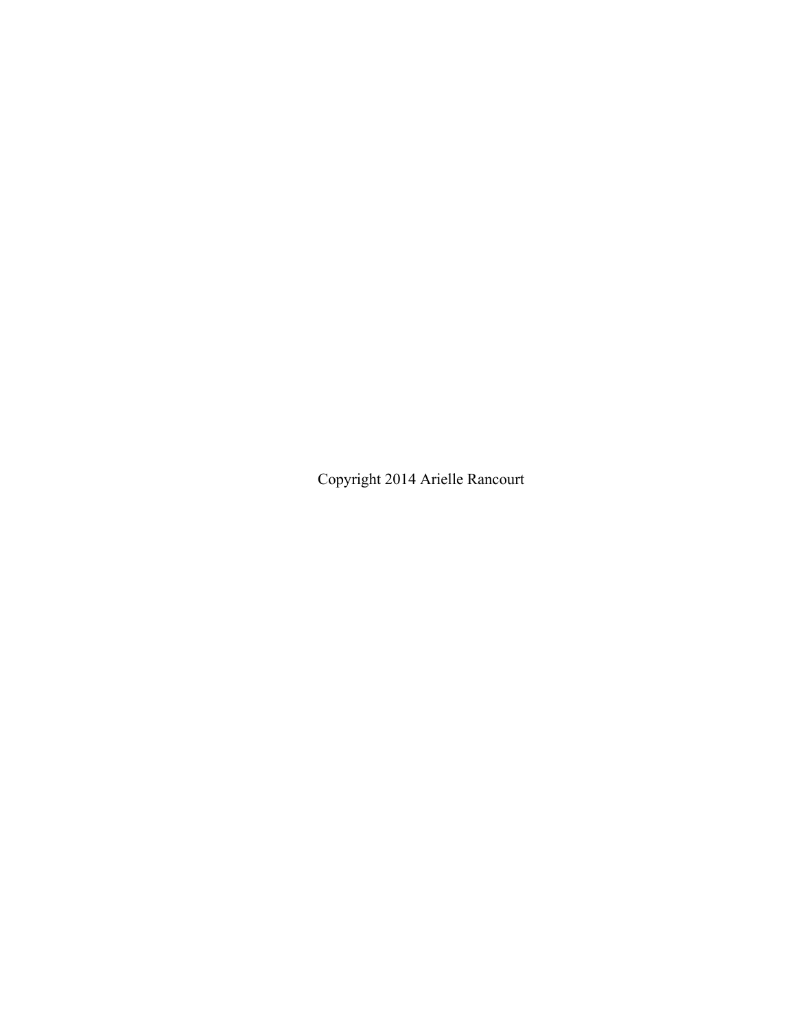Copyright 2014 Arielle Rancourt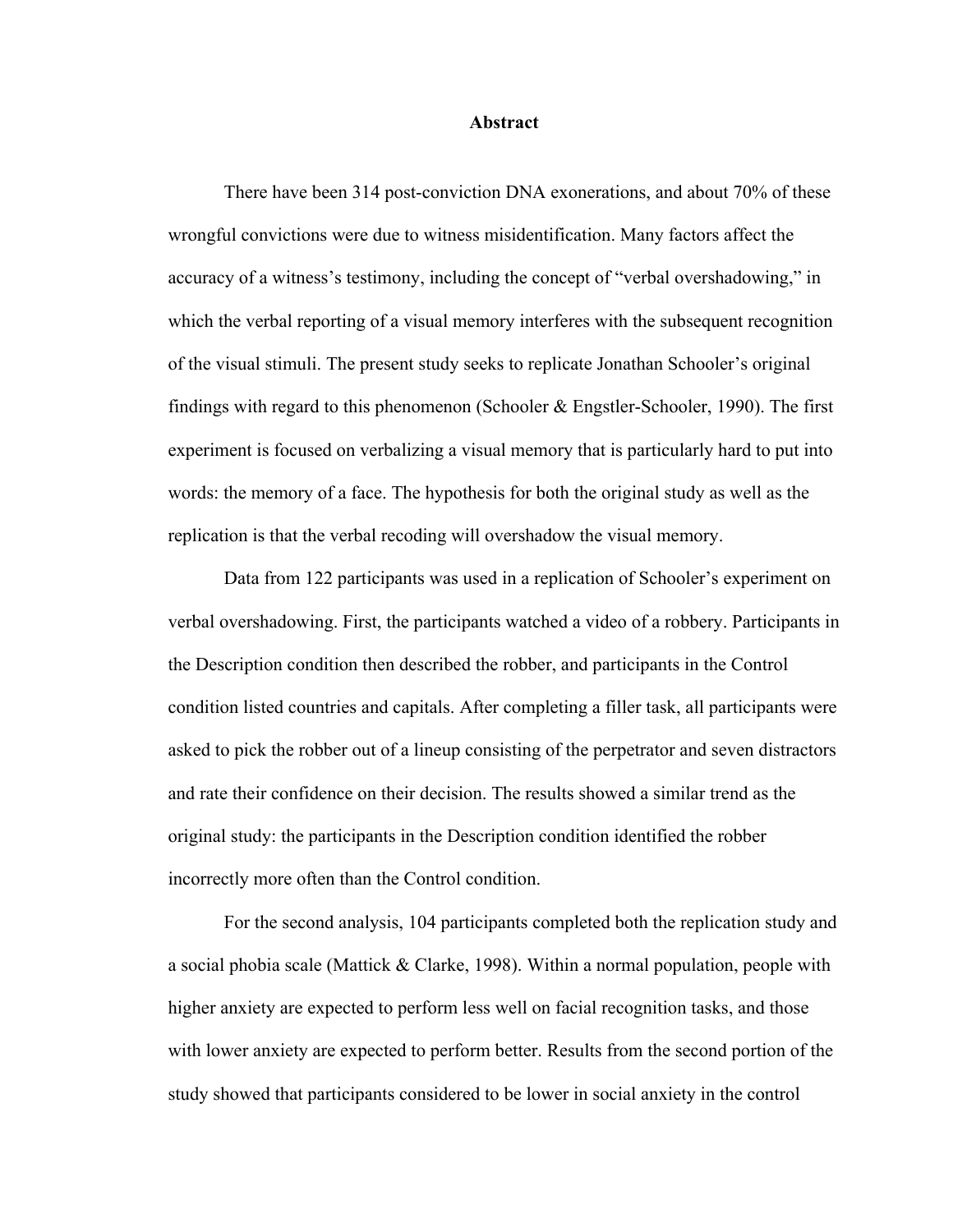## Abstract

There have been 314 post-conviction DNA exonerations, and about 70% of these wrongful convictions were due to witness misidentification. Many factors affect the accuracy of a witness's testimony, including the concept of "verbal overshadowing," in which the verbal reporting of a visual memory interferes with the subsequent recognition of the visual stimuli. The present study seeks to replicate Jonathan Schooler's original findings with regard to this phenomenon (Schooler & Engstler-Schooler, 1990). The first experiment is focused on verbalizing a visual memory that is particularly hard to put into words: the memory of a face. The hypothesis for both the original study as well as the replication is that the verbal recoding will overshadow the visual memory.

Data from 122 participants was used in a replication of Schooler's experiment on verbal overshadowing. First, the participants watched a video of a robbery. Participants in the Description condition then described the robber, and participants in the Control condition listed countries and capitals. After completing a filler task, all participants were asked to pick the robber out of a lineup consisting of the perpetrator and seven distractors and rate their confidence on their decision. The results showed a similar trend as the original study: the participants in the Description condition identified the robber incorrectly more often than the Control condition.

For the second analysis, 104 participants completed both the replication study and a social phobia scale (Mattick & Clarke, 1998). Within a normal population, people with higher anxiety are expected to perform less well on facial recognition tasks, and those with lower anxiety are expected to perform better. Results from the second portion of the study showed that participants considered to be lower in social anxiety in the control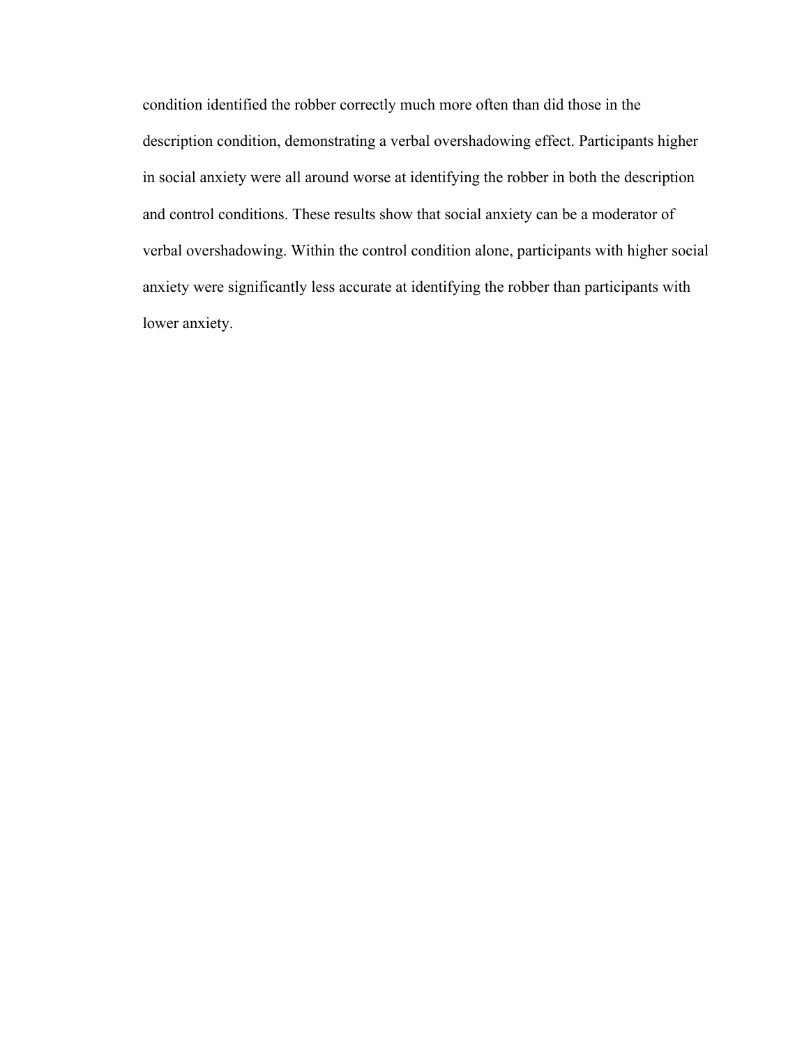condition identified the robber correctly much more often than did those in the description condition, demonstrating a verbal overshadowing effect. Participants higher in social anxiety were all around worse at identifying the robber in both the description and control conditions. These results show that social anxiety can be a moderator of verbal overshadowing. Within the control condition alone, participants with higher social anxiety were significantly less accurate at identifying the robber than participants with lower anxiety.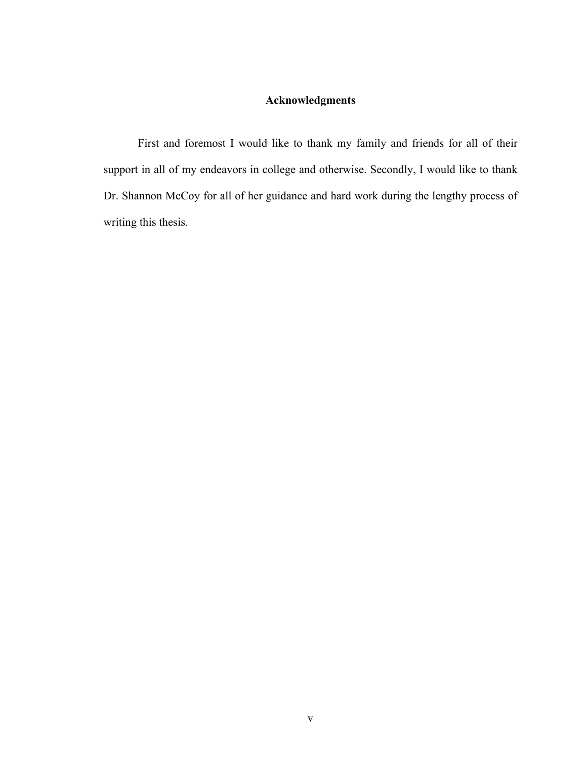## Acknowledgments

First and foremost I would like to thank my family and friends for all of their support in all of my endeavors in college and otherwise. Secondly, I would like to thank Dr. Shannon McCoy for all of her guidance and hard work during the lengthy process of writing this thesis.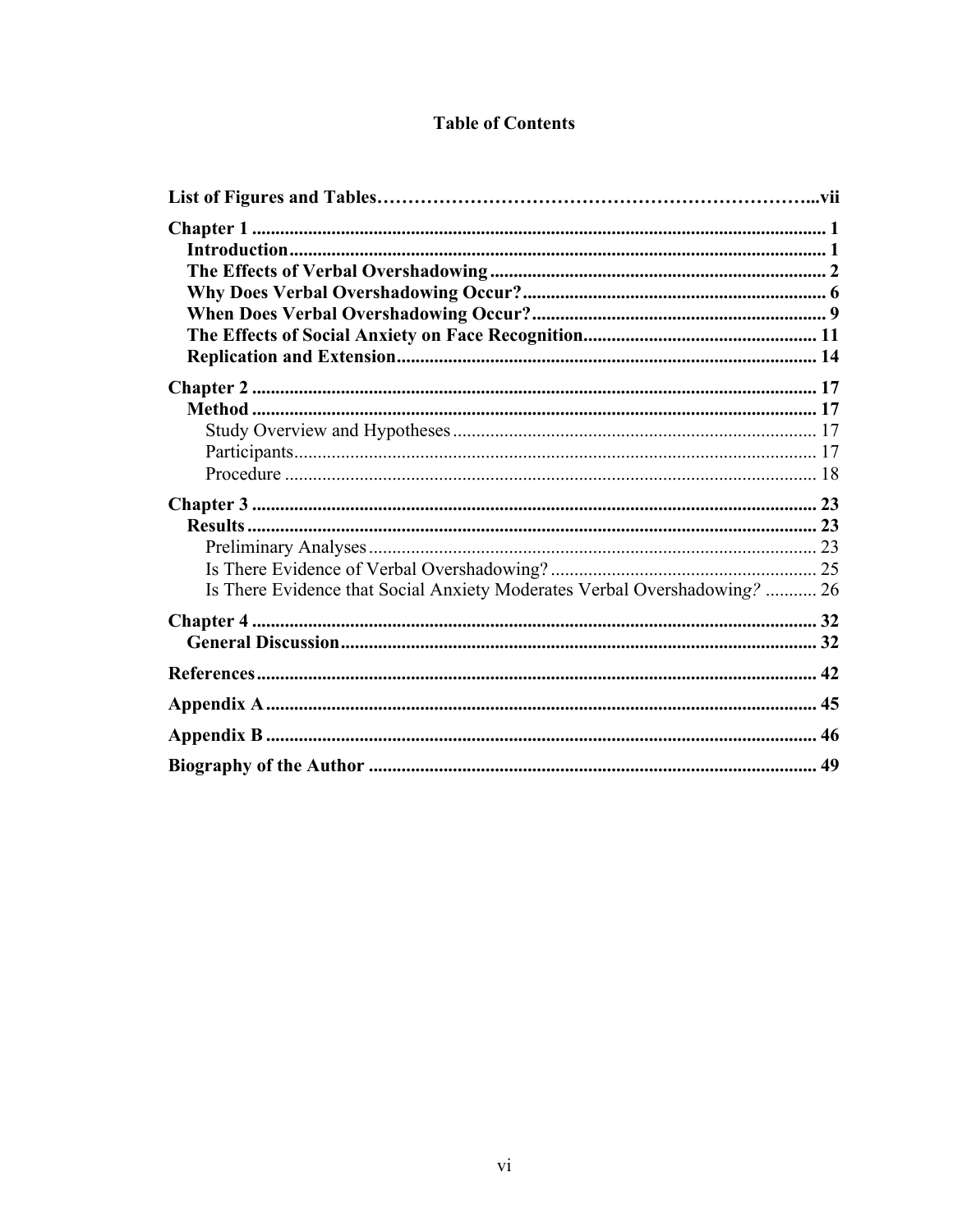# Table of Contents

**List of Figures and Tables** ..... **vii**

**Chapter 1** ..... **1**

- **Introduction** ..... **1**
- **The Effects of Verbal Overshadowing** ..... **2**
- **Why Does Verbal Overshadowing Occur?** ..... **6**
- **When Does Verbal Overshadowing Occur?** ..... **9**
- **The Effects of Social Anxiety on Face Recognition** ..... **11**
- **Replication and Extension** ..... **14**

**Chapter 2** ..... **17**

- **Method** ..... **17**
  - Study Overview and Hypotheses ..... 17
  - Participants ..... 17
  - Procedure ..... 18

**Chapter 3** ..... **23**

- **Results** ..... **23**
  - Preliminary Analyses ..... 23
  - Is There Evidence of Verbal Overshadowing? ..... 25
  - Is There Evidence that Social Anxiety Moderates Verbal Overshadowing*?* ..... 26

**Chapter 4** ..... **32**

- **General Discussion** ..... **32**

**References** ..... **42**

**Appendix A** ..... **45**

**Appendix B** ..... **46**

**Biography of the Author** ..... **49**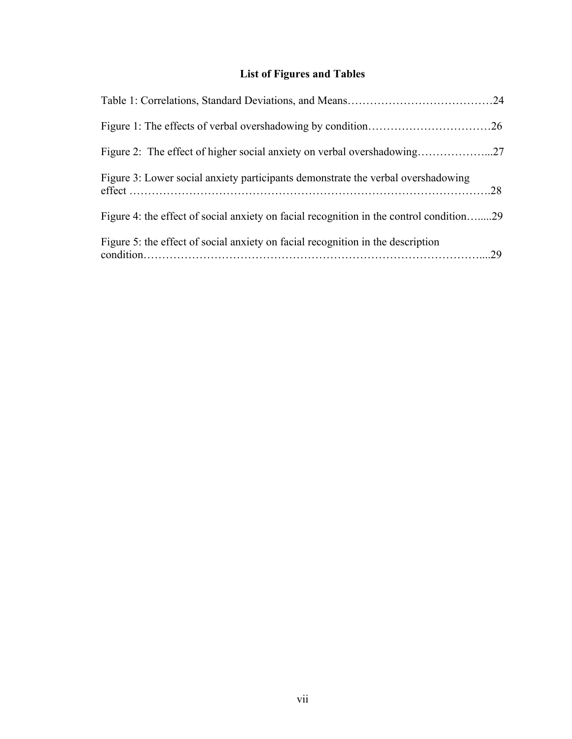## List of Figures and Tables

Table 1: Correlations, Standard Deviations, and Means…………………………………24

Figure 1: The effects of verbal overshadowing by condition……………………………26

Figure 2: The effect of higher social anxiety on verbal overshadowing………………...27

Figure 3: Lower social anxiety participants demonstrate the verbal overshadowing effect ……………………………………………………………………………….28

Figure 4: the effect of social anxiety on facial recognition in the control condition…....29

Figure 5: the effect of social anxiety on facial recognition in the description condition……………………………………………………………………………....29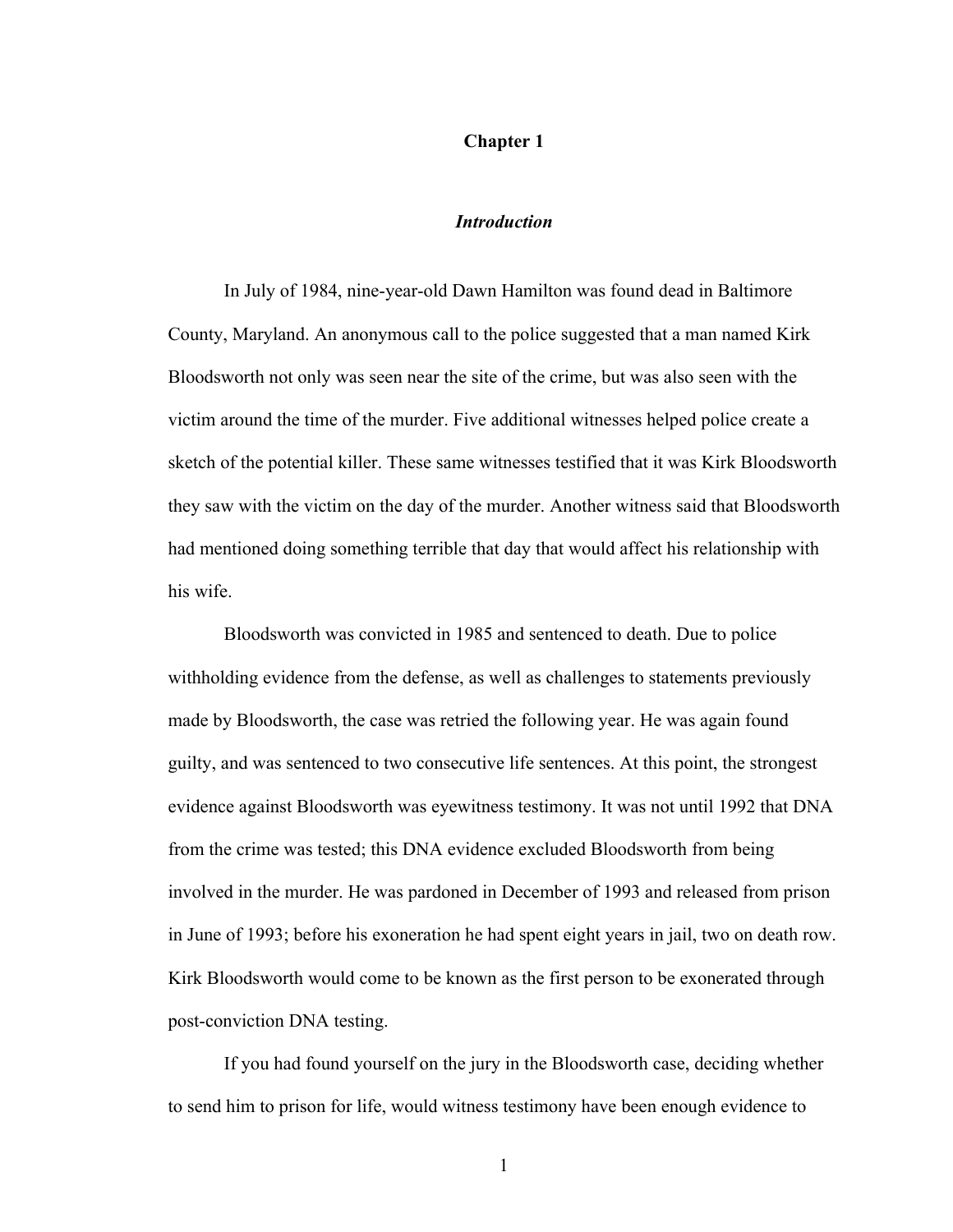# Chapter 1

## *Introduction*

In July of 1984, nine-year-old Dawn Hamilton was found dead in Baltimore County, Maryland. An anonymous call to the police suggested that a man named Kirk Bloodsworth not only was seen near the site of the crime, but was also seen with the victim around the time of the murder. Five additional witnesses helped police create a sketch of the potential killer. These same witnesses testified that it was Kirk Bloodsworth they saw with the victim on the day of the murder. Another witness said that Bloodsworth had mentioned doing something terrible that day that would affect his relationship with his wife.

Bloodsworth was convicted in 1985 and sentenced to death. Due to police withholding evidence from the defense, as well as challenges to statements previously made by Bloodsworth, the case was retried the following year. He was again found guilty, and was sentenced to two consecutive life sentences. At this point, the strongest evidence against Bloodsworth was eyewitness testimony. It was not until 1992 that DNA from the crime was tested; this DNA evidence excluded Bloodsworth from being involved in the murder. He was pardoned in December of 1993 and released from prison in June of 1993; before his exoneration he had spent eight years in jail, two on death row. Kirk Bloodsworth would come to be known as the first person to be exonerated through post-conviction DNA testing.

If you had found yourself on the jury in the Bloodsworth case, deciding whether to send him to prison for life, would witness testimony have been enough evidence to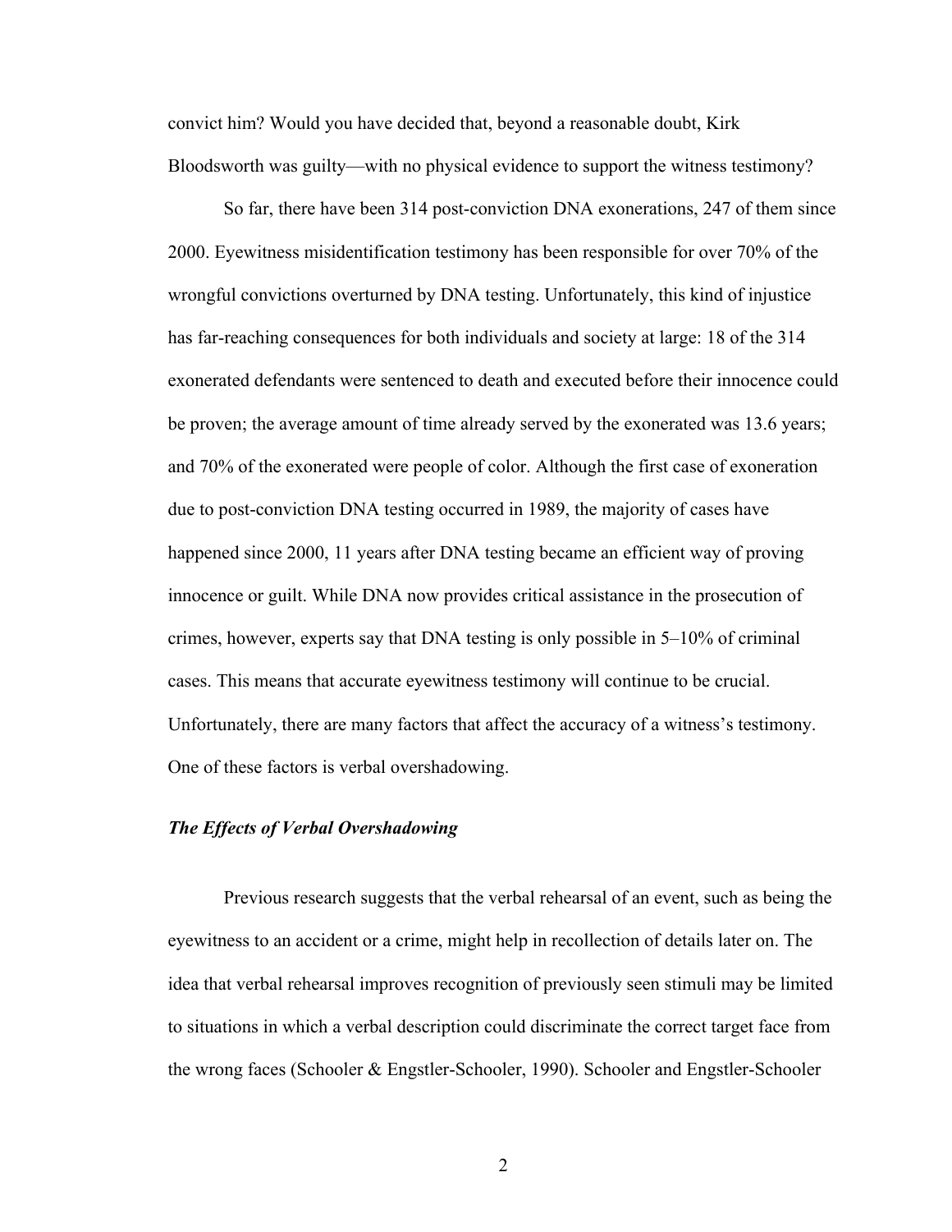convict him? Would you have decided that, beyond a reasonable doubt, Kirk Bloodsworth was guilty—with no physical evidence to support the witness testimony?

So far, there have been 314 post-conviction DNA exonerations, 247 of them since 2000. Eyewitness misidentification testimony has been responsible for over 70% of the wrongful convictions overturned by DNA testing. Unfortunately, this kind of injustice has far-reaching consequences for both individuals and society at large: 18 of the 314 exonerated defendants were sentenced to death and executed before their innocence could be proven; the average amount of time already served by the exonerated was 13.6 years; and 70% of the exonerated were people of color. Although the first case of exoneration due to post-conviction DNA testing occurred in 1989, the majority of cases have happened since 2000, 11 years after DNA testing became an efficient way of proving innocence or guilt. While DNA now provides critical assistance in the prosecution of crimes, however, experts say that DNA testing is only possible in 5–10% of criminal cases. This means that accurate eyewitness testimony will continue to be crucial. Unfortunately, there are many factors that affect the accuracy of a witness's testimony. One of these factors is verbal overshadowing.

### *The Effects of Verbal Overshadowing*

Previous research suggests that the verbal rehearsal of an event, such as being the eyewitness to an accident or a crime, might help in recollection of details later on. The idea that verbal rehearsal improves recognition of previously seen stimuli may be limited to situations in which a verbal description could discriminate the correct target face from the wrong faces (Schooler & Engstler-Schooler, 1990). Schooler and Engstler-Schooler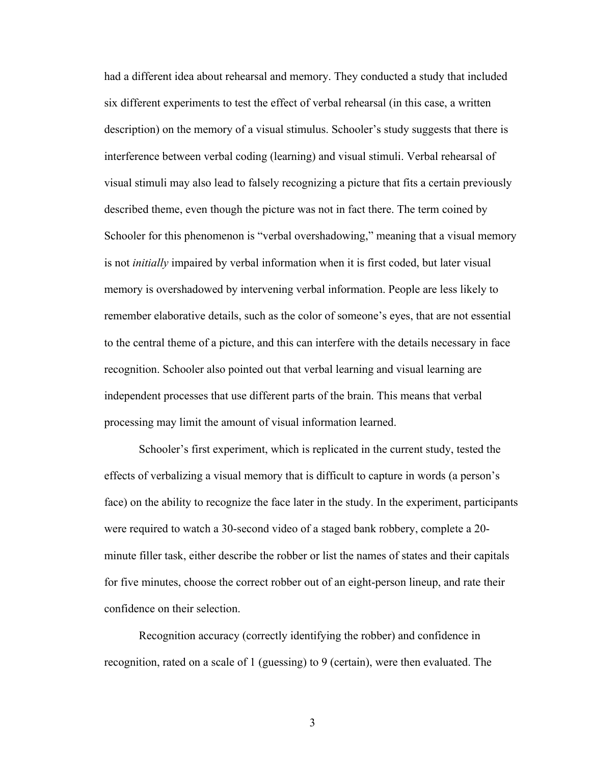had a different idea about rehearsal and memory. They conducted a study that included six different experiments to test the effect of verbal rehearsal (in this case, a written description) on the memory of a visual stimulus. Schooler's study suggests that there is interference between verbal coding (learning) and visual stimuli. Verbal rehearsal of visual stimuli may also lead to falsely recognizing a picture that fits a certain previously described theme, even though the picture was not in fact there. The term coined by Schooler for this phenomenon is "verbal overshadowing," meaning that a visual memory is not *initially* impaired by verbal information when it is first coded, but later visual memory is overshadowed by intervening verbal information. People are less likely to remember elaborative details, such as the color of someone's eyes, that are not essential to the central theme of a picture, and this can interfere with the details necessary in face recognition. Schooler also pointed out that verbal learning and visual learning are independent processes that use different parts of the brain. This means that verbal processing may limit the amount of visual information learned.

Schooler's first experiment, which is replicated in the current study, tested the effects of verbalizing a visual memory that is difficult to capture in words (a person's face) on the ability to recognize the face later in the study. In the experiment, participants were required to watch a 30-second video of a staged bank robbery, complete a 20-minute filler task, either describe the robber or list the names of states and their capitals for five minutes, choose the correct robber out of an eight-person lineup, and rate their confidence on their selection.

Recognition accuracy (correctly identifying the robber) and confidence in recognition, rated on a scale of 1 (guessing) to 9 (certain), were then evaluated. The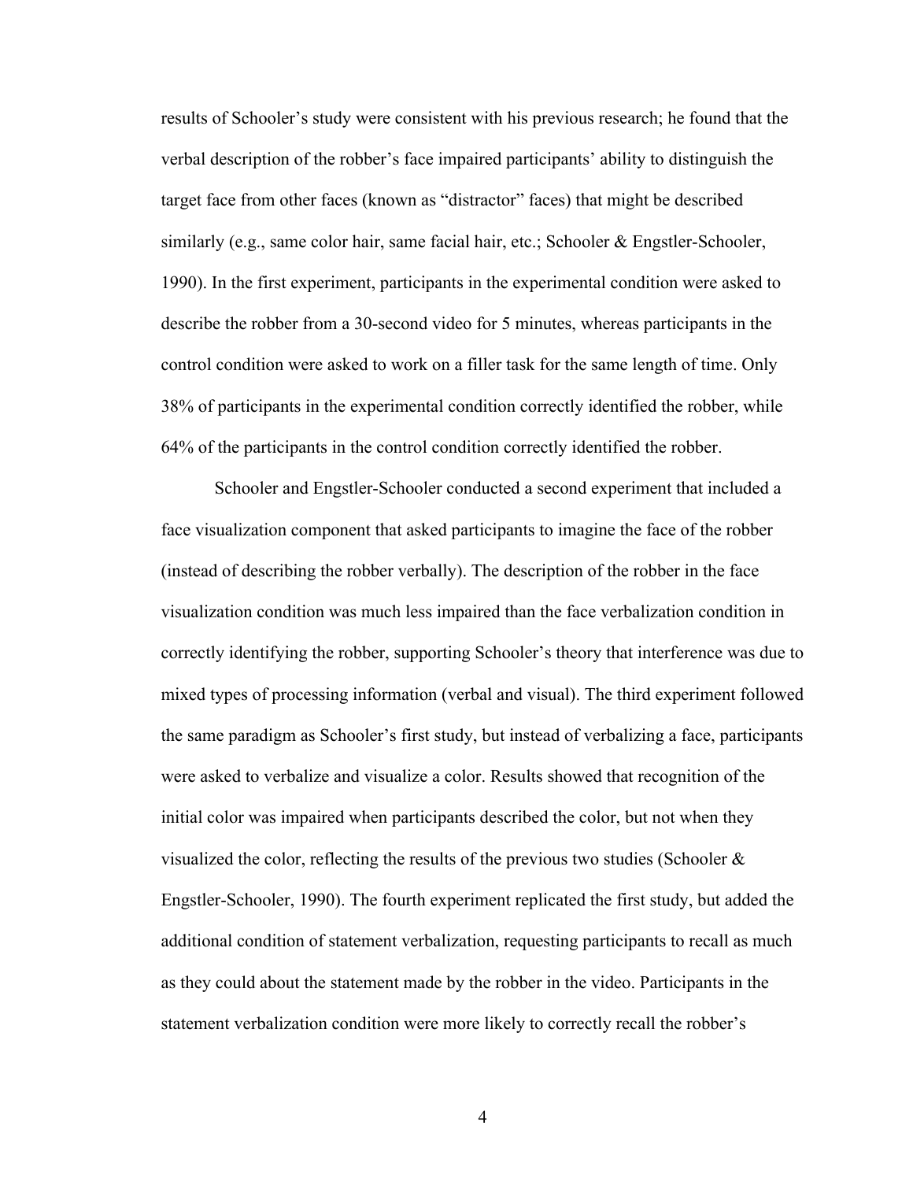results of Schooler's study were consistent with his previous research; he found that the verbal description of the robber's face impaired participants' ability to distinguish the target face from other faces (known as "distractor" faces) that might be described similarly (e.g., same color hair, same facial hair, etc.; Schooler & Engstler-Schooler, 1990). In the first experiment, participants in the experimental condition were asked to describe the robber from a 30-second video for 5 minutes, whereas participants in the control condition were asked to work on a filler task for the same length of time. Only 38% of participants in the experimental condition correctly identified the robber, while 64% of the participants in the control condition correctly identified the robber.

Schooler and Engstler-Schooler conducted a second experiment that included a face visualization component that asked participants to imagine the face of the robber (instead of describing the robber verbally). The description of the robber in the face visualization condition was much less impaired than the face verbalization condition in correctly identifying the robber, supporting Schooler's theory that interference was due to mixed types of processing information (verbal and visual). The third experiment followed the same paradigm as Schooler's first study, but instead of verbalizing a face, participants were asked to verbalize and visualize a color. Results showed that recognition of the initial color was impaired when participants described the color, but not when they visualized the color, reflecting the results of the previous two studies (Schooler & Engstler-Schooler, 1990). The fourth experiment replicated the first study, but added the additional condition of statement verbalization, requesting participants to recall as much as they could about the statement made by the robber in the video. Participants in the statement verbalization condition were more likely to correctly recall the robber's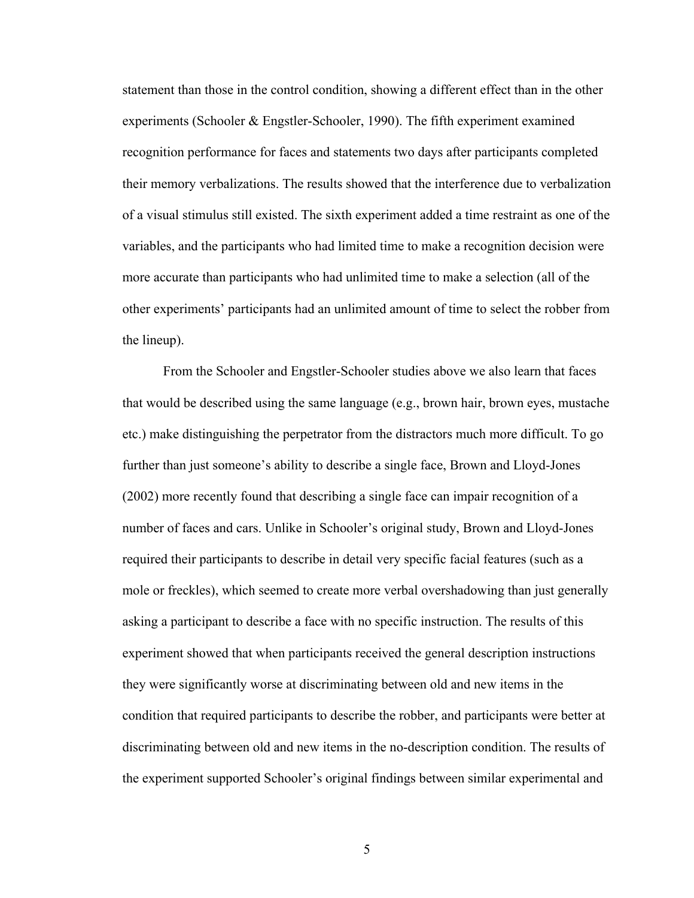statement than those in the control condition, showing a different effect than in the other experiments (Schooler & Engstler-Schooler, 1990). The fifth experiment examined recognition performance for faces and statements two days after participants completed their memory verbalizations. The results showed that the interference due to verbalization of a visual stimulus still existed. The sixth experiment added a time restraint as one of the variables, and the participants who had limited time to make a recognition decision were more accurate than participants who had unlimited time to make a selection (all of the other experiments' participants had an unlimited amount of time to select the robber from the lineup).

From the Schooler and Engstler-Schooler studies above we also learn that faces that would be described using the same language (e.g., brown hair, brown eyes, mustache etc.) make distinguishing the perpetrator from the distractors much more difficult. To go further than just someone's ability to describe a single face, Brown and Lloyd-Jones (2002) more recently found that describing a single face can impair recognition of a number of faces and cars. Unlike in Schooler's original study, Brown and Lloyd-Jones required their participants to describe in detail very specific facial features (such as a mole or freckles), which seemed to create more verbal overshadowing than just generally asking a participant to describe a face with no specific instruction. The results of this experiment showed that when participants received the general description instructions they were significantly worse at discriminating between old and new items in the condition that required participants to describe the robber, and participants were better at discriminating between old and new items in the no-description condition. The results of the experiment supported Schooler's original findings between similar experimental and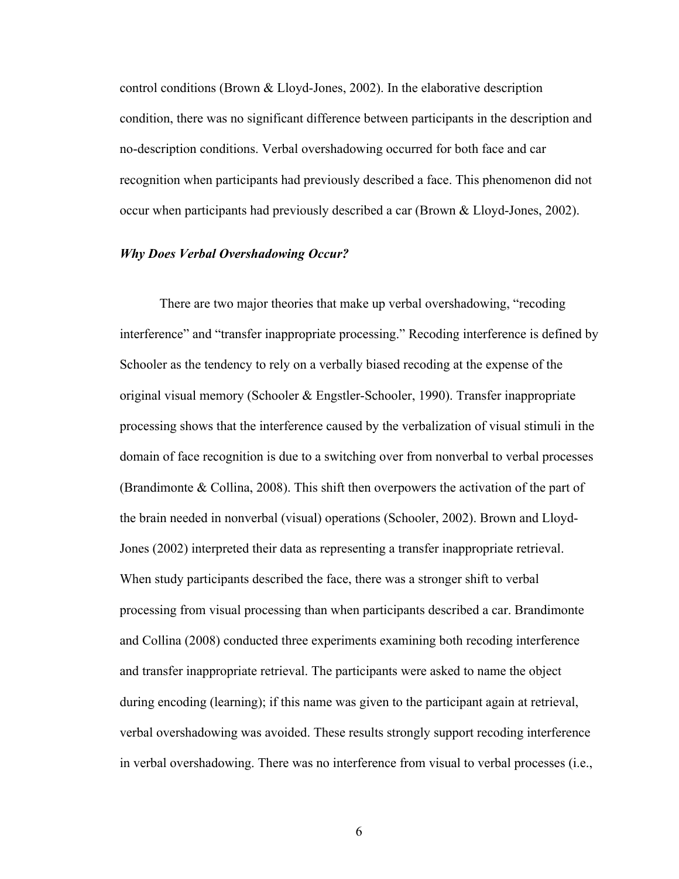control conditions (Brown & Lloyd-Jones, 2002). In the elaborative description condition, there was no significant difference between participants in the description and no-description conditions. Verbal overshadowing occurred for both face and car recognition when participants had previously described a face. This phenomenon did not occur when participants had previously described a car (Brown & Lloyd-Jones, 2002).

### ***Why Does Verbal Overshadowing Occur?***

There are two major theories that make up verbal overshadowing, "recoding interference" and "transfer inappropriate processing." Recoding interference is defined by Schooler as the tendency to rely on a verbally biased recoding at the expense of the original visual memory (Schooler & Engstler-Schooler, 1990). Transfer inappropriate processing shows that the interference caused by the verbalization of visual stimuli in the domain of face recognition is due to a switching over from nonverbal to verbal processes (Brandimonte & Collina, 2008). This shift then overpowers the activation of the part of the brain needed in nonverbal (visual) operations (Schooler, 2002). Brown and Lloyd-Jones (2002) interpreted their data as representing a transfer inappropriate retrieval. When study participants described the face, there was a stronger shift to verbal processing from visual processing than when participants described a car. Brandimonte and Collina (2008) conducted three experiments examining both recoding interference and transfer inappropriate retrieval. The participants were asked to name the object during encoding (learning); if this name was given to the participant again at retrieval, verbal overshadowing was avoided. These results strongly support recoding interference in verbal overshadowing. There was no interference from visual to verbal processes (i.e.,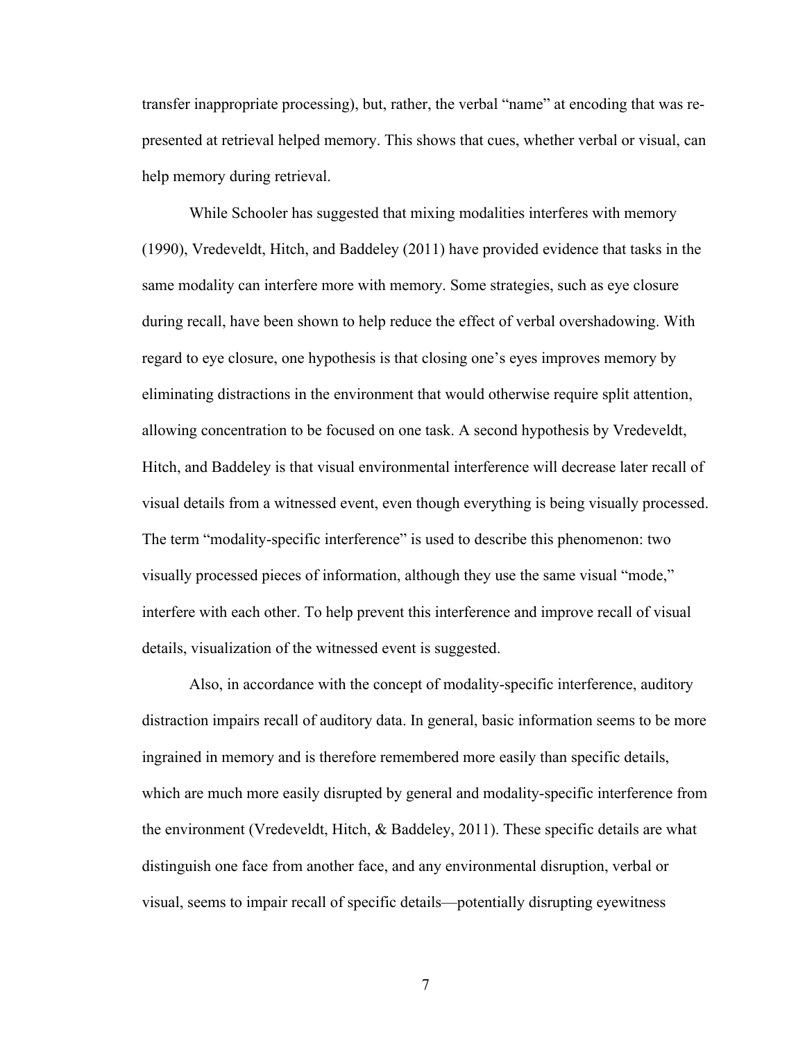transfer inappropriate processing), but, rather, the verbal "name" at encoding that was re-presented at retrieval helped memory. This shows that cues, whether verbal or visual, can help memory during retrieval.

While Schooler has suggested that mixing modalities interferes with memory (1990), Vredeveldt, Hitch, and Baddeley (2011) have provided evidence that tasks in the same modality can interfere more with memory. Some strategies, such as eye closure during recall, have been shown to help reduce the effect of verbal overshadowing. With regard to eye closure, one hypothesis is that closing one's eyes improves memory by eliminating distractions in the environment that would otherwise require split attention, allowing concentration to be focused on one task. A second hypothesis by Vredeveldt, Hitch, and Baddeley is that visual environmental interference will decrease later recall of visual details from a witnessed event, even though everything is being visually processed. The term "modality-specific interference" is used to describe this phenomenon: two visually processed pieces of information, although they use the same visual "mode," interfere with each other. To help prevent this interference and improve recall of visual details, visualization of the witnessed event is suggested.

Also, in accordance with the concept of modality-specific interference, auditory distraction impairs recall of auditory data. In general, basic information seems to be more ingrained in memory and is therefore remembered more easily than specific details, which are much more easily disrupted by general and modality-specific interference from the environment (Vredeveldt, Hitch, & Baddeley, 2011). These specific details are what distinguish one face from another face, and any environmental disruption, verbal or visual, seems to impair recall of specific details—potentially disrupting eyewitness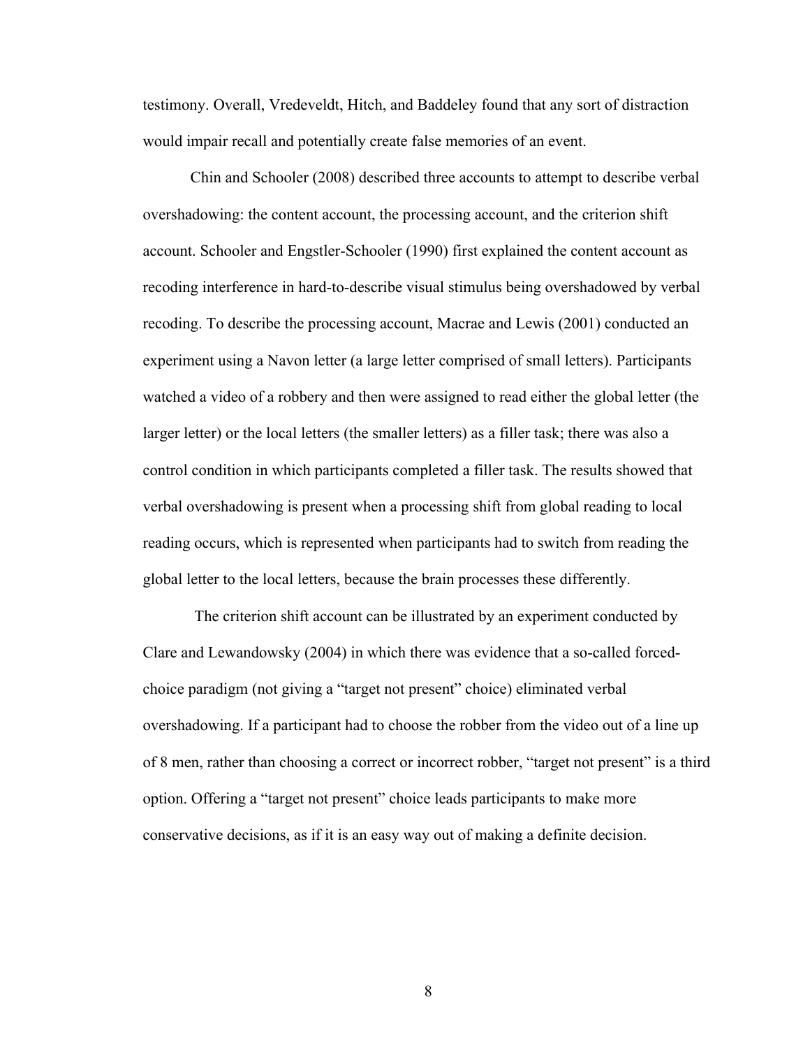testimony. Overall, Vredeveldt, Hitch, and Baddeley found that any sort of distraction would impair recall and potentially create false memories of an event.

Chin and Schooler (2008) described three accounts to attempt to describe verbal overshadowing: the content account, the processing account, and the criterion shift account. Schooler and Engstler-Schooler (1990) first explained the content account as recoding interference in hard-to-describe visual stimulus being overshadowed by verbal recoding. To describe the processing account, Macrae and Lewis (2001) conducted an experiment using a Navon letter (a large letter comprised of small letters). Participants watched a video of a robbery and then were assigned to read either the global letter (the larger letter) or the local letters (the smaller letters) as a filler task; there was also a control condition in which participants completed a filler task. The results showed that verbal overshadowing is present when a processing shift from global reading to local reading occurs, which is represented when participants had to switch from reading the global letter to the local letters, because the brain processes these differently.

The criterion shift account can be illustrated by an experiment conducted by Clare and Lewandowsky (2004) in which there was evidence that a so-called forced-choice paradigm (not giving a "target not present" choice) eliminated verbal overshadowing. If a participant had to choose the robber from the video out of a line up of 8 men, rather than choosing a correct or incorrect robber, "target not present" is a third option. Offering a "target not present" choice leads participants to make more conservative decisions, as if it is an easy way out of making a definite decision.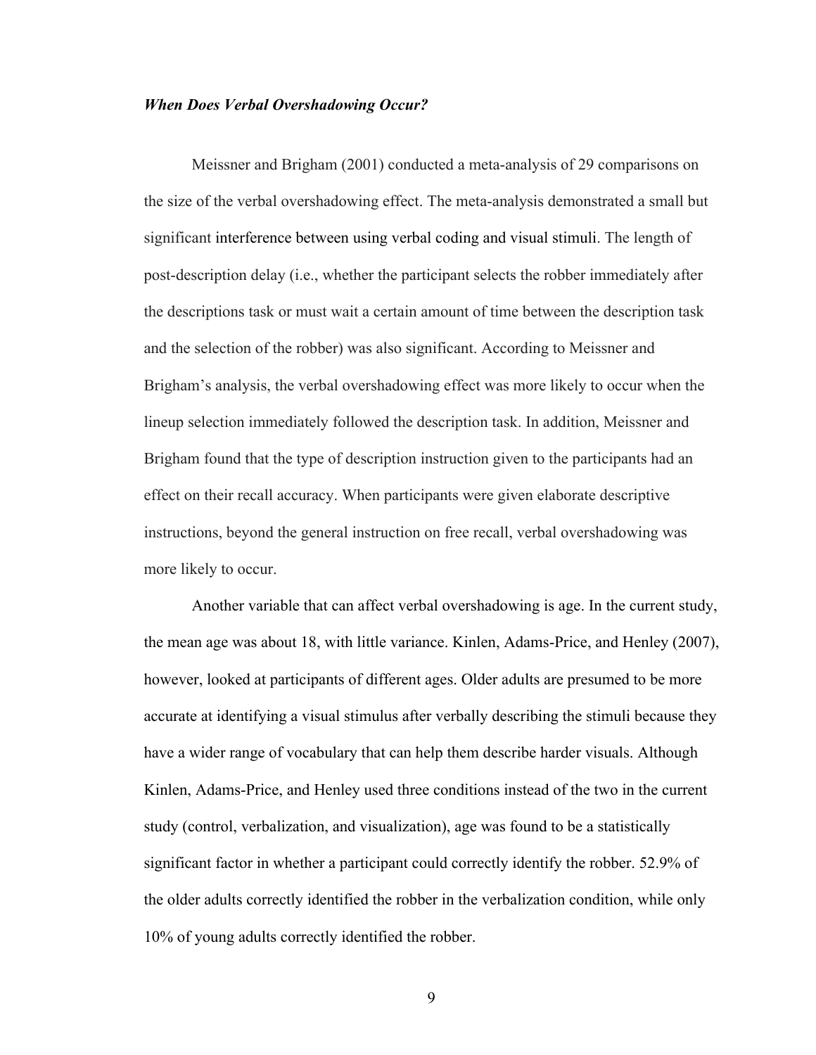***When Does Verbal Overshadowing Occur?***

Meissner and Brigham (2001) conducted a meta-analysis of 29 comparisons on the size of the verbal overshadowing effect. The meta-analysis demonstrated a small but significant interference between using verbal coding and visual stimuli. The length of post-description delay (i.e., whether the participant selects the robber immediately after the descriptions task or must wait a certain amount of time between the description task and the selection of the robber) was also significant. According to Meissner and Brigham's analysis, the verbal overshadowing effect was more likely to occur when the lineup selection immediately followed the description task. In addition, Meissner and Brigham found that the type of description instruction given to the participants had an effect on their recall accuracy. When participants were given elaborate descriptive instructions, beyond the general instruction on free recall, verbal overshadowing was more likely to occur.

Another variable that can affect verbal overshadowing is age. In the current study, the mean age was about 18, with little variance. Kinlen, Adams-Price, and Henley (2007), however, looked at participants of different ages. Older adults are presumed to be more accurate at identifying a visual stimulus after verbally describing the stimuli because they have a wider range of vocabulary that can help them describe harder visuals. Although Kinlen, Adams-Price, and Henley used three conditions instead of the two in the current study (control, verbalization, and visualization), age was found to be a statistically significant factor in whether a participant could correctly identify the robber. 52.9% of the older adults correctly identified the robber in the verbalization condition, while only 10% of young adults correctly identified the robber.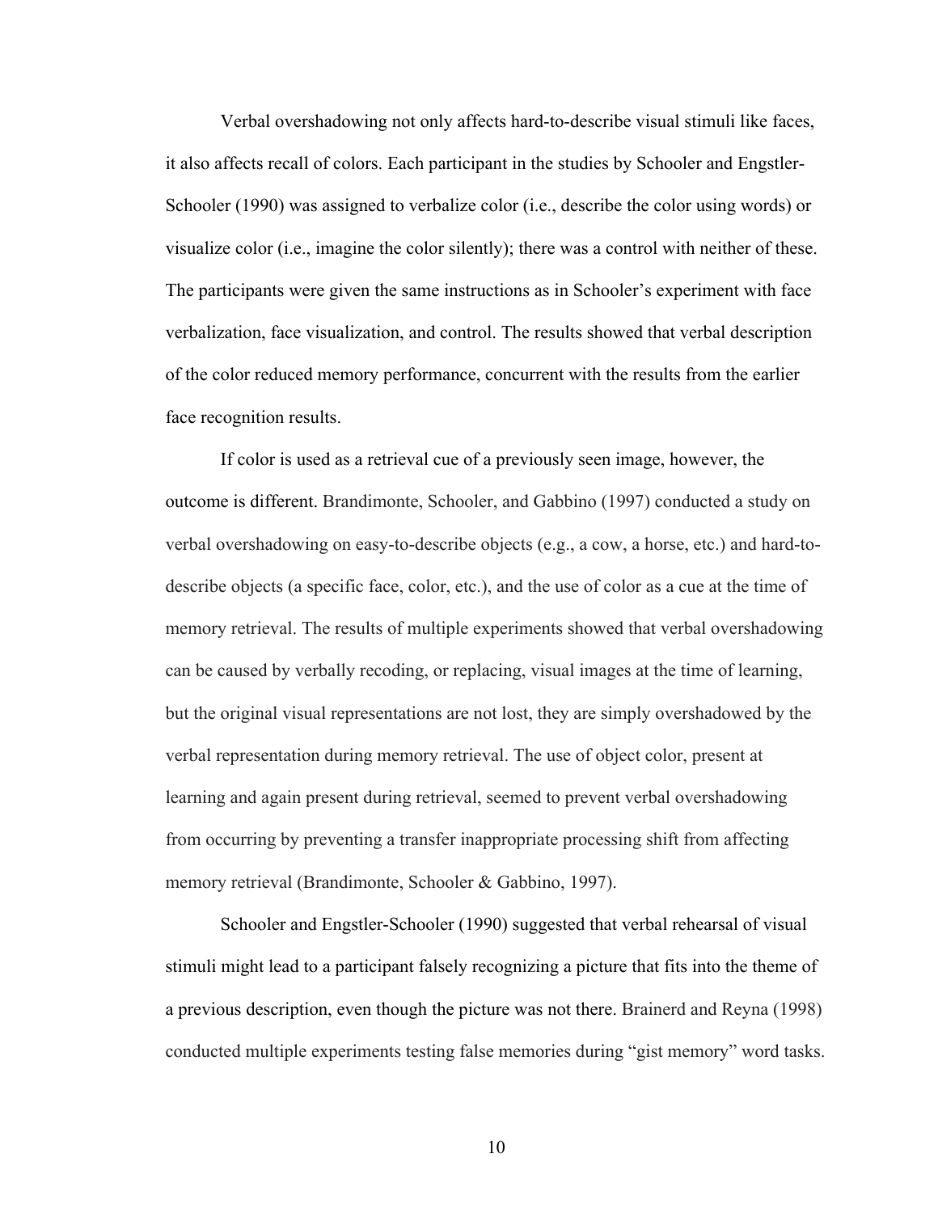Verbal overshadowing not only affects hard-to-describe visual stimuli like faces, it also affects recall of colors. Each participant in the studies by Schooler and Engstler-Schooler (1990) was assigned to verbalize color (i.e., describe the color using words) or visualize color (i.e., imagine the color silently); there was a control with neither of these. The participants were given the same instructions as in Schooler's experiment with face verbalization, face visualization, and control. The results showed that verbal description of the color reduced memory performance, concurrent with the results from the earlier face recognition results.

If color is used as a retrieval cue of a previously seen image, however, the outcome is different. Brandimonte, Schooler, and Gabbino (1997) conducted a study on verbal overshadowing on easy-to-describe objects (e.g., a cow, a horse, etc.) and hard-to-describe objects (a specific face, color, etc.), and the use of color as a cue at the time of memory retrieval. The results of multiple experiments showed that verbal overshadowing can be caused by verbally recoding, or replacing, visual images at the time of learning, but the original visual representations are not lost, they are simply overshadowed by the verbal representation during memory retrieval. The use of object color, present at learning and again present during retrieval, seemed to prevent verbal overshadowing from occurring by preventing a transfer inappropriate processing shift from affecting memory retrieval (Brandimonte, Schooler & Gabbino, 1997).

Schooler and Engstler-Schooler (1990) suggested that verbal rehearsal of visual stimuli might lead to a participant falsely recognizing a picture that fits into the theme of a previous description, even though the picture was not there. Brainerd and Reyna (1998) conducted multiple experiments testing false memories during "gist memory" word tasks.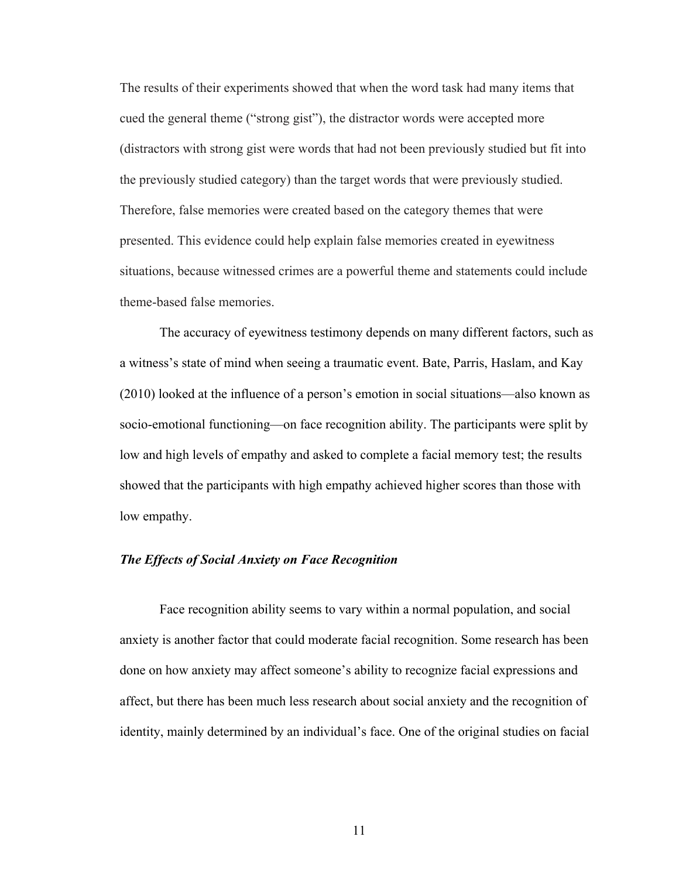The results of their experiments showed that when the word task had many items that cued the general theme ("strong gist"), the distractor words were accepted more (distractors with strong gist were words that had not been previously studied but fit into the previously studied category) than the target words that were previously studied. Therefore, false memories were created based on the category themes that were presented. This evidence could help explain false memories created in eyewitness situations, because witnessed crimes are a powerful theme and statements could include theme-based false memories.

The accuracy of eyewitness testimony depends on many different factors, such as a witness's state of mind when seeing a traumatic event. Bate, Parris, Haslam, and Kay (2010) looked at the influence of a person's emotion in social situations—also known as socio-emotional functioning—on face recognition ability. The participants were split by low and high levels of empathy and asked to complete a facial memory test; the results showed that the participants with high empathy achieved higher scores than those with low empathy.

### ***The Effects of Social Anxiety on Face Recognition***

Face recognition ability seems to vary within a normal population, and social anxiety is another factor that could moderate facial recognition. Some research has been done on how anxiety may affect someone's ability to recognize facial expressions and affect, but there has been much less research about social anxiety and the recognition of identity, mainly determined by an individual's face. One of the original studies on facial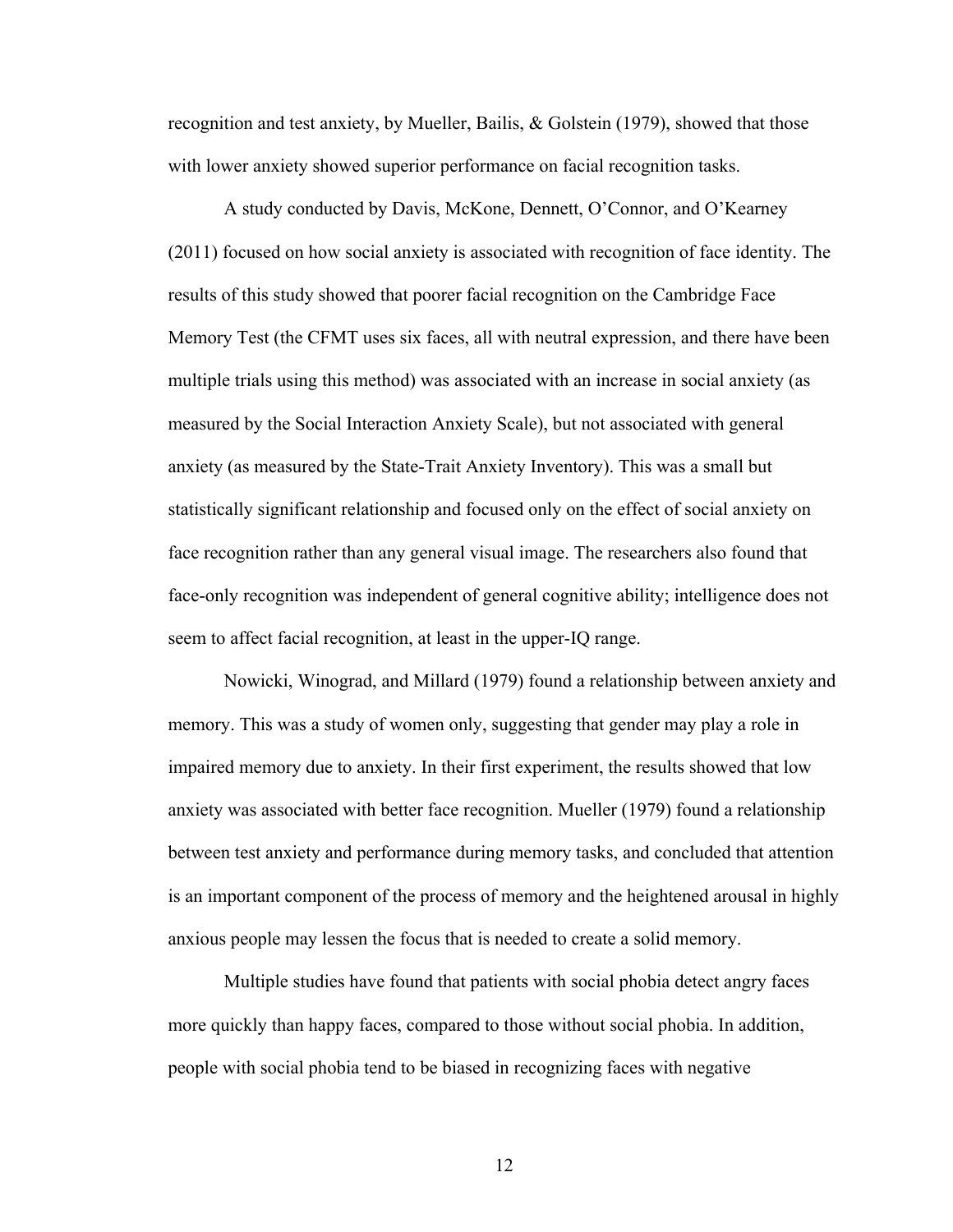recognition and test anxiety, by Mueller, Bailis, & Golstein (1979), showed that those with lower anxiety showed superior performance on facial recognition tasks.

A study conducted by Davis, McKone, Dennett, O'Connor, and O'Kearney (2011) focused on how social anxiety is associated with recognition of face identity. The results of this study showed that poorer facial recognition on the Cambridge Face Memory Test (the CFMT uses six faces, all with neutral expression, and there have been multiple trials using this method) was associated with an increase in social anxiety (as measured by the Social Interaction Anxiety Scale), but not associated with general anxiety (as measured by the State-Trait Anxiety Inventory). This was a small but statistically significant relationship and focused only on the effect of social anxiety on face recognition rather than any general visual image. The researchers also found that face-only recognition was independent of general cognitive ability; intelligence does not seem to affect facial recognition, at least in the upper-IQ range.

Nowicki, Winograd, and Millard (1979) found a relationship between anxiety and memory. This was a study of women only, suggesting that gender may play a role in impaired memory due to anxiety. In their first experiment, the results showed that low anxiety was associated with better face recognition. Mueller (1979) found a relationship between test anxiety and performance during memory tasks, and concluded that attention is an important component of the process of memory and the heightened arousal in highly anxious people may lessen the focus that is needed to create a solid memory.

Multiple studies have found that patients with social phobia detect angry faces more quickly than happy faces, compared to those without social phobia. In addition, people with social phobia tend to be biased in recognizing faces with negative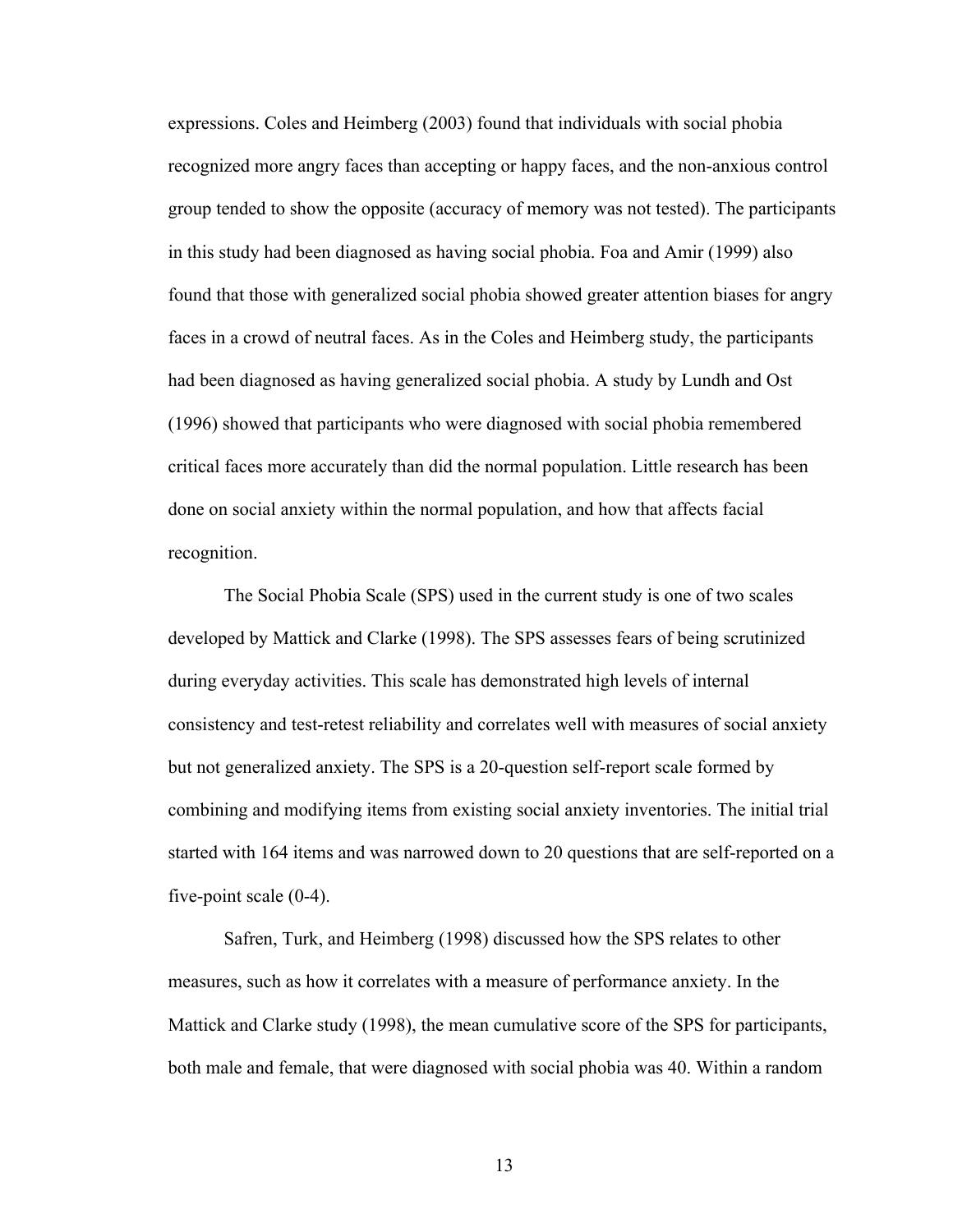expressions. Coles and Heimberg (2003) found that individuals with social phobia recognized more angry faces than accepting or happy faces, and the non-anxious control group tended to show the opposite (accuracy of memory was not tested). The participants in this study had been diagnosed as having social phobia. Foa and Amir (1999) also found that those with generalized social phobia showed greater attention biases for angry faces in a crowd of neutral faces. As in the Coles and Heimberg study, the participants had been diagnosed as having generalized social phobia. A study by Lundh and Ost (1996) showed that participants who were diagnosed with social phobia remembered critical faces more accurately than did the normal population. Little research has been done on social anxiety within the normal population, and how that affects facial recognition.

The Social Phobia Scale (SPS) used in the current study is one of two scales developed by Mattick and Clarke (1998). The SPS assesses fears of being scrutinized during everyday activities. This scale has demonstrated high levels of internal consistency and test-retest reliability and correlates well with measures of social anxiety but not generalized anxiety. The SPS is a 20-question self-report scale formed by combining and modifying items from existing social anxiety inventories. The initial trial started with 164 items and was narrowed down to 20 questions that are self-reported on a five-point scale (0-4).

Safren, Turk, and Heimberg (1998) discussed how the SPS relates to other measures, such as how it correlates with a measure of performance anxiety. In the Mattick and Clarke study (1998), the mean cumulative score of the SPS for participants, both male and female, that were diagnosed with social phobia was 40. Within a random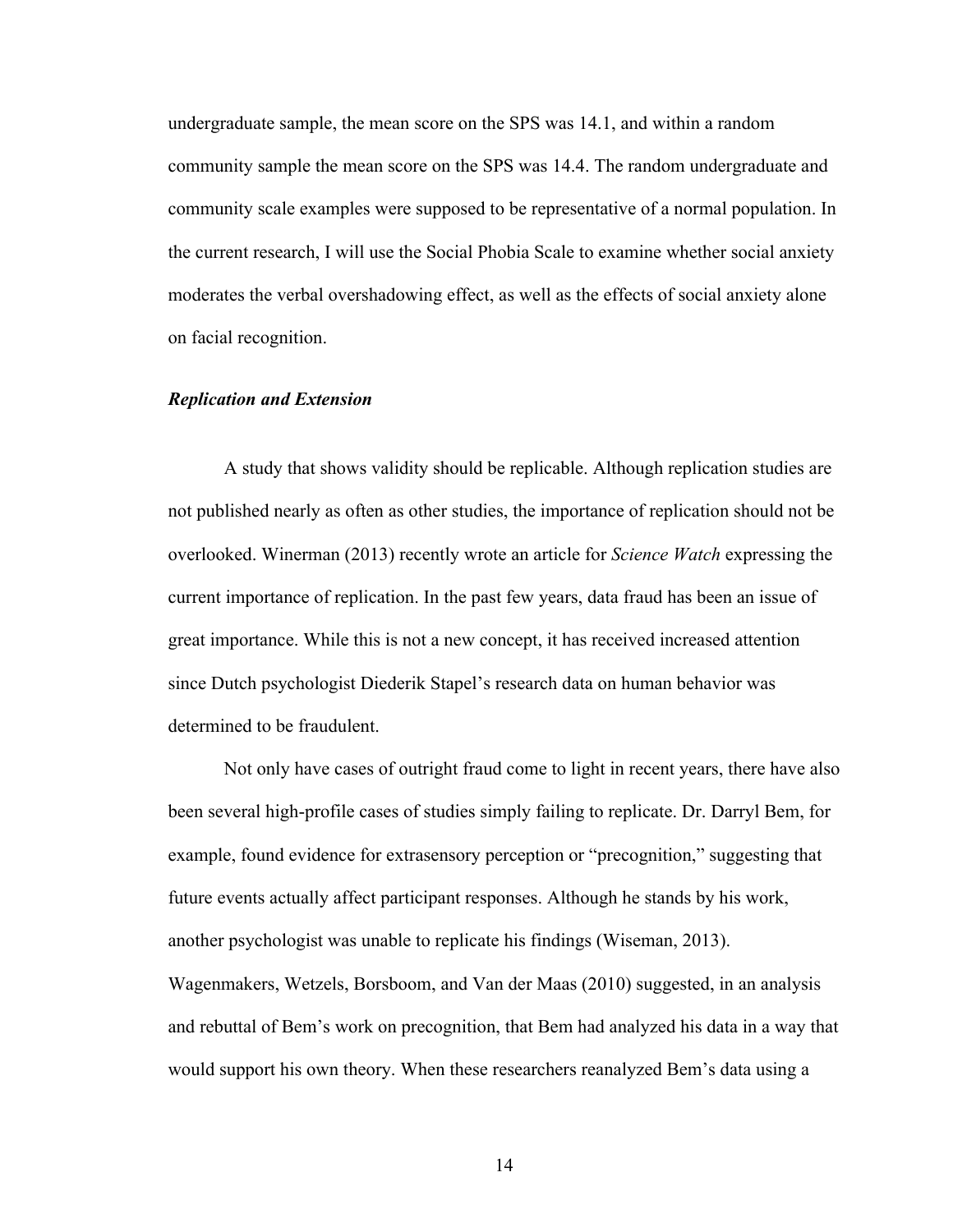undergraduate sample, the mean score on the SPS was 14.1, and within a random community sample the mean score on the SPS was 14.4. The random undergraduate and community scale examples were supposed to be representative of a normal population. In the current research, I will use the Social Phobia Scale to examine whether social anxiety moderates the verbal overshadowing effect, as well as the effects of social anxiety alone on facial recognition.

### ***Replication and Extension***

A study that shows validity should be replicable. Although replication studies are not published nearly as often as other studies, the importance of replication should not be overlooked. Winerman (2013) recently wrote an article for *Science Watch* expressing the current importance of replication. In the past few years, data fraud has been an issue of great importance. While this is not a new concept, it has received increased attention since Dutch psychologist Diederik Stapel's research data on human behavior was determined to be fraudulent.

Not only have cases of outright fraud come to light in recent years, there have also been several high-profile cases of studies simply failing to replicate. Dr. Darryl Bem, for example, found evidence for extrasensory perception or "precognition," suggesting that future events actually affect participant responses. Although he stands by his work, another psychologist was unable to replicate his findings (Wiseman, 2013). Wagenmakers, Wetzels, Borsboom, and Van der Maas (2010) suggested, in an analysis and rebuttal of Bem's work on precognition, that Bem had analyzed his data in a way that would support his own theory. When these researchers reanalyzed Bem's data using a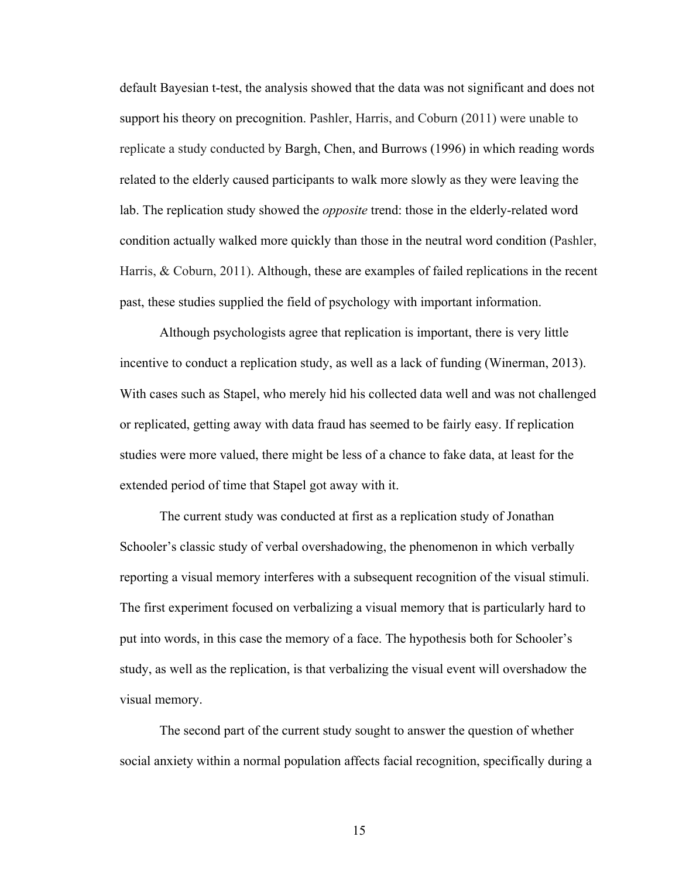default Bayesian t-test, the analysis showed that the data was not significant and does not support his theory on precognition. Pashler, Harris, and Coburn (2011) were unable to replicate a study conducted by Bargh, Chen, and Burrows (1996) in which reading words related to the elderly caused participants to walk more slowly as they were leaving the lab. The replication study showed the *opposite* trend: those in the elderly-related word condition actually walked more quickly than those in the neutral word condition (Pashler, Harris, & Coburn, 2011). Although, these are examples of failed replications in the recent past, these studies supplied the field of psychology with important information.

Although psychologists agree that replication is important, there is very little incentive to conduct a replication study, as well as a lack of funding (Winerman, 2013). With cases such as Stapel, who merely hid his collected data well and was not challenged or replicated, getting away with data fraud has seemed to be fairly easy. If replication studies were more valued, there might be less of a chance to fake data, at least for the extended period of time that Stapel got away with it.

The current study was conducted at first as a replication study of Jonathan Schooler's classic study of verbal overshadowing, the phenomenon in which verbally reporting a visual memory interferes with a subsequent recognition of the visual stimuli. The first experiment focused on verbalizing a visual memory that is particularly hard to put into words, in this case the memory of a face. The hypothesis both for Schooler's study, as well as the replication, is that verbalizing the visual event will overshadow the visual memory.

The second part of the current study sought to answer the question of whether social anxiety within a normal population affects facial recognition, specifically during a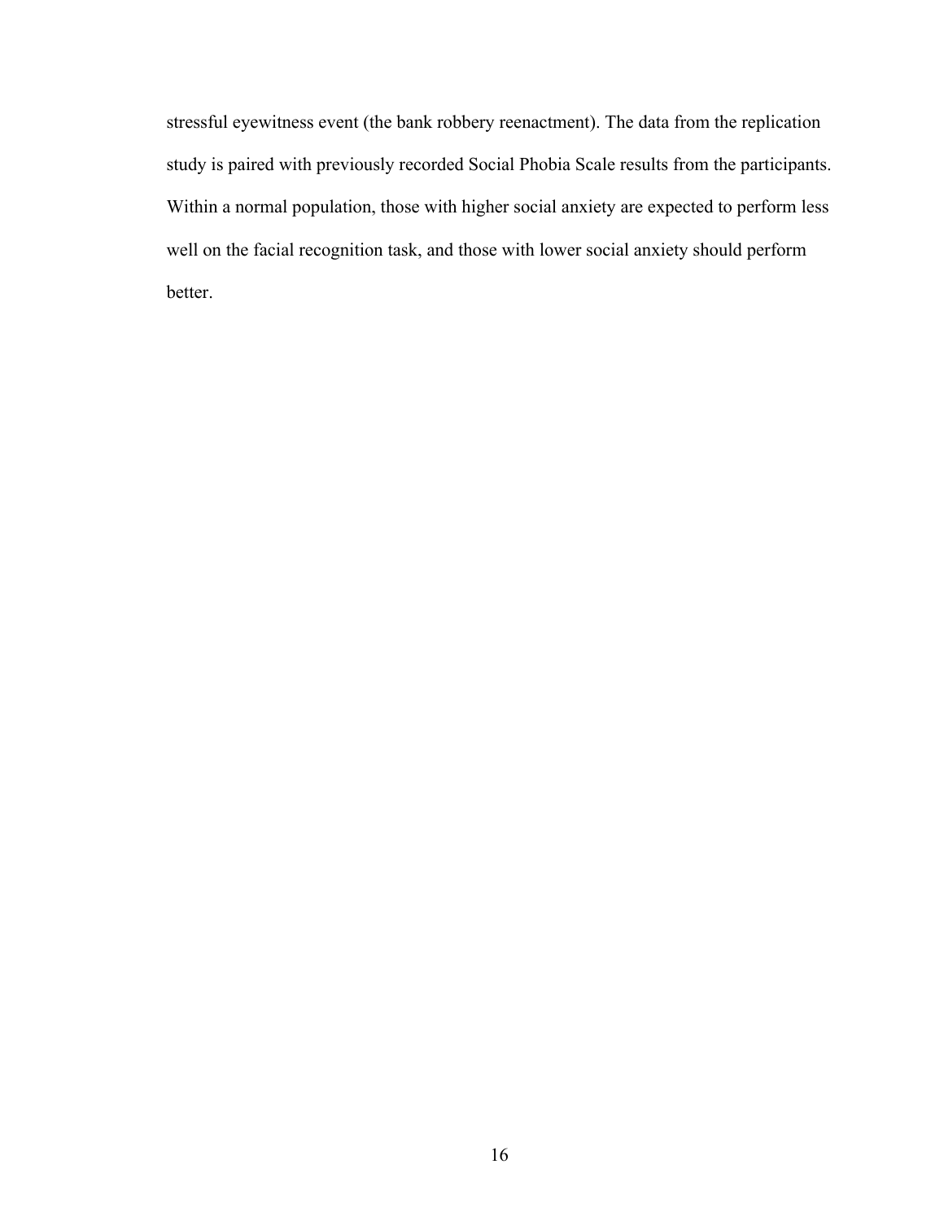stressful eyewitness event (the bank robbery reenactment). The data from the replication study is paired with previously recorded Social Phobia Scale results from the participants. Within a normal population, those with higher social anxiety are expected to perform less well on the facial recognition task, and those with lower social anxiety should perform better.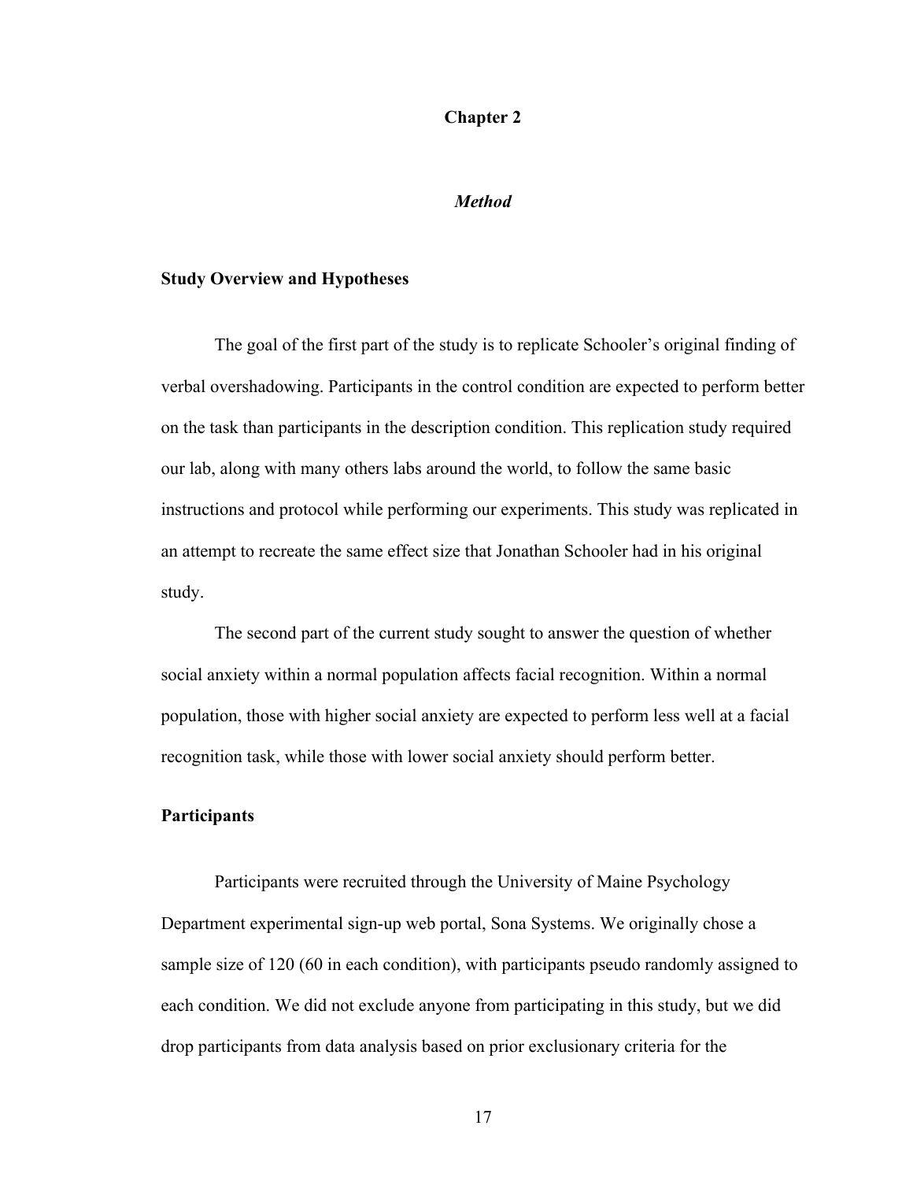# Chapter 2

## *Method*

### Study Overview and Hypotheses

The goal of the first part of the study is to replicate Schooler's original finding of verbal overshadowing. Participants in the control condition are expected to perform better on the task than participants in the description condition. This replication study required our lab, along with many others labs around the world, to follow the same basic instructions and protocol while performing our experiments. This study was replicated in an attempt to recreate the same effect size that Jonathan Schooler had in his original study.

The second part of the current study sought to answer the question of whether social anxiety within a normal population affects facial recognition. Within a normal population, those with higher social anxiety are expected to perform less well at a facial recognition task, while those with lower social anxiety should perform better.

### Participants

Participants were recruited through the University of Maine Psychology Department experimental sign-up web portal, Sona Systems. We originally chose a sample size of 120 (60 in each condition), with participants pseudo randomly assigned to each condition. We did not exclude anyone from participating in this study, but we did drop participants from data analysis based on prior exclusionary criteria for the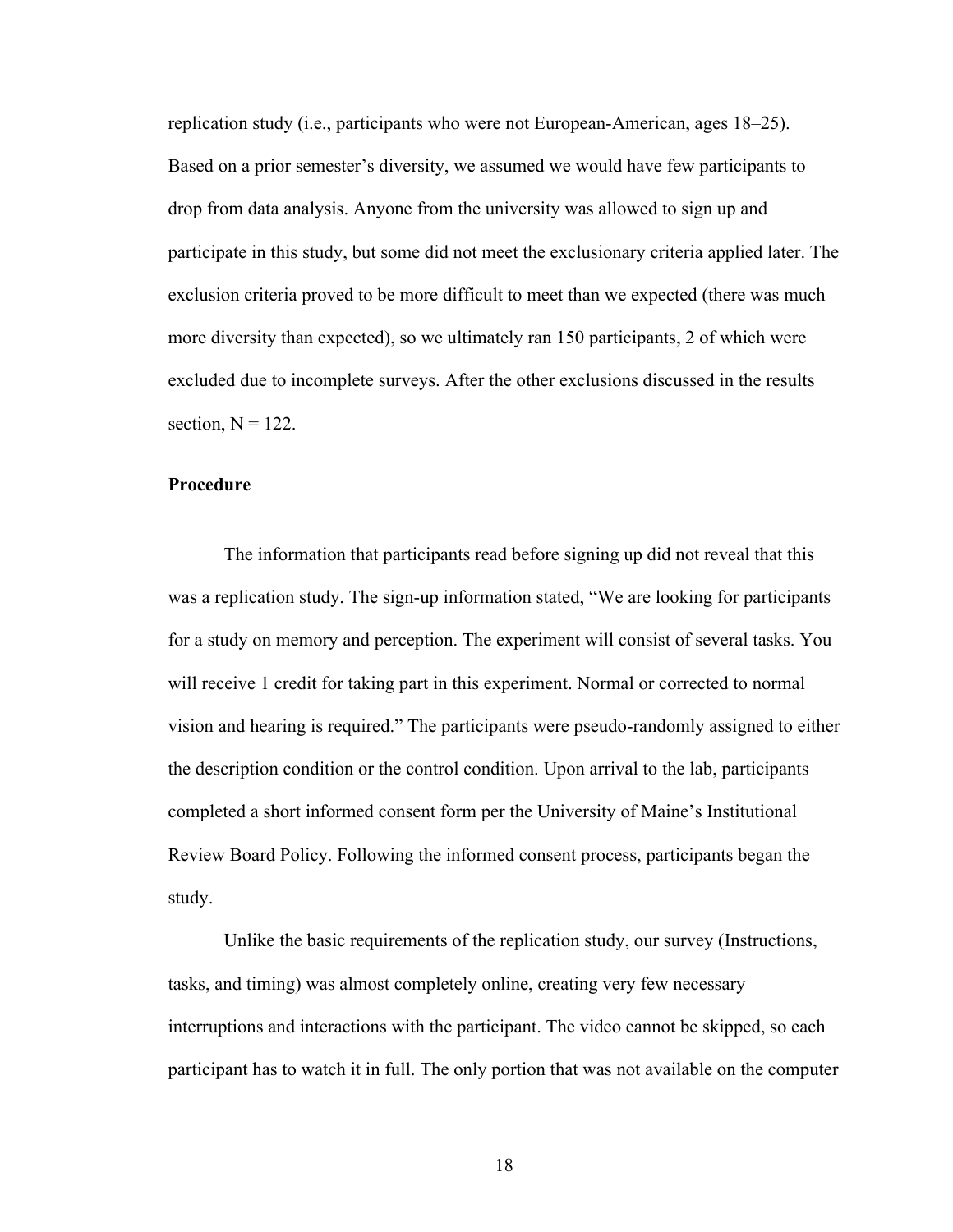replication study (i.e., participants who were not European-American, ages 18–25). Based on a prior semester's diversity, we assumed we would have few participants to drop from data analysis. Anyone from the university was allowed to sign up and participate in this study, but some did not meet the exclusionary criteria applied later. The exclusion criteria proved to be more difficult to meet than we expected (there was much more diversity than expected), so we ultimately ran 150 participants, 2 of which were excluded due to incomplete surveys. After the other exclusions discussed in the results section, N = 122.

**Procedure**

The information that participants read before signing up did not reveal that this was a replication study. The sign-up information stated, "We are looking for participants for a study on memory and perception. The experiment will consist of several tasks. You will receive 1 credit for taking part in this experiment. Normal or corrected to normal vision and hearing is required." The participants were pseudo-randomly assigned to either the description condition or the control condition. Upon arrival to the lab, participants completed a short informed consent form per the University of Maine's Institutional Review Board Policy. Following the informed consent process, participants began the study.

Unlike the basic requirements of the replication study, our survey (Instructions, tasks, and timing) was almost completely online, creating very few necessary interruptions and interactions with the participant. The video cannot be skipped, so each participant has to watch it in full. The only portion that was not available on the computer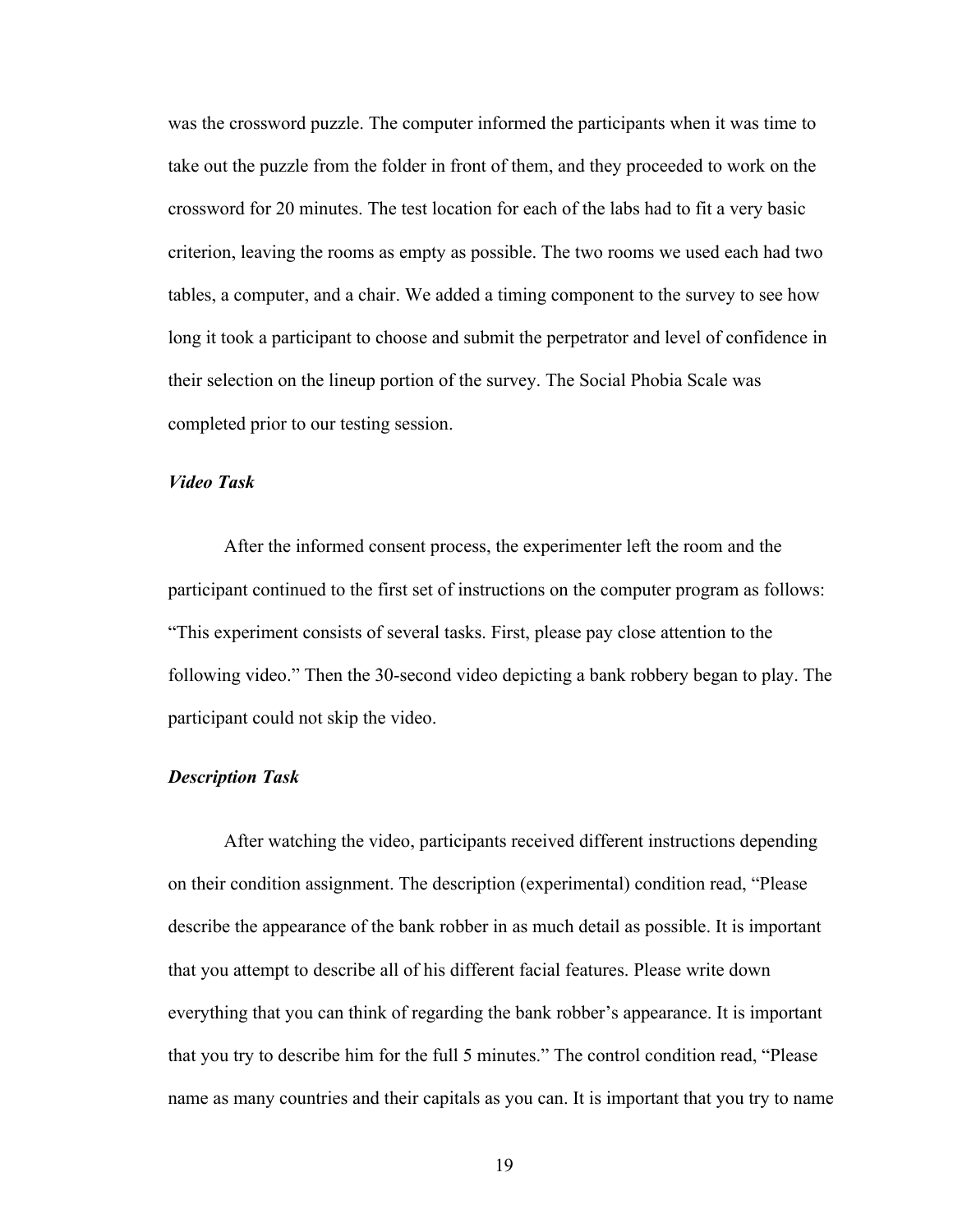was the crossword puzzle. The computer informed the participants when it was time to take out the puzzle from the folder in front of them, and they proceeded to work on the crossword for 20 minutes. The test location for each of the labs had to fit a very basic criterion, leaving the rooms as empty as possible. The two rooms we used each had two tables, a computer, and a chair. We added a timing component to the survey to see how long it took a participant to choose and submit the perpetrator and level of confidence in their selection on the lineup portion of the survey. The Social Phobia Scale was completed prior to our testing session.

### *Video Task*

After the informed consent process, the experimenter left the room and the participant continued to the first set of instructions on the computer program as follows: "This experiment consists of several tasks. First, please pay close attention to the following video." Then the 30-second video depicting a bank robbery began to play. The participant could not skip the video.

### *Description Task*

After watching the video, participants received different instructions depending on their condition assignment. The description (experimental) condition read, "Please describe the appearance of the bank robber in as much detail as possible. It is important that you attempt to describe all of his different facial features. Please write down everything that you can think of regarding the bank robber's appearance. It is important that you try to describe him for the full 5 minutes." The control condition read, "Please name as many countries and their capitals as you can. It is important that you try to name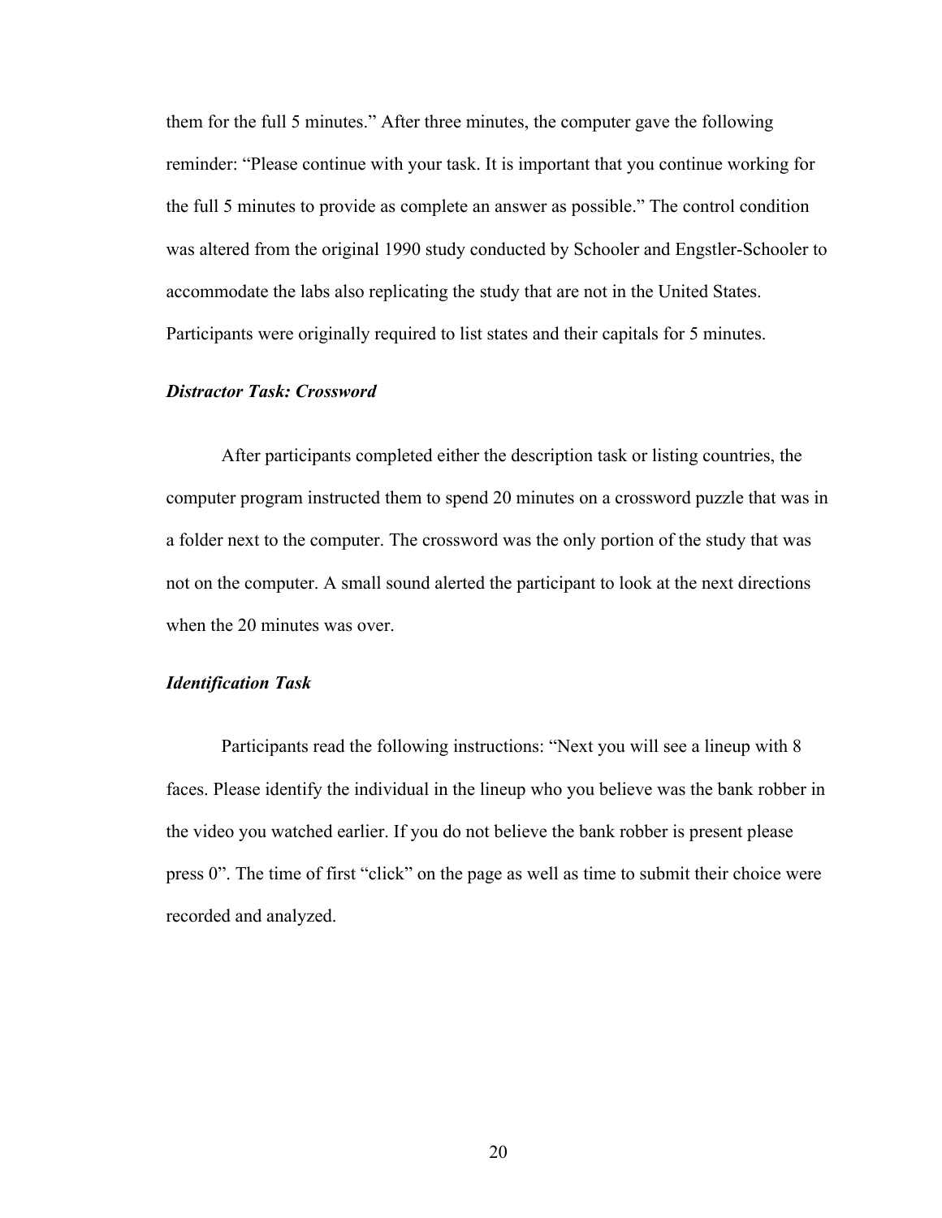them for the full 5 minutes." After three minutes, the computer gave the following reminder: "Please continue with your task. It is important that you continue working for the full 5 minutes to provide as complete an answer as possible." The control condition was altered from the original 1990 study conducted by Schooler and Engstler-Schooler to accommodate the labs also replicating the study that are not in the United States. Participants were originally required to list states and their capitals for 5 minutes.

### ***Distractor Task: Crossword***

After participants completed either the description task or listing countries, the computer program instructed them to spend 20 minutes on a crossword puzzle that was in a folder next to the computer. The crossword was the only portion of the study that was not on the computer. A small sound alerted the participant to look at the next directions when the 20 minutes was over.

### ***Identification Task***

Participants read the following instructions: "Next you will see a lineup with 8 faces. Please identify the individual in the lineup who you believe was the bank robber in the video you watched earlier. If you do not believe the bank robber is present please press 0". The time of first "click" on the page as well as time to submit their choice were recorded and analyzed.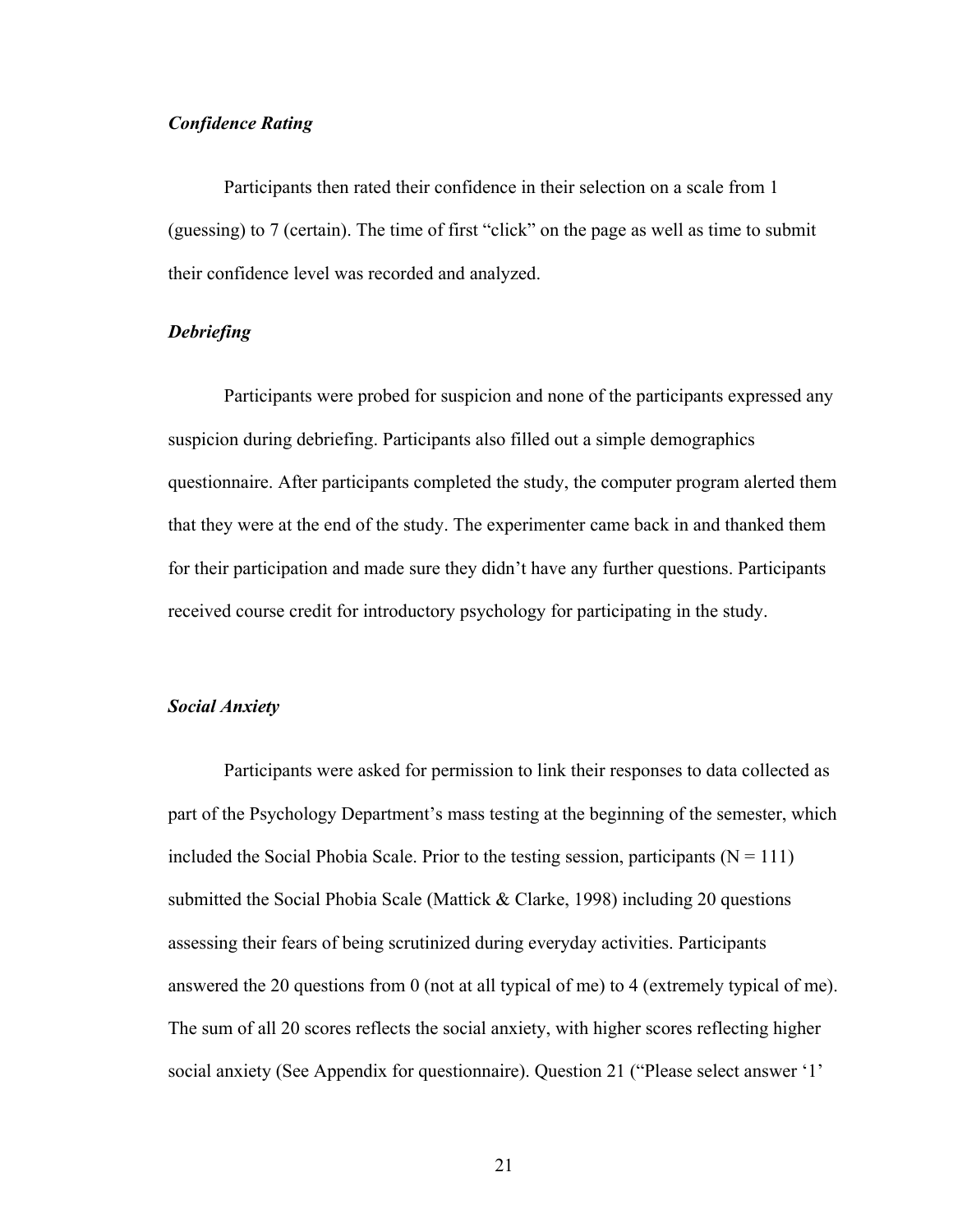### *Confidence Rating*

Participants then rated their confidence in their selection on a scale from 1 (guessing) to 7 (certain). The time of first "click" on the page as well as time to submit their confidence level was recorded and analyzed.

### *Debriefing*

Participants were probed for suspicion and none of the participants expressed any suspicion during debriefing. Participants also filled out a simple demographics questionnaire. After participants completed the study, the computer program alerted them that they were at the end of the study. The experimenter came back in and thanked them for their participation and made sure they didn't have any further questions. Participants received course credit for introductory psychology for participating in the study.

### *Social Anxiety*

Participants were asked for permission to link their responses to data collected as part of the Psychology Department's mass testing at the beginning of the semester, which included the Social Phobia Scale. Prior to the testing session, participants ($N = 111$) submitted the Social Phobia Scale (Mattick & Clarke, 1998) including 20 questions assessing their fears of being scrutinized during everyday activities. Participants answered the 20 questions from 0 (not at all typical of me) to 4 (extremely typical of me). The sum of all 20 scores reflects the social anxiety, with higher scores reflecting higher social anxiety (See Appendix for questionnaire). Question 21 ("Please select answer '1'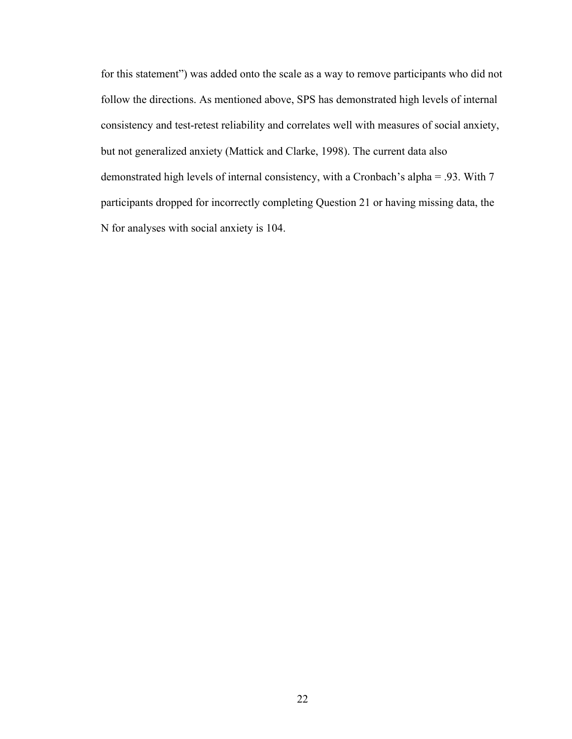for this statement") was added onto the scale as a way to remove participants who did not follow the directions. As mentioned above, SPS has demonstrated high levels of internal consistency and test-retest reliability and correlates well with measures of social anxiety, but not generalized anxiety (Mattick and Clarke, 1998). The current data also demonstrated high levels of internal consistency, with a Cronbach's alpha = .93. With 7 participants dropped for incorrectly completing Question 21 or having missing data, the N for analyses with social anxiety is 104.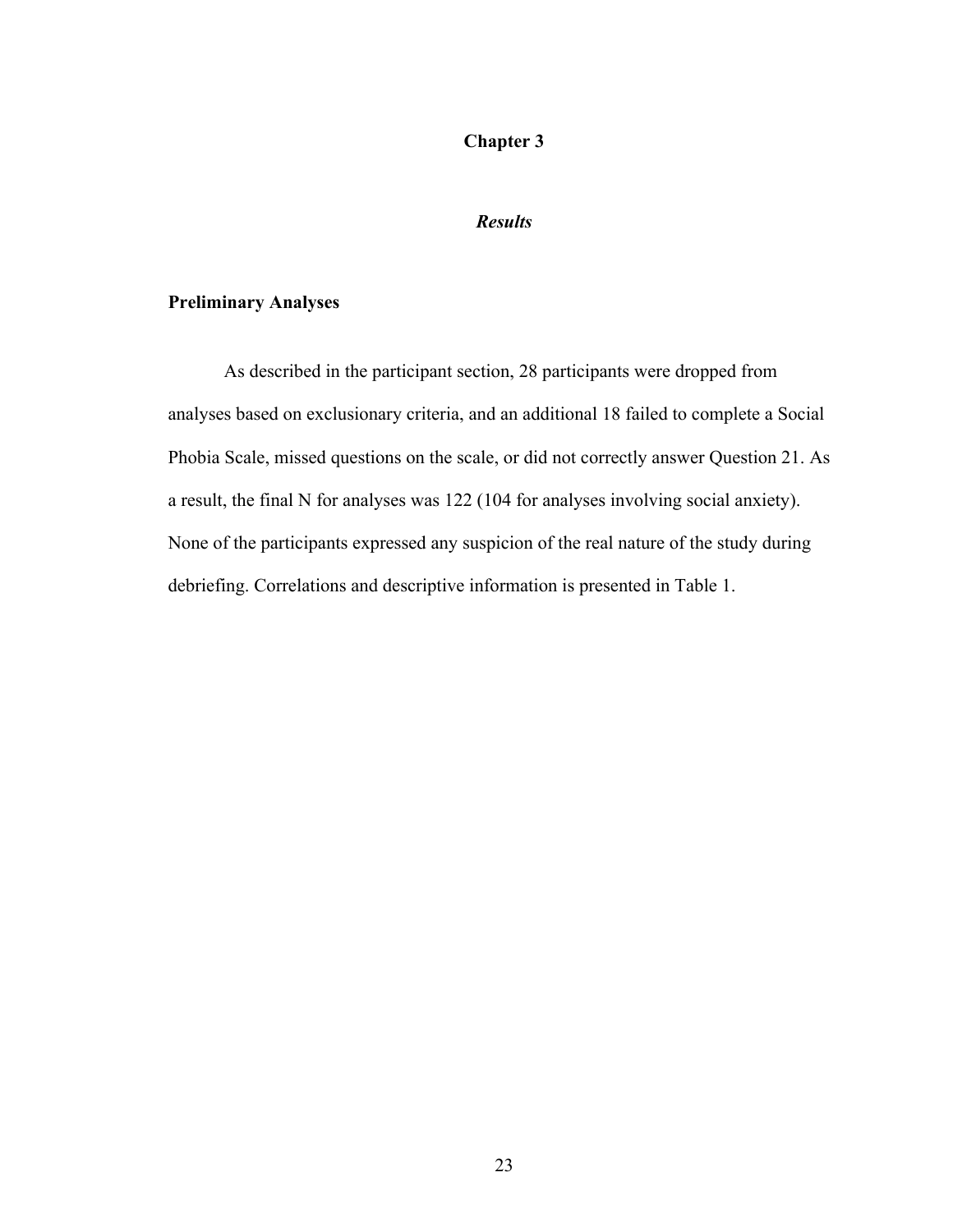# Chapter 3

## *Results*

### Preliminary Analyses

As described in the participant section, 28 participants were dropped from analyses based on exclusionary criteria, and an additional 18 failed to complete a Social Phobia Scale, missed questions on the scale, or did not correctly answer Question 21. As a result, the final N for analyses was 122 (104 for analyses involving social anxiety). None of the participants expressed any suspicion of the real nature of the study during debriefing. Correlations and descriptive information is presented in Table 1.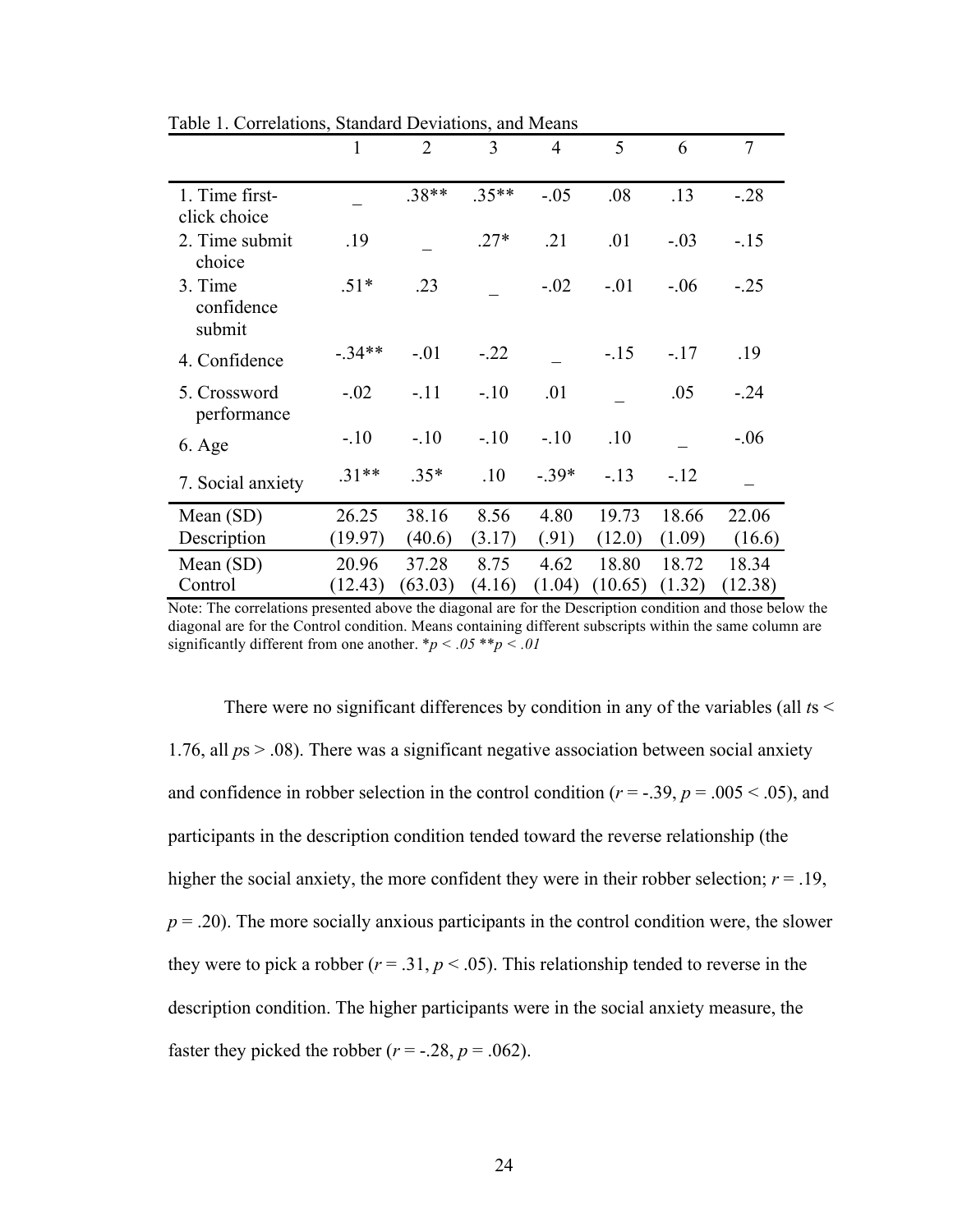Table 1. Correlations, Standard Deviations, and Means

| | 1 | 2 | 3 | 4 | 5 | 6 | 7 |
|---|---|---|---|---|---|---|---|
| 1. Time first-click choice | _ | .38** | .35** | -.05 | .08 | .13 | -.28 |
| 2. Time submit choice | .19 | _ | .27* | .21 | .01 | -.03 | -.15 |
| 3. Time confidence submit | .51* | .23 | _ | -.02 | -.01 | -.06 | -.25 |
| 4. Confidence | -.34** | -.01 | -.22 | _ | -.15 | -.17 | .19 |
| 5. Crossword performance | -.02 | -.11 | -.10 | .01 | _ | .05 | -.24 |
| 6. Age | -.10 | -.10 | -.10 | -.10 | .10 | _ | -.06 |
| 7. Social anxiety | .31** | .35* | .10 | -.39* | -.13 | -.12 | _ |
| Mean (SD) Description | 26.25 (19.97) | 38.16 (40.6) | 8.56 (3.17) | 4.80 (.91) | 19.73 (12.0) | 18.66 (1.09) | 22.06 (16.6) |
| Mean (SD) Control | 20.96 (12.43) | 37.28 (63.03) | 8.75 (4.16) | 4.62 (1.04) | 18.80 (10.65) | 18.72 (1.32) | 18.34 (12.38) |

Note: The correlations presented above the diagonal are for the Description condition and those below the diagonal are for the Control condition. Means containing different subscripts within the same column are significantly different from one another. *$p < .05$ **$p < .01$

There were no significant differences by condition in any of the variables (all *t*s < 1.76, all *p*s > .08). There was a significant negative association between social anxiety and confidence in robber selection in the control condition ($r = -.39$, $p = .005 < .05$), and participants in the description condition tended toward the reverse relationship (the higher the social anxiety, the more confident they were in their robber selection; $r = .19$, $p = .20$). The more socially anxious participants in the control condition were, the slower they were to pick a robber ($r = .31$, $p < .05$). This relationship tended to reverse in the description condition. The higher participants were in the social anxiety measure, the faster they picked the robber ($r = -.28$, $p = .062$).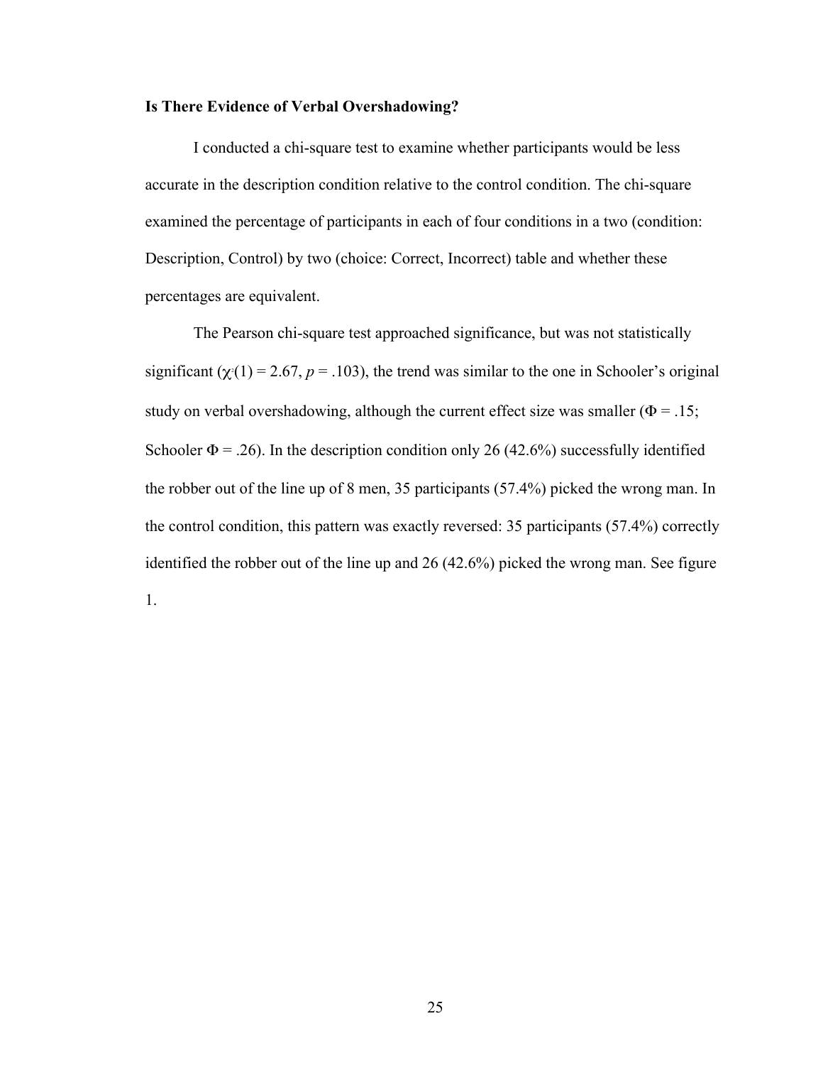**Is There Evidence of Verbal Overshadowing?**

I conducted a chi-square test to examine whether participants would be less accurate in the description condition relative to the control condition. The chi-square examined the percentage of participants in each of four conditions in a two (condition: Description, Control) by two (choice: Correct, Incorrect) table and whether these percentages are equivalent.

The Pearson chi-square test approached significance, but was not statistically significant ($\chi^2(1) = 2.67$, $p = .103$), the trend was similar to the one in Schooler's original study on verbal overshadowing, although the current effect size was smaller ($\Phi = .15$; Schooler $\Phi = .26$). In the description condition only 26 (42.6%) successfully identified the robber out of the line up of 8 men, 35 participants (57.4%) picked the wrong man. In the control condition, this pattern was exactly reversed: 35 participants (57.4%) correctly identified the robber out of the line up and 26 (42.6%) picked the wrong man. See figure 1.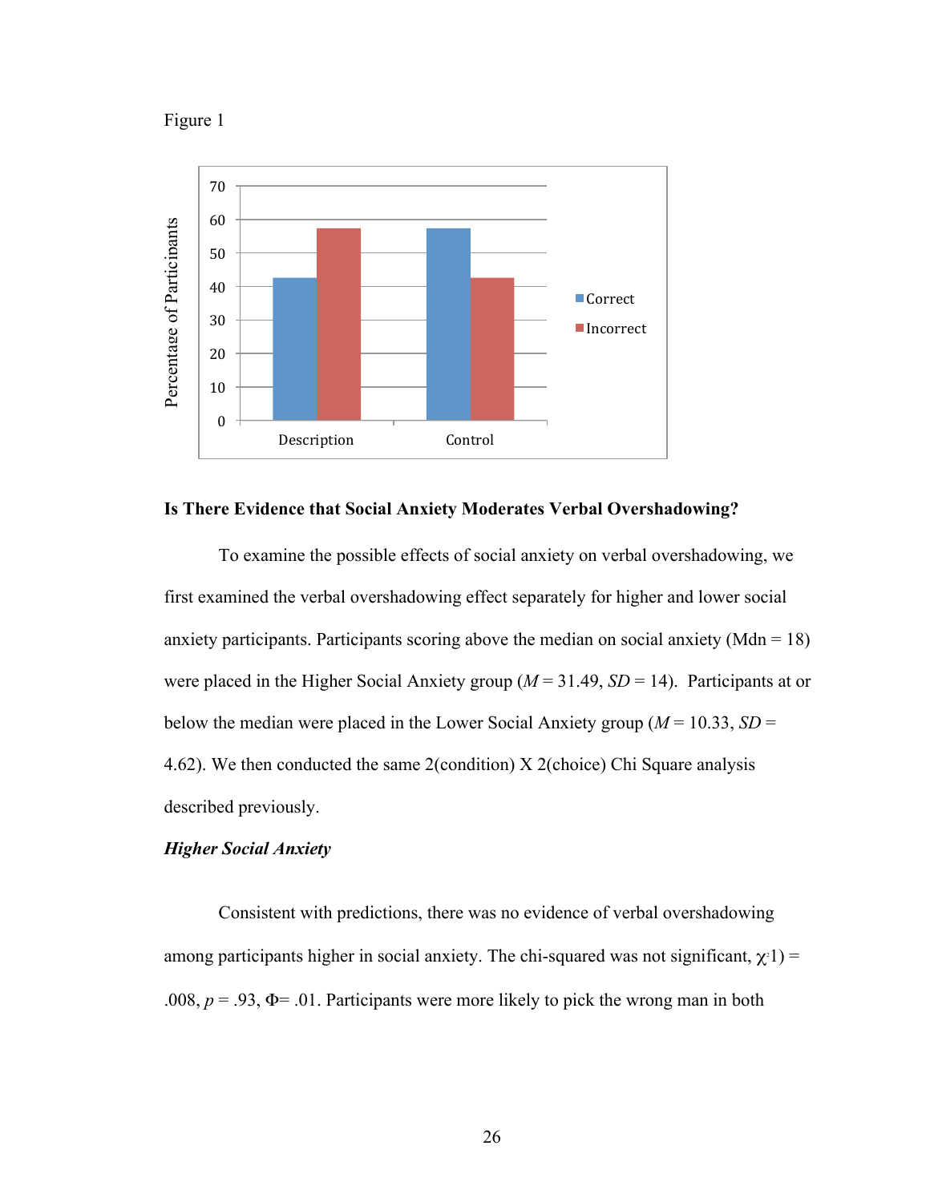Figure 1

### Is There Evidence that Social Anxiety Moderates Verbal Overshadowing?

To examine the possible effects of social anxiety on verbal overshadowing, we first examined the verbal overshadowing effect separately for higher and lower social anxiety participants. Participants scoring above the median on social anxiety (Mdn = 18) were placed in the Higher Social Anxiety group ($M$ = 31.49, $SD$ = 14). Participants at or below the median were placed in the Lower Social Anxiety group ($M$ = 10.33, $SD$ = 4.62). We then conducted the same 2(condition) X 2(choice) Chi Square analysis described previously.

#### *Higher Social Anxiety*

Consistent with predictions, there was no evidence of verbal overshadowing among participants higher in social anxiety. The chi-squared was not significant, $\chi^2(1) = .008$, $p = .93$, $\Phi = .01$. Participants were more likely to pick the wrong man in both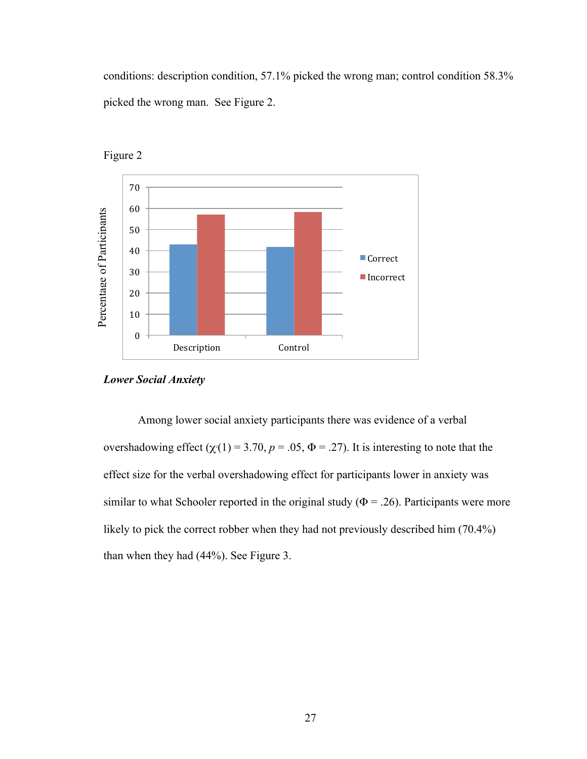conditions: description condition, 57.1% picked the wrong man; control condition 58.3% picked the wrong man. See Figure 2.

Figure 2

***Lower Social Anxiety***

Among lower social anxiety participants there was evidence of a verbal overshadowing effect ($\chi^2(1) = 3.70$, $p = .05$, $\Phi = .27$). It is interesting to note that the effect size for the verbal overshadowing effect for participants lower in anxiety was similar to what Schooler reported in the original study ($\Phi = .26$). Participants were more likely to pick the correct robber when they had not previously described him (70.4%) than when they had (44%). See Figure 3.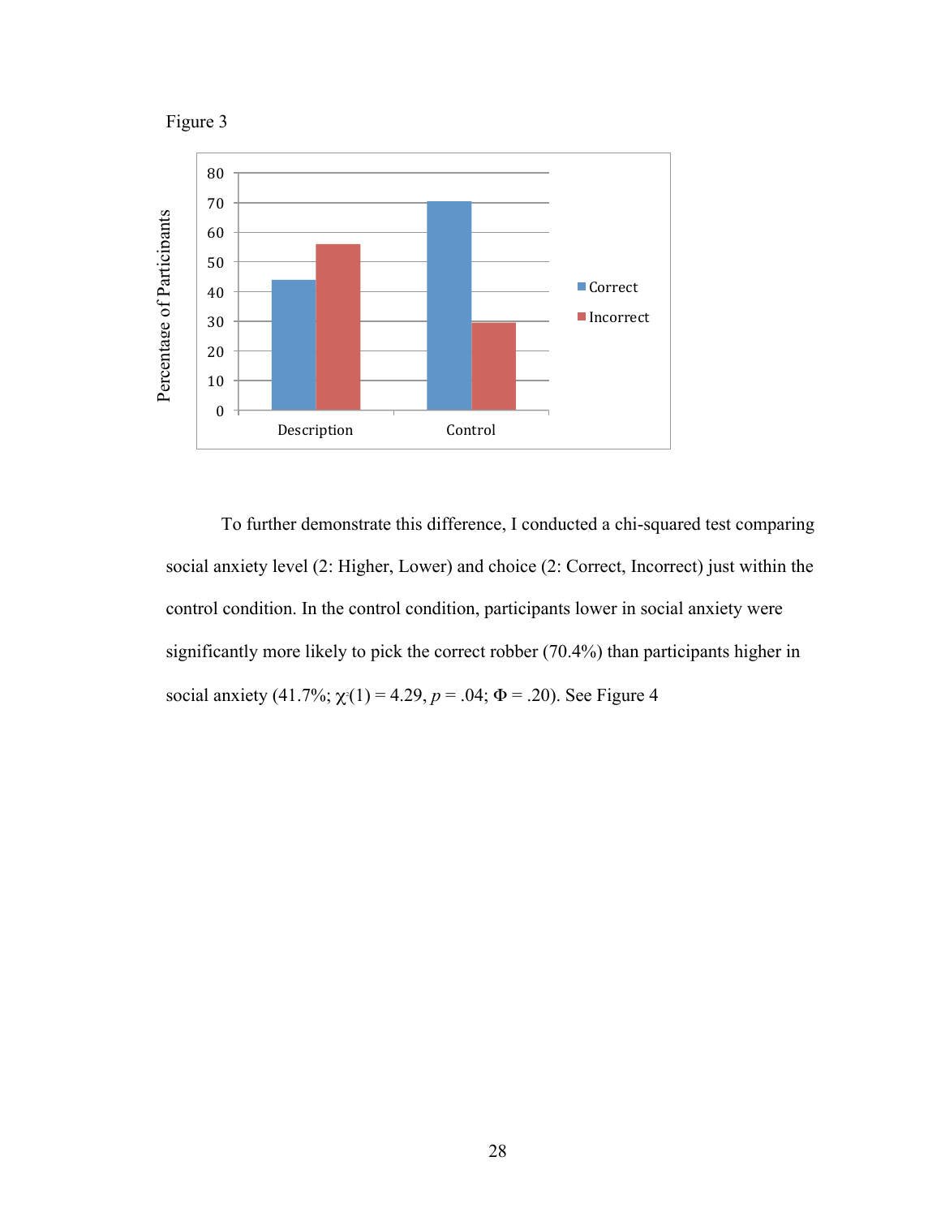Figure 3

| | Correct | Incorrect |
|---|---|---|
| Description | 44 | 56 |
| Control | 70.4 | 29.6 |

To further demonstrate this difference, I conducted a chi-squared test comparing social anxiety level (2: Higher, Lower) and choice (2: Correct, Incorrect) just within the control condition. In the control condition, participants lower in social anxiety were significantly more likely to pick the correct robber (70.4%) than participants higher in social anxiety (41.7%; $\chi^2(1) = 4.29$, $p = .04$; $\Phi = .20$). See Figure 4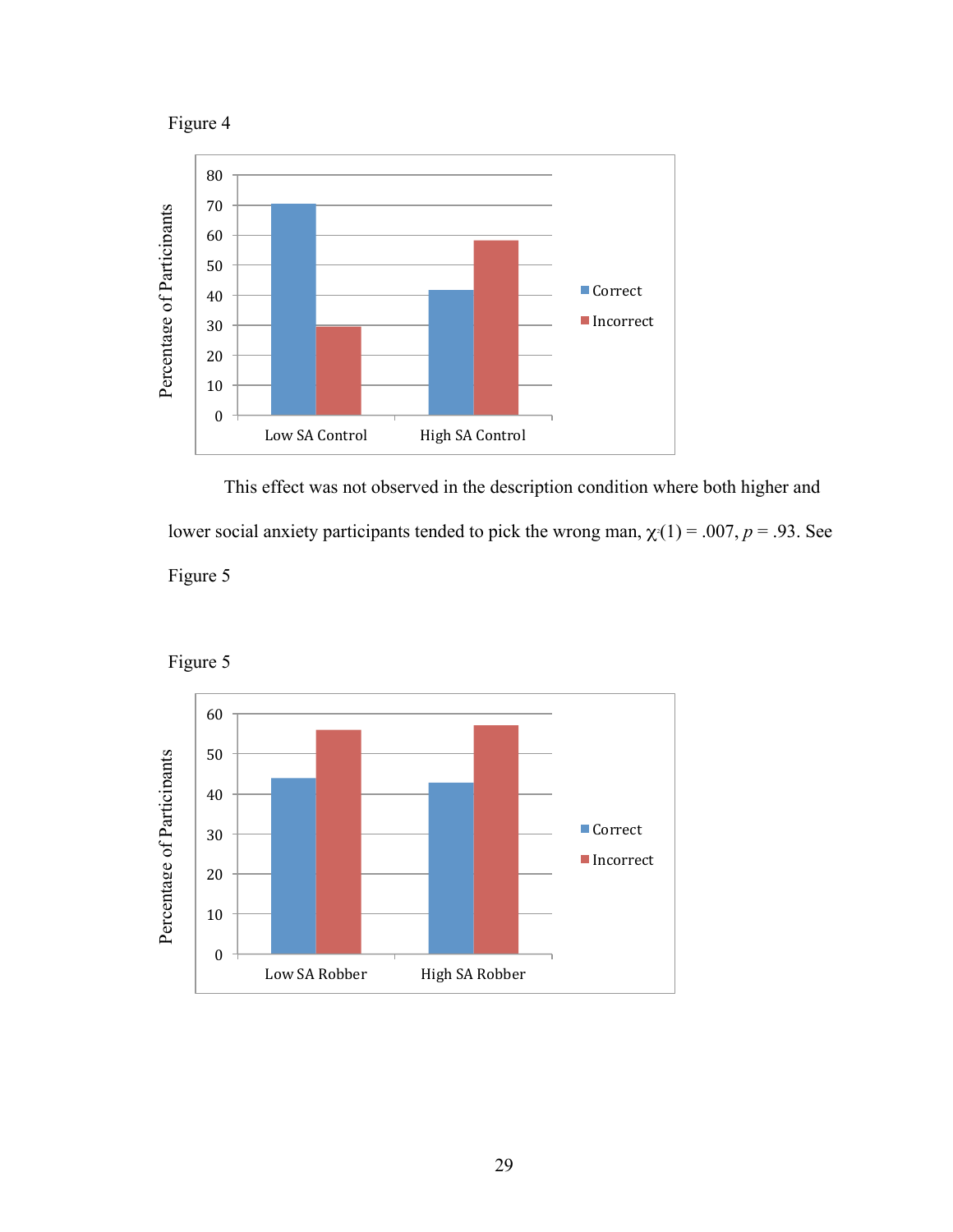Figure 4

This effect was not observed in the description condition where both higher and lower social anxiety participants tended to pick the wrong man, $\chi^2(1) = .007$, $p = .93$. See Figure 5

Figure 5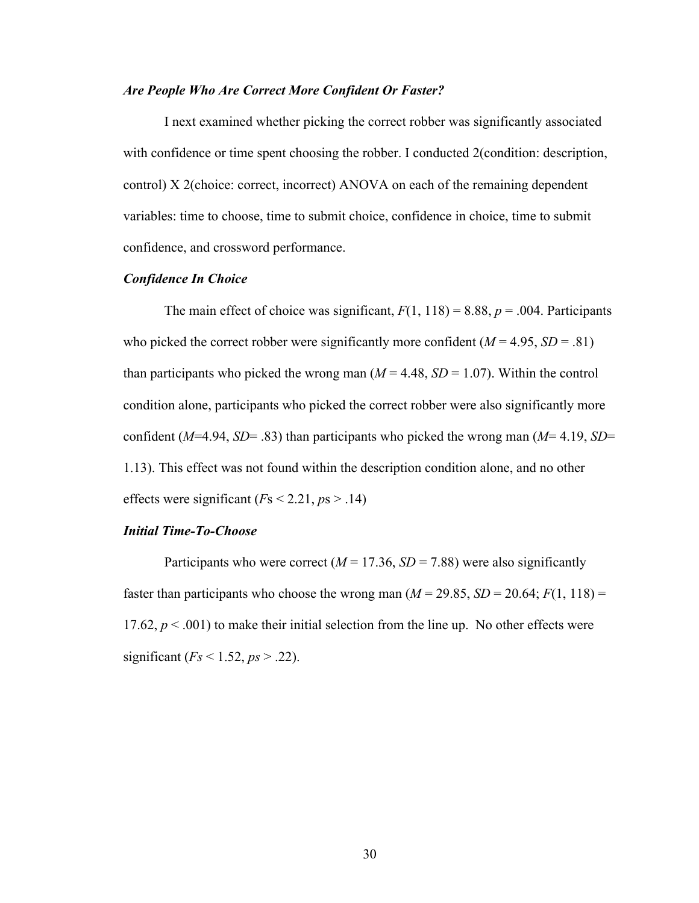### *Are People Who Are Correct More Confident Or Faster?*

I next examined whether picking the correct robber was significantly associated with confidence or time spent choosing the robber. I conducted 2(condition: description, control) X 2(choice: correct, incorrect) ANOVA on each of the remaining dependent variables: time to choose, time to submit choice, confidence in choice, time to submit confidence, and crossword performance.

### *Confidence In Choice*

The main effect of choice was significant, $F(1, 118) = 8.88$, $p = .004$. Participants who picked the correct robber were significantly more confident ($M = 4.95$, $SD = .81$) than participants who picked the wrong man ($M = 4.48$, $SD = 1.07$). Within the control condition alone, participants who picked the correct robber were also significantly more confident ($M$=4.94, $SD$= .83) than participants who picked the wrong man ($M$= 4.19, $SD$= 1.13). This effect was not found within the description condition alone, and no other effects were significant ($F$s < 2.21, $p$s > .14)

### *Initial Time-To-Choose*

Participants who were correct ($M = 17.36$, $SD = 7.88$) were also significantly faster than participants who choose the wrong man ($M = 29.85$, $SD = 20.64$; $F(1, 118) = 17.62$, $p < .001$) to make their initial selection from the line up. No other effects were significant ($Fs$ < 1.52, $ps$ > .22).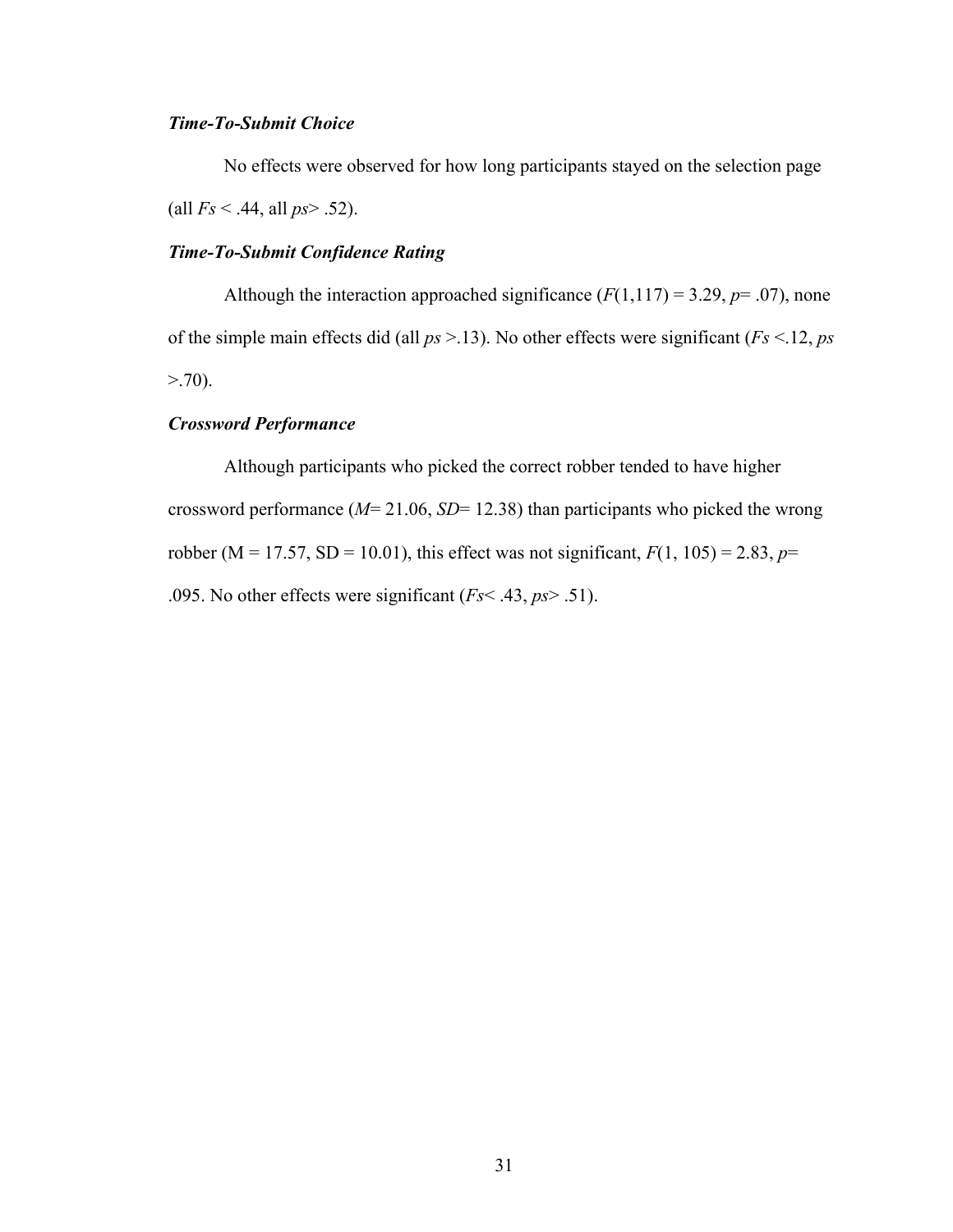### *Time-To-Submit Choice*

No effects were observed for how long participants stayed on the selection page (all $Fs < .44$, all $ps > .52$).

### *Time-To-Submit Confidence Rating*

Although the interaction approached significance ($F(1,117) = 3.29$, $p = .07$), none of the simple main effects did (all $ps > .13$). No other effects were significant ($Fs < .12$, $ps > .70$).

### *Crossword Performance*

Although participants who picked the correct robber tended to have higher crossword performance ($M = 21.06$, $SD = 12.38$) than participants who picked the wrong robber (M = 17.57, SD = 10.01), this effect was not significant, $F(1, 105) = 2.83$, $p = .095$. No other effects were significant ($Fs < .43$, $ps > .51$).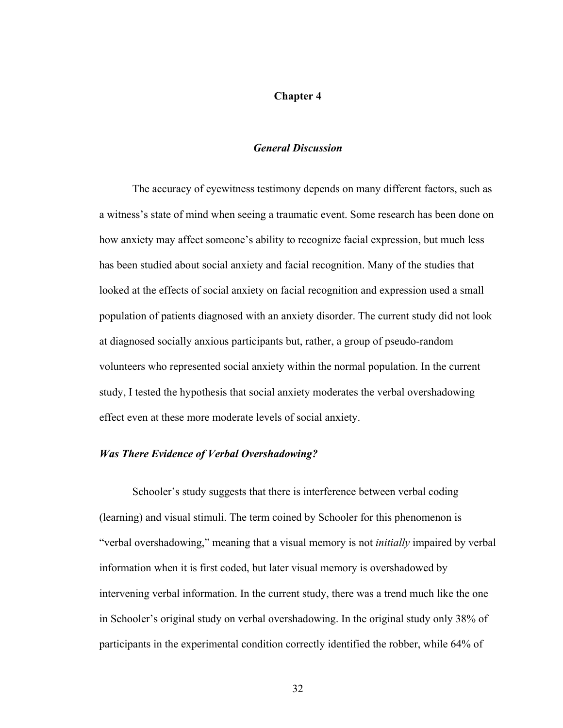# Chapter 4

## *General Discussion*

The accuracy of eyewitness testimony depends on many different factors, such as a witness's state of mind when seeing a traumatic event. Some research has been done on how anxiety may affect someone's ability to recognize facial expression, but much less has been studied about social anxiety and facial recognition. Many of the studies that looked at the effects of social anxiety on facial recognition and expression used a small population of patients diagnosed with an anxiety disorder. The current study did not look at diagnosed socially anxious participants but, rather, a group of pseudo-random volunteers who represented social anxiety within the normal population. In the current study, I tested the hypothesis that social anxiety moderates the verbal overshadowing effect even at these more moderate levels of social anxiety.

### *Was There Evidence of Verbal Overshadowing?*

Schooler's study suggests that there is interference between verbal coding (learning) and visual stimuli. The term coined by Schooler for this phenomenon is "verbal overshadowing," meaning that a visual memory is not *initially* impaired by verbal information when it is first coded, but later visual memory is overshadowed by intervening verbal information. In the current study, there was a trend much like the one in Schooler's original study on verbal overshadowing. In the original study only 38% of participants in the experimental condition correctly identified the robber, while 64% of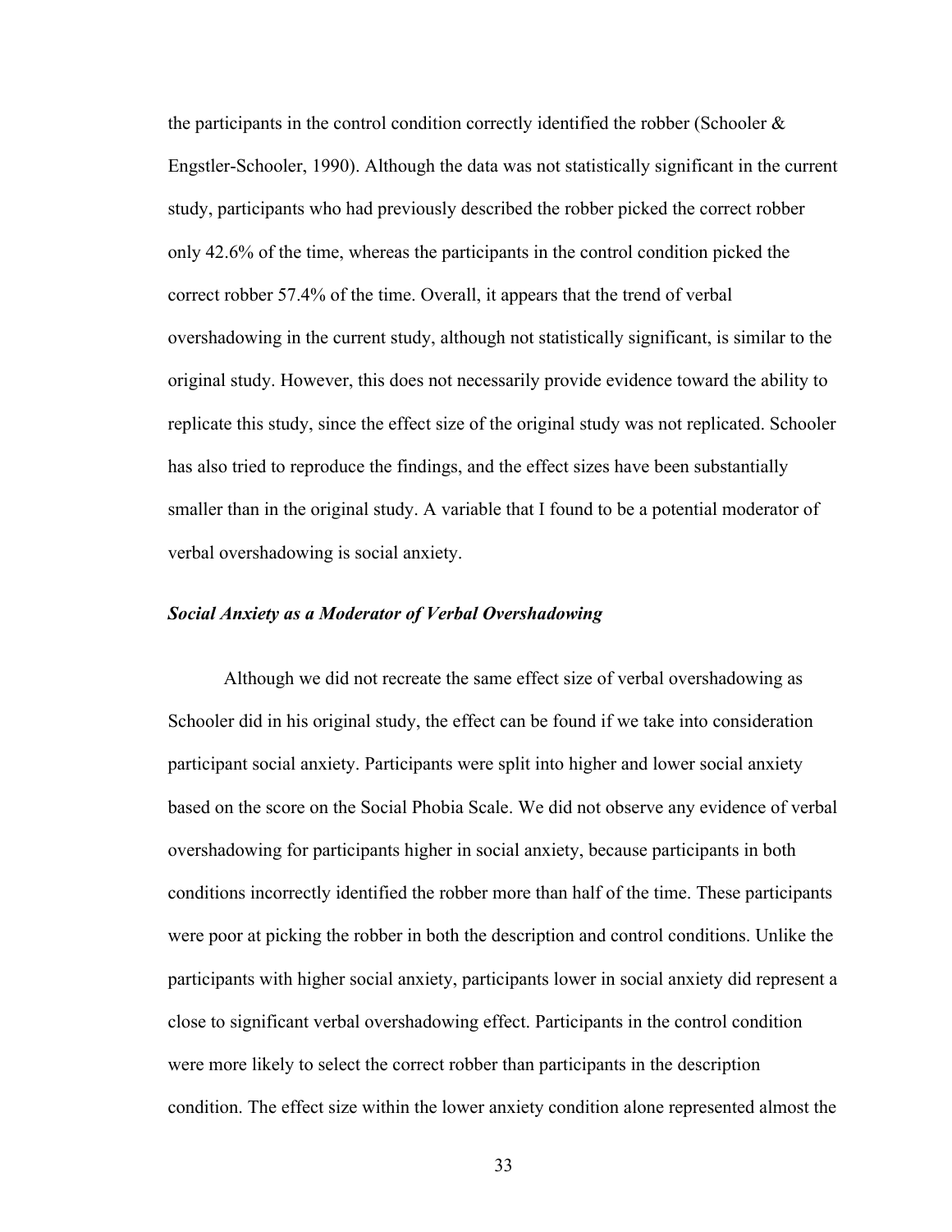the participants in the control condition correctly identified the robber (Schooler & Engstler-Schooler, 1990). Although the data was not statistically significant in the current study, participants who had previously described the robber picked the correct robber only 42.6% of the time, whereas the participants in the control condition picked the correct robber 57.4% of the time. Overall, it appears that the trend of verbal overshadowing in the current study, although not statistically significant, is similar to the original study. However, this does not necessarily provide evidence toward the ability to replicate this study, since the effect size of the original study was not replicated. Schooler has also tried to reproduce the findings, and the effect sizes have been substantially smaller than in the original study. A variable that I found to be a potential moderator of verbal overshadowing is social anxiety.

### *Social Anxiety as a Moderator of Verbal Overshadowing*

Although we did not recreate the same effect size of verbal overshadowing as Schooler did in his original study, the effect can be found if we take into consideration participant social anxiety. Participants were split into higher and lower social anxiety based on the score on the Social Phobia Scale. We did not observe any evidence of verbal overshadowing for participants higher in social anxiety, because participants in both conditions incorrectly identified the robber more than half of the time. These participants were poor at picking the robber in both the description and control conditions. Unlike the participants with higher social anxiety, participants lower in social anxiety did represent a close to significant verbal overshadowing effect. Participants in the control condition were more likely to select the correct robber than participants in the description condition. The effect size within the lower anxiety condition alone represented almost the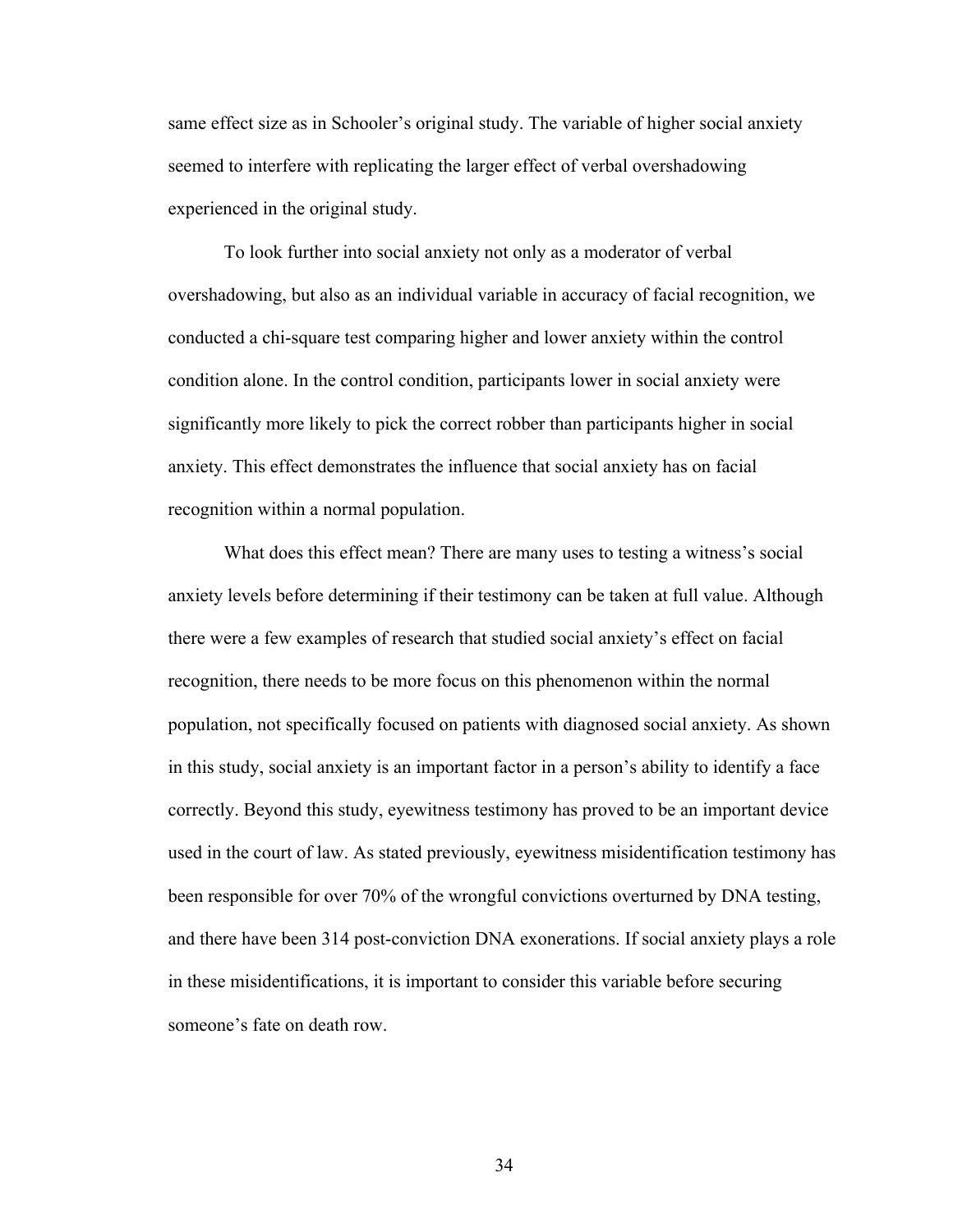same effect size as in Schooler's original study. The variable of higher social anxiety seemed to interfere with replicating the larger effect of verbal overshadowing experienced in the original study.

To look further into social anxiety not only as a moderator of verbal overshadowing, but also as an individual variable in accuracy of facial recognition, we conducted a chi-square test comparing higher and lower anxiety within the control condition alone. In the control condition, participants lower in social anxiety were significantly more likely to pick the correct robber than participants higher in social anxiety. This effect demonstrates the influence that social anxiety has on facial recognition within a normal population.

What does this effect mean? There are many uses to testing a witness's social anxiety levels before determining if their testimony can be taken at full value. Although there were a few examples of research that studied social anxiety's effect on facial recognition, there needs to be more focus on this phenomenon within the normal population, not specifically focused on patients with diagnosed social anxiety. As shown in this study, social anxiety is an important factor in a person's ability to identify a face correctly. Beyond this study, eyewitness testimony has proved to be an important device used in the court of law. As stated previously, eyewitness misidentification testimony has been responsible for over 70% of the wrongful convictions overturned by DNA testing, and there have been 314 post-conviction DNA exonerations. If social anxiety plays a role in these misidentifications, it is important to consider this variable before securing someone's fate on death row.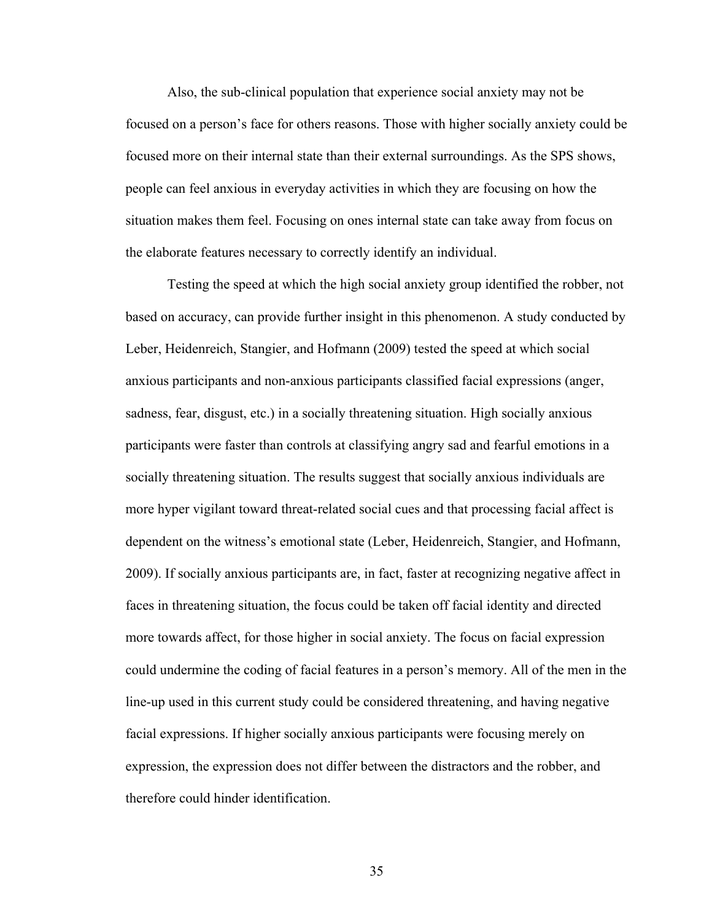Also, the sub-clinical population that experience social anxiety may not be focused on a person's face for others reasons. Those with higher socially anxiety could be focused more on their internal state than their external surroundings. As the SPS shows, people can feel anxious in everyday activities in which they are focusing on how the situation makes them feel. Focusing on ones internal state can take away from focus on the elaborate features necessary to correctly identify an individual.

Testing the speed at which the high social anxiety group identified the robber, not based on accuracy, can provide further insight in this phenomenon. A study conducted by Leber, Heidenreich, Stangier, and Hofmann (2009) tested the speed at which social anxious participants and non-anxious participants classified facial expressions (anger, sadness, fear, disgust, etc.) in a socially threatening situation. High socially anxious participants were faster than controls at classifying angry sad and fearful emotions in a socially threatening situation. The results suggest that socially anxious individuals are more hyper vigilant toward threat-related social cues and that processing facial affect is dependent on the witness's emotional state (Leber, Heidenreich, Stangier, and Hofmann, 2009). If socially anxious participants are, in fact, faster at recognizing negative affect in faces in threatening situation, the focus could be taken off facial identity and directed more towards affect, for those higher in social anxiety. The focus on facial expression could undermine the coding of facial features in a person's memory. All of the men in the line-up used in this current study could be considered threatening, and having negative facial expressions. If higher socially anxious participants were focusing merely on expression, the expression does not differ between the distractors and the robber, and therefore could hinder identification.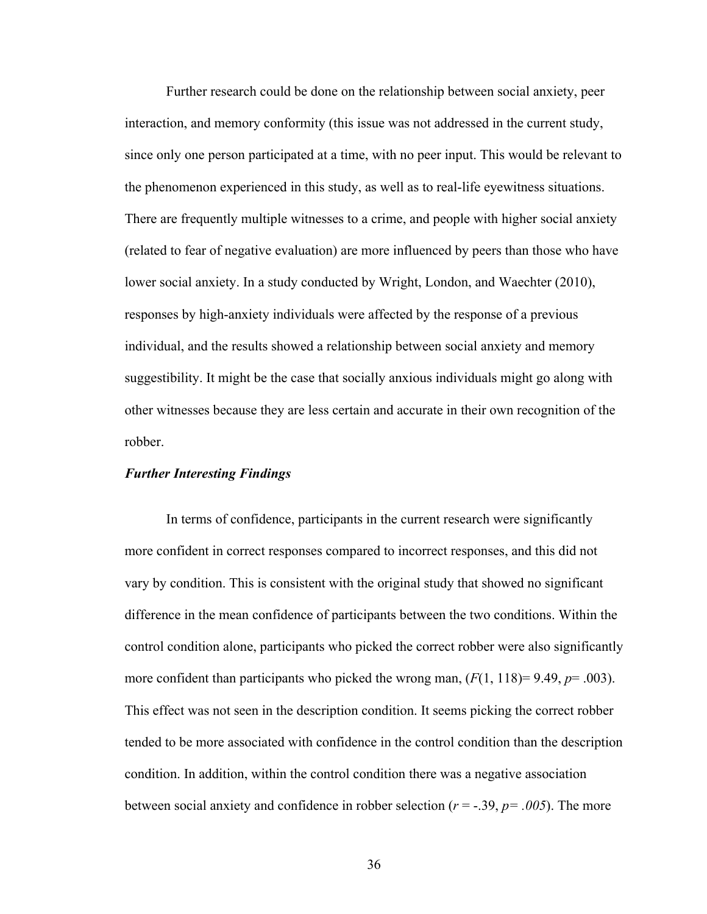Further research could be done on the relationship between social anxiety, peer interaction, and memory conformity (this issue was not addressed in the current study, since only one person participated at a time, with no peer input. This would be relevant to the phenomenon experienced in this study, as well as to real-life eyewitness situations. There are frequently multiple witnesses to a crime, and people with higher social anxiety (related to fear of negative evaluation) are more influenced by peers than those who have lower social anxiety. In a study conducted by Wright, London, and Waechter (2010), responses by high-anxiety individuals were affected by the response of a previous individual, and the results showed a relationship between social anxiety and memory suggestibility. It might be the case that socially anxious individuals might go along with other witnesses because they are less certain and accurate in their own recognition of the robber.

### ***Further Interesting Findings***

In terms of confidence, participants in the current research were significantly more confident in correct responses compared to incorrect responses, and this did not vary by condition. This is consistent with the original study that showed no significant difference in the mean confidence of participants between the two conditions. Within the control condition alone, participants who picked the correct robber were also significantly more confident than participants who picked the wrong man, ($F(1, 118) = 9.49$, $p = .003$). This effect was not seen in the description condition. It seems picking the correct robber tended to be more associated with confidence in the control condition than the description condition. In addition, within the control condition there was a negative association between social anxiety and confidence in robber selection ($r = -.39$, $p = .005$). The more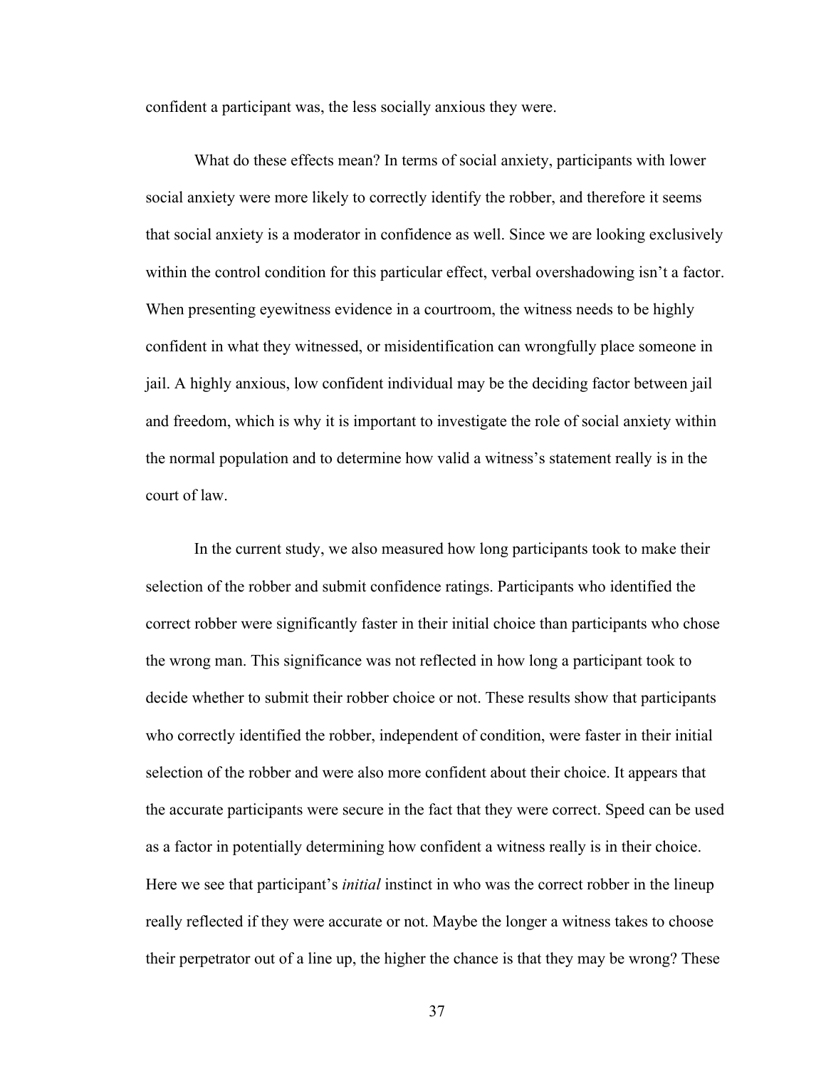confident a participant was, the less socially anxious they were.

What do these effects mean? In terms of social anxiety, participants with lower social anxiety were more likely to correctly identify the robber, and therefore it seems that social anxiety is a moderator in confidence as well. Since we are looking exclusively within the control condition for this particular effect, verbal overshadowing isn't a factor. When presenting eyewitness evidence in a courtroom, the witness needs to be highly confident in what they witnessed, or misidentification can wrongfully place someone in jail. A highly anxious, low confident individual may be the deciding factor between jail and freedom, which is why it is important to investigate the role of social anxiety within the normal population and to determine how valid a witness's statement really is in the court of law.

In the current study, we also measured how long participants took to make their selection of the robber and submit confidence ratings. Participants who identified the correct robber were significantly faster in their initial choice than participants who chose the wrong man. This significance was not reflected in how long a participant took to decide whether to submit their robber choice or not. These results show that participants who correctly identified the robber, independent of condition, were faster in their initial selection of the robber and were also more confident about their choice. It appears that the accurate participants were secure in the fact that they were correct. Speed can be used as a factor in potentially determining how confident a witness really is in their choice. Here we see that participant's *initial* instinct in who was the correct robber in the lineup really reflected if they were accurate or not. Maybe the longer a witness takes to choose their perpetrator out of a line up, the higher the chance is that they may be wrong? These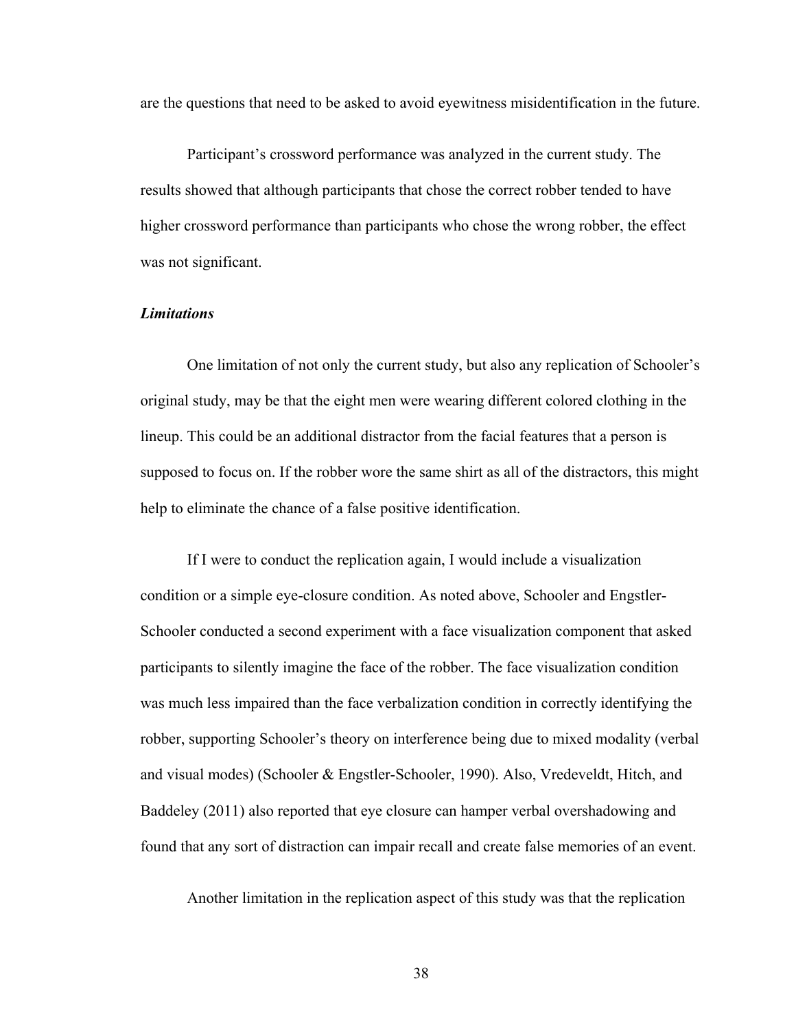are the questions that need to be asked to avoid eyewitness misidentification in the future.

Participant's crossword performance was analyzed in the current study. The results showed that although participants that chose the correct robber tended to have higher crossword performance than participants who chose the wrong robber, the effect was not significant.

### ***Limitations***

One limitation of not only the current study, but also any replication of Schooler's original study, may be that the eight men were wearing different colored clothing in the lineup. This could be an additional distractor from the facial features that a person is supposed to focus on. If the robber wore the same shirt as all of the distractors, this might help to eliminate the chance of a false positive identification.

If I were to conduct the replication again, I would include a visualization condition or a simple eye-closure condition. As noted above, Schooler and Engstler-Schooler conducted a second experiment with a face visualization component that asked participants to silently imagine the face of the robber. The face visualization condition was much less impaired than the face verbalization condition in correctly identifying the robber, supporting Schooler's theory on interference being due to mixed modality (verbal and visual modes) (Schooler & Engstler-Schooler, 1990). Also, Vredeveldt, Hitch, and Baddeley (2011) also reported that eye closure can hamper verbal overshadowing and found that any sort of distraction can impair recall and create false memories of an event.

Another limitation in the replication aspect of this study was that the replication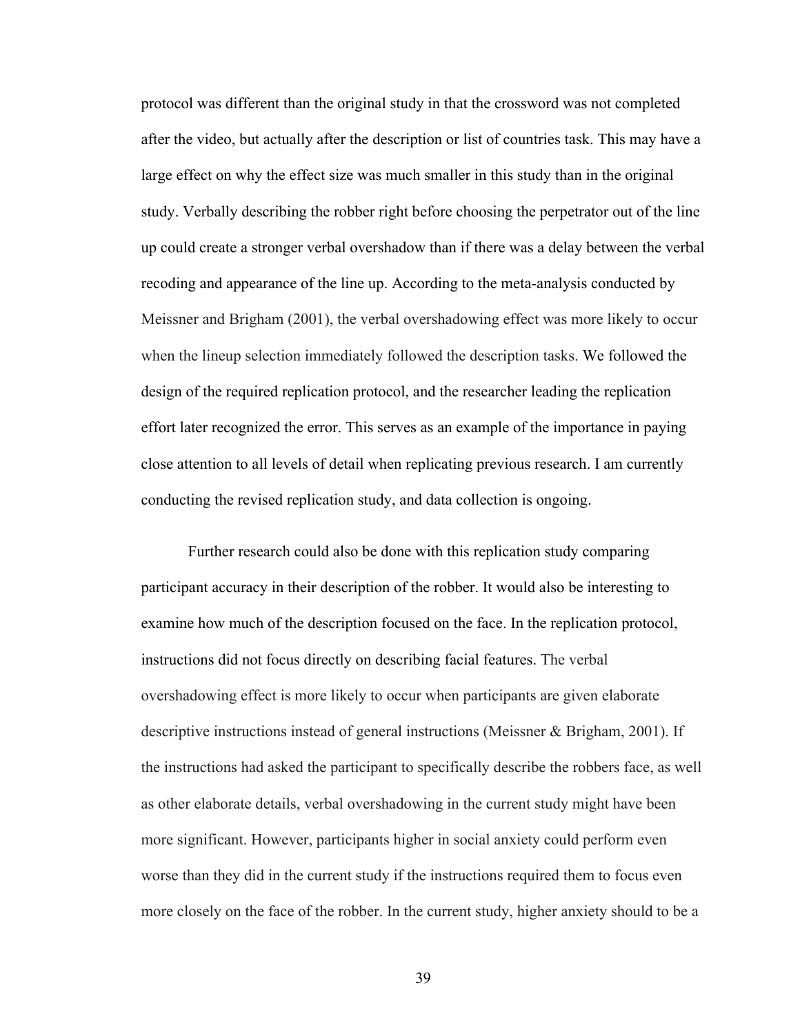protocol was different than the original study in that the crossword was not completed after the video, but actually after the description or list of countries task. This may have a large effect on why the effect size was much smaller in this study than in the original study. Verbally describing the robber right before choosing the perpetrator out of the line up could create a stronger verbal overshadow than if there was a delay between the verbal recoding and appearance of the line up. According to the meta-analysis conducted by Meissner and Brigham (2001), the verbal overshadowing effect was more likely to occur when the lineup selection immediately followed the description tasks. We followed the design of the required replication protocol, and the researcher leading the replication effort later recognized the error. This serves as an example of the importance in paying close attention to all levels of detail when replicating previous research. I am currently conducting the revised replication study, and data collection is ongoing.

Further research could also be done with this replication study comparing participant accuracy in their description of the robber. It would also be interesting to examine how much of the description focused on the face. In the replication protocol, instructions did not focus directly on describing facial features. The verbal overshadowing effect is more likely to occur when participants are given elaborate descriptive instructions instead of general instructions (Meissner & Brigham, 2001). If the instructions had asked the participant to specifically describe the robbers face, as well as other elaborate details, verbal overshadowing in the current study might have been more significant. However, participants higher in social anxiety could perform even worse than they did in the current study if the instructions required them to focus even more closely on the face of the robber. In the current study, higher anxiety should to be a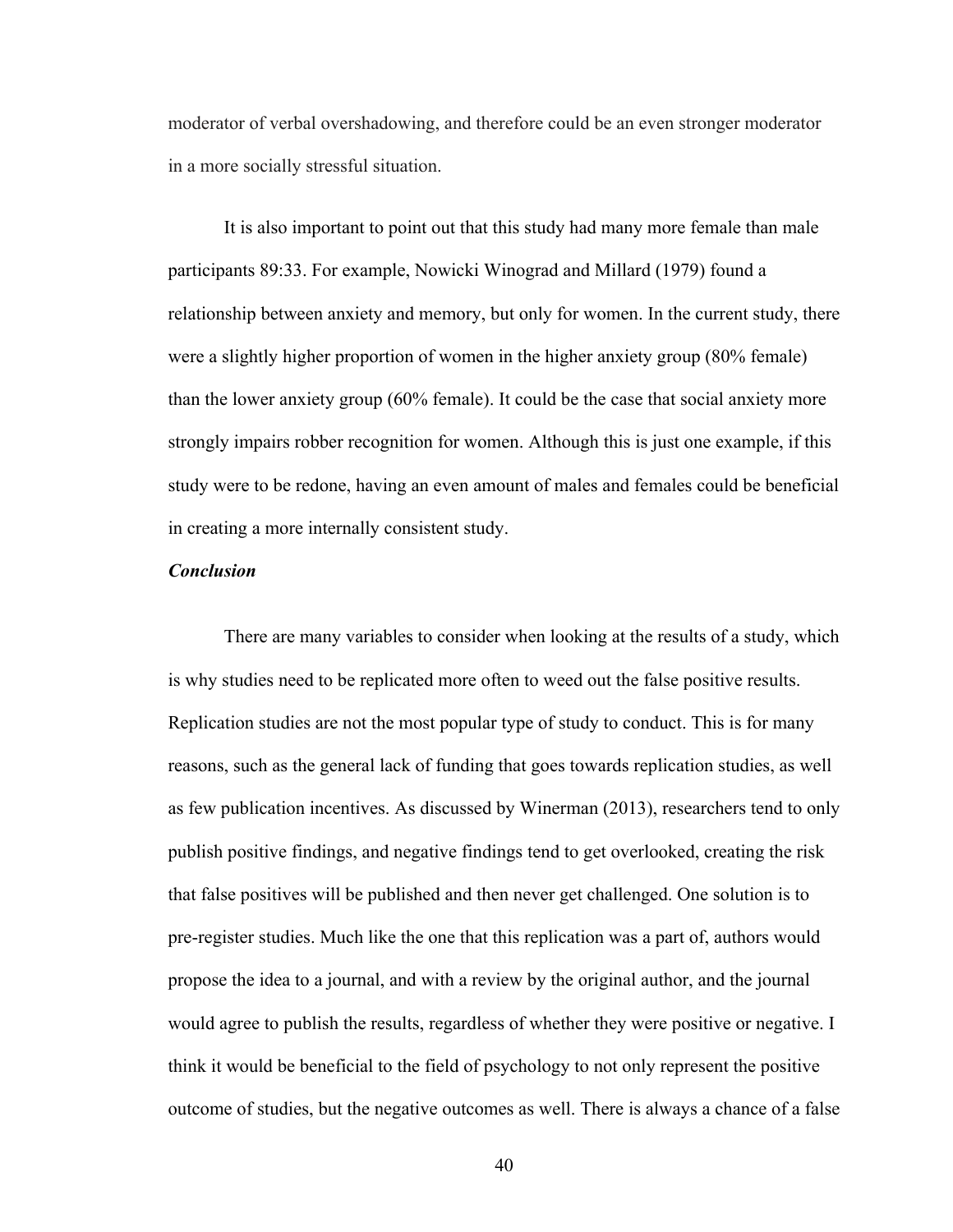moderator of verbal overshadowing, and therefore could be an even stronger moderator in a more socially stressful situation.

It is also important to point out that this study had many more female than male participants 89:33. For example, Nowicki Winograd and Millard (1979) found a relationship between anxiety and memory, but only for women. In the current study, there were a slightly higher proportion of women in the higher anxiety group (80% female) than the lower anxiety group (60% female). It could be the case that social anxiety more strongly impairs robber recognition for women. Although this is just one example, if this study were to be redone, having an even amount of males and females could be beneficial in creating a more internally consistent study.

***Conclusion***

There are many variables to consider when looking at the results of a study, which is why studies need to be replicated more often to weed out the false positive results. Replication studies are not the most popular type of study to conduct. This is for many reasons, such as the general lack of funding that goes towards replication studies, as well as few publication incentives. As discussed by Winerman (2013), researchers tend to only publish positive findings, and negative findings tend to get overlooked, creating the risk that false positives will be published and then never get challenged. One solution is to pre-register studies. Much like the one that this replication was a part of, authors would propose the idea to a journal, and with a review by the original author, and the journal would agree to publish the results, regardless of whether they were positive or negative. I think it would be beneficial to the field of psychology to not only represent the positive outcome of studies, but the negative outcomes as well. There is always a chance of a false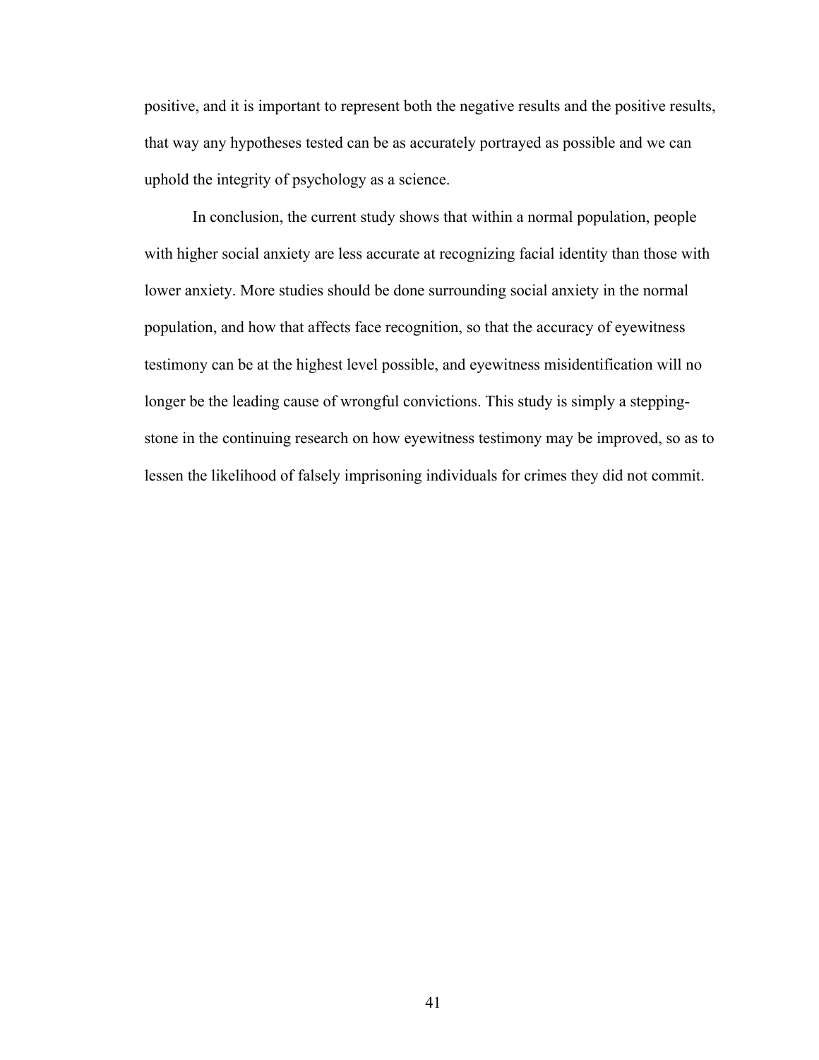positive, and it is important to represent both the negative results and the positive results, that way any hypotheses tested can be as accurately portrayed as possible and we can uphold the integrity of psychology as a science.

In conclusion, the current study shows that within a normal population, people with higher social anxiety are less accurate at recognizing facial identity than those with lower anxiety. More studies should be done surrounding social anxiety in the normal population, and how that affects face recognition, so that the accuracy of eyewitness testimony can be at the highest level possible, and eyewitness misidentification will no longer be the leading cause of wrongful convictions. This study is simply a stepping-stone in the continuing research on how eyewitness testimony may be improved, so as to lessen the likelihood of falsely imprisoning individuals for crimes they did not commit.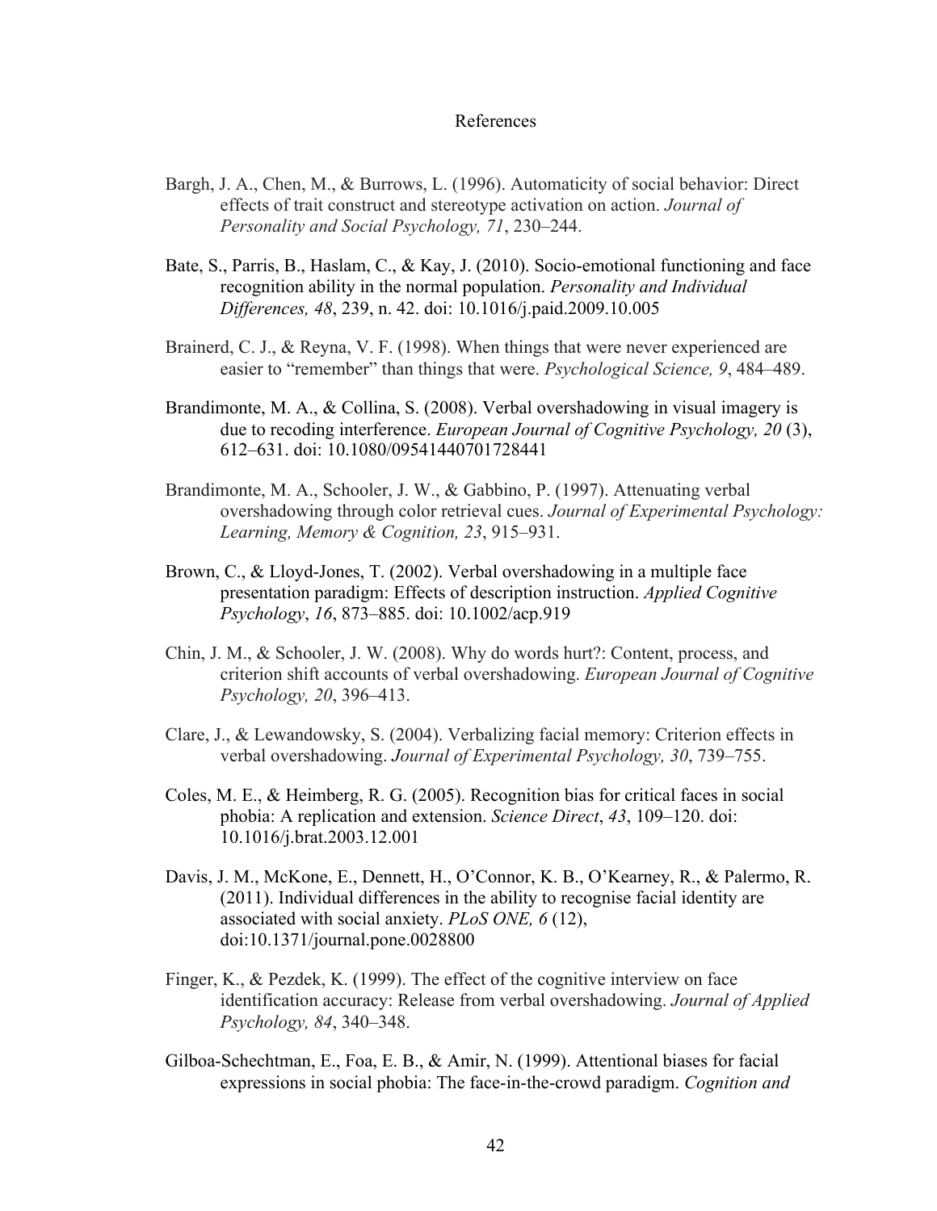# References

Bargh, J. A., Chen, M., & Burrows, L. (1996). Automaticity of social behavior: Direct effects of trait construct and stereotype activation on action. *Journal of Personality and Social Psychology, 71*, 230–244.

Bate, S., Parris, B., Haslam, C., & Kay, J. (2010). Socio-emotional functioning and face recognition ability in the normal population. *Personality and Individual Differences, 48*, 239, n. 42. doi: 10.1016/j.paid.2009.10.005

Brainerd, C. J., & Reyna, V. F. (1998). When things that were never experienced are easier to "remember" than things that were. *Psychological Science, 9*, 484–489.

Brandimonte, M. A., & Collina, S. (2008). Verbal overshadowing in visual imagery is due to recoding interference. *European Journal of Cognitive Psychology, 20* (3), 612–631. doi: 10.1080/09541440701728441

Brandimonte, M. A., Schooler, J. W., & Gabbino, P. (1997). Attenuating verbal overshadowing through color retrieval cues. *Journal of Experimental Psychology: Learning, Memory & Cognition, 23*, 915–931.

Brown, C., & Lloyd-Jones, T. (2002). Verbal overshadowing in a multiple face presentation paradigm: Effects of description instruction. *Applied Cognitive Psychology*, *16*, 873–885. doi: 10.1002/acp.919

Chin, J. M., & Schooler, J. W. (2008). Why do words hurt?: Content, process, and criterion shift accounts of verbal overshadowing. *European Journal of Cognitive Psychology, 20*, 396–413.

Clare, J., & Lewandowsky, S. (2004). Verbalizing facial memory: Criterion effects in verbal overshadowing. *Journal of Experimental Psychology, 30*, 739–755.

Coles, M. E., & Heimberg, R. G. (2005). Recognition bias for critical faces in social phobia: A replication and extension. *Science Direct*, *43*, 109–120. doi: 10.1016/j.brat.2003.12.001

Davis, J. M., McKone, E., Dennett, H., O'Connor, K. B., O'Kearney, R., & Palermo, R. (2011). Individual differences in the ability to recognise facial identity are associated with social anxiety. *PLoS ONE, 6* (12), doi:10.1371/journal.pone.0028800

Finger, K., & Pezdek, K. (1999). The effect of the cognitive interview on face identification accuracy: Release from verbal overshadowing. *Journal of Applied Psychology, 84*, 340–348.

Gilboa-Schechtman, E., Foa, E. B., & Amir, N. (1999). Attentional biases for facial expressions in social phobia: The face-in-the-crowd paradigm. *Cognition and*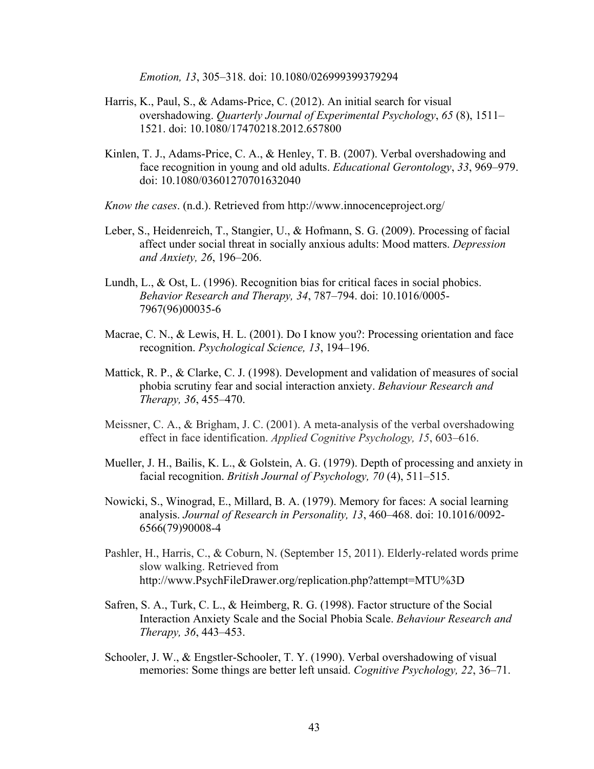*Emotion, 13*, 305–318. doi: 10.1080/026999399379294

Harris, K., Paul, S., & Adams-Price, C. (2012). An initial search for visual overshadowing. *Quarterly Journal of Experimental Psychology*, *65* (8), 1511–1521. doi: 10.1080/17470218.2012.657800

Kinlen, T. J., Adams-Price, C. A., & Henley, T. B. (2007). Verbal overshadowing and face recognition in young and old adults. *Educational Gerontology*, *33*, 969–979. doi: 10.1080/03601270701632040

*Know the cases*. (n.d.). Retrieved from http://www.innocenceproject.org/

Leber, S., Heidenreich, T., Stangier, U., & Hofmann, S. G. (2009). Processing of facial affect under social threat in socially anxious adults: Mood matters. *Depression and Anxiety, 26*, 196–206.

Lundh, L., & Ost, L. (1996). Recognition bias for critical faces in social phobics. *Behavior Research and Therapy, 34*, 787–794. doi: 10.1016/0005-7967(96)00035-6

Macrae, C. N., & Lewis, H. L. (2001). Do I know you?: Processing orientation and face recognition. *Psychological Science, 13*, 194–196.

Mattick, R. P., & Clarke, C. J. (1998). Development and validation of measures of social phobia scrutiny fear and social interaction anxiety. *Behaviour Research and Therapy, 36*, 455–470.

Meissner, C. A., & Brigham, J. C. (2001). A meta-analysis of the verbal overshadowing effect in face identification. *Applied Cognitive Psychology, 15*, 603–616.

Mueller, J. H., Bailis, K. L., & Golstein, A. G. (1979). Depth of processing and anxiety in facial recognition. *British Journal of Psychology, 70* (4), 511–515.

Nowicki, S., Winograd, E., Millard, B. A. (1979). Memory for faces: A social learning analysis. *Journal of Research in Personality, 13*, 460–468. doi: 10.1016/0092-6566(79)90008-4

Pashler, H., Harris, C., & Coburn, N. (September 15, 2011). Elderly-related words prime slow walking. Retrieved from http://www.PsychFileDrawer.org/replication.php?attempt=MTU%3D

Safren, S. A., Turk, C. L., & Heimberg, R. G. (1998). Factor structure of the Social Interaction Anxiety Scale and the Social Phobia Scale. *Behaviour Research and Therapy, 36*, 443–453.

Schooler, J. W., & Engstler-Schooler, T. Y. (1990). Verbal overshadowing of visual memories: Some things are better left unsaid. *Cognitive Psychology, 22*, 36–71.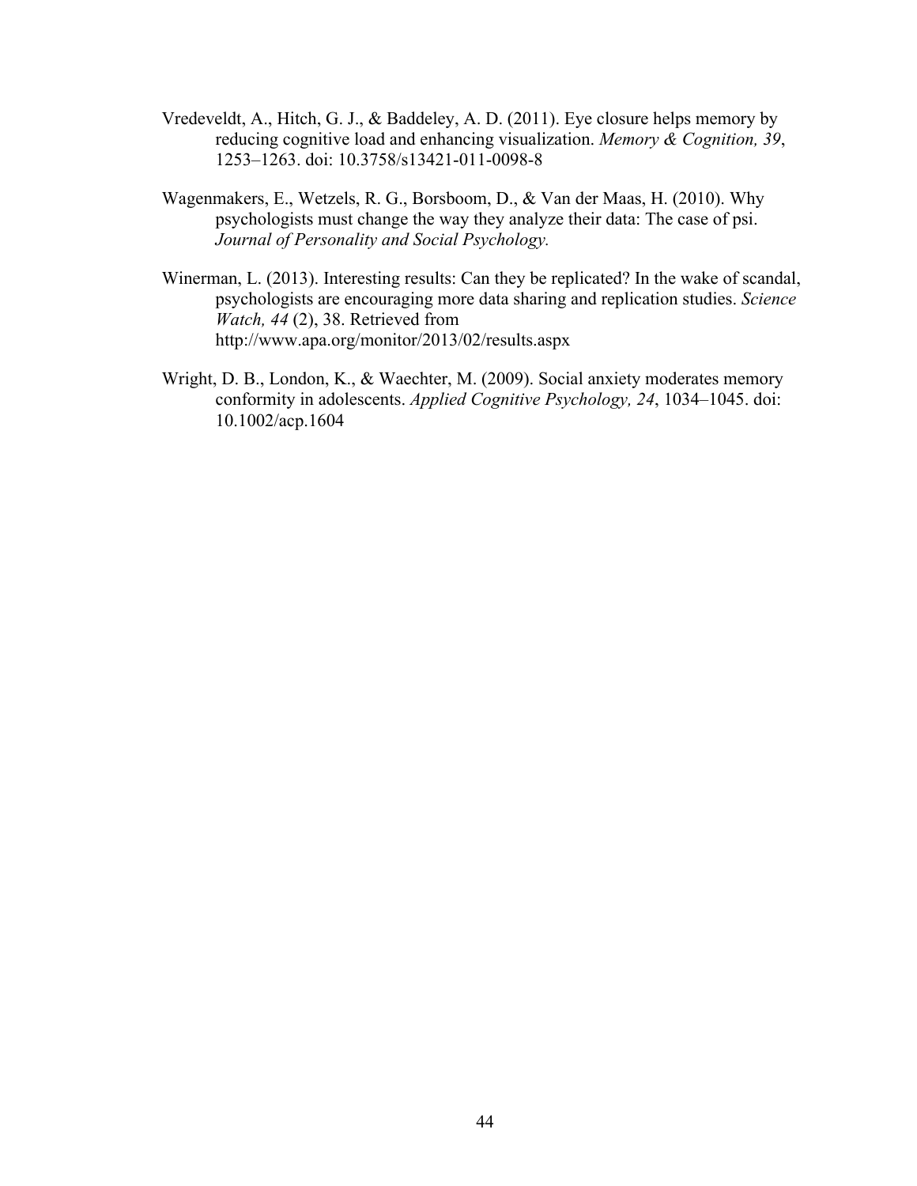Vredeveldt, A., Hitch, G. J., & Baddeley, A. D. (2011). Eye closure helps memory by reducing cognitive load and enhancing visualization. *Memory & Cognition, 39*, 1253–1263. doi: 10.3758/s13421-011-0098-8

Wagenmakers, E., Wetzels, R. G., Borsboom, D., & Van der Maas, H. (2010). Why psychologists must change the way they analyze their data: The case of psi. *Journal of Personality and Social Psychology.*

Winerman, L. (2013). Interesting results: Can they be replicated? In the wake of scandal, psychologists are encouraging more data sharing and replication studies. *Science Watch, 44* (2), 38. Retrieved from http://www.apa.org/monitor/2013/02/results.aspx

Wright, D. B., London, K., & Waechter, M. (2009). Social anxiety moderates memory conformity in adolescents. *Applied Cognitive Psychology, 24*, 1034–1045. doi: 10.1002/acp.1604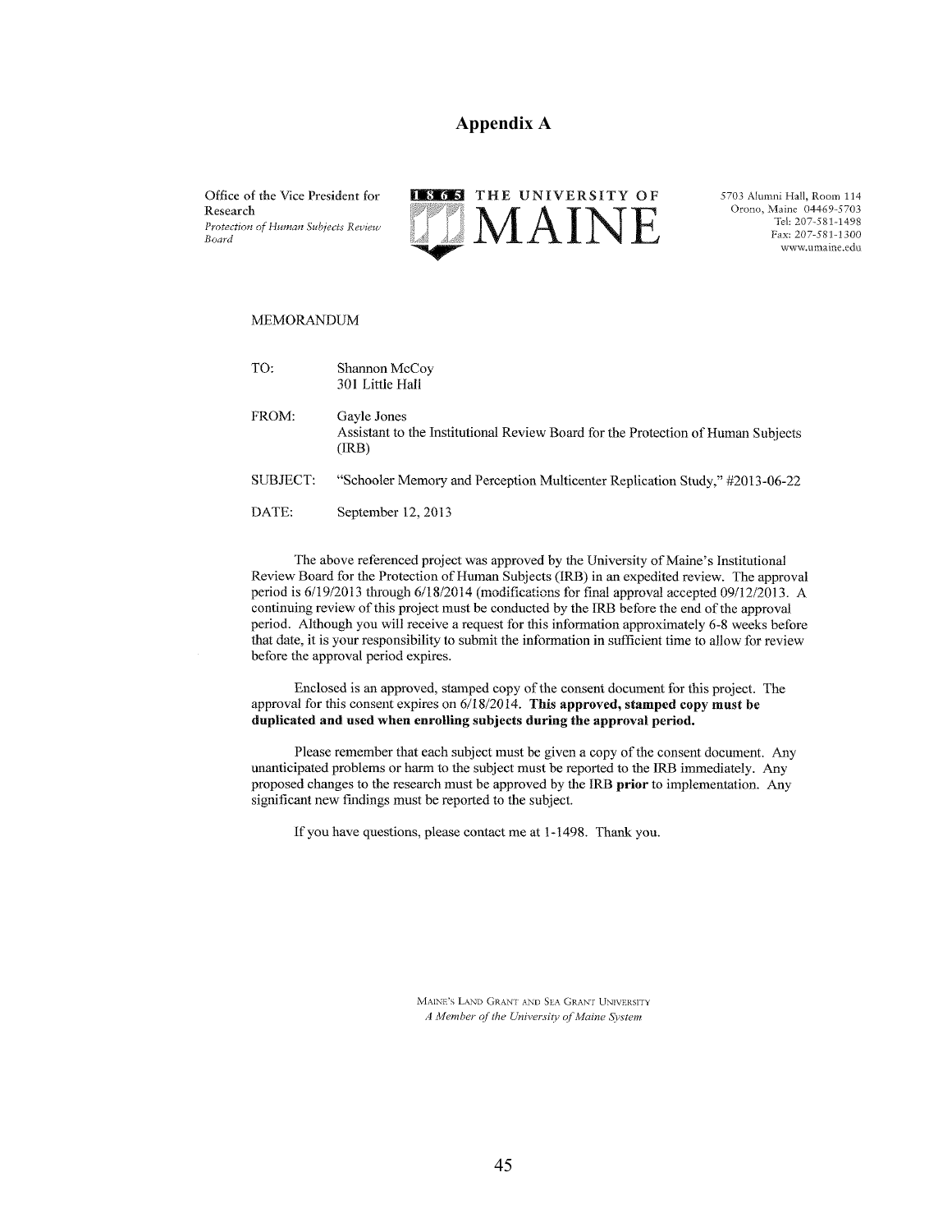# Appendix A

Office of the Vice President for Research
*Protection of Human Subjects Review Board*

**1865 THE UNIVERSITY OF MAINE**

5703 Alumni Hall, Room 114
Orono, Maine 04469-5703
Tel: 207-581-1498
Fax: 207-581-1300
www.umaine.edu

MEMORANDUM

TO: Shannon McCoy
301 Little Hall

FROM: Gayle Jones
Assistant to the Institutional Review Board for the Protection of Human Subjects (IRB)

SUBJECT: "Schooler Memory and Perception Multicenter Replication Study," #2013-06-22

DATE: September 12, 2013

The above referenced project was approved by the University of Maine's Institutional Review Board for the Protection of Human Subjects (IRB) in an expedited review. The approval period is 6/19/2013 through 6/18/2014 (modifications for final approval accepted 09/12/2013. A continuing review of this project must be conducted by the IRB before the end of the approval period. Although you will receive a request for this information approximately 6-8 weeks before that date, it is your responsibility to submit the information in sufficient time to allow for review before the approval period expires.

Enclosed is an approved, stamped copy of the consent document for this project. The approval for this consent expires on 6/18/2014. **This approved, stamped copy must be duplicated and used when enrolling subjects during the approval period.**

Please remember that each subject must be given a copy of the consent document. Any unanticipated problems or harm to the subject must be reported to the IRB immediately. Any proposed changes to the research must be approved by the IRB **prior** to implementation. Any significant new findings must be reported to the subject.

If you have questions, please contact me at 1-1498. Thank you.

MAINE'S LAND GRANT AND SEA GRANT UNIVERSITY
*A Member of the University of Maine System*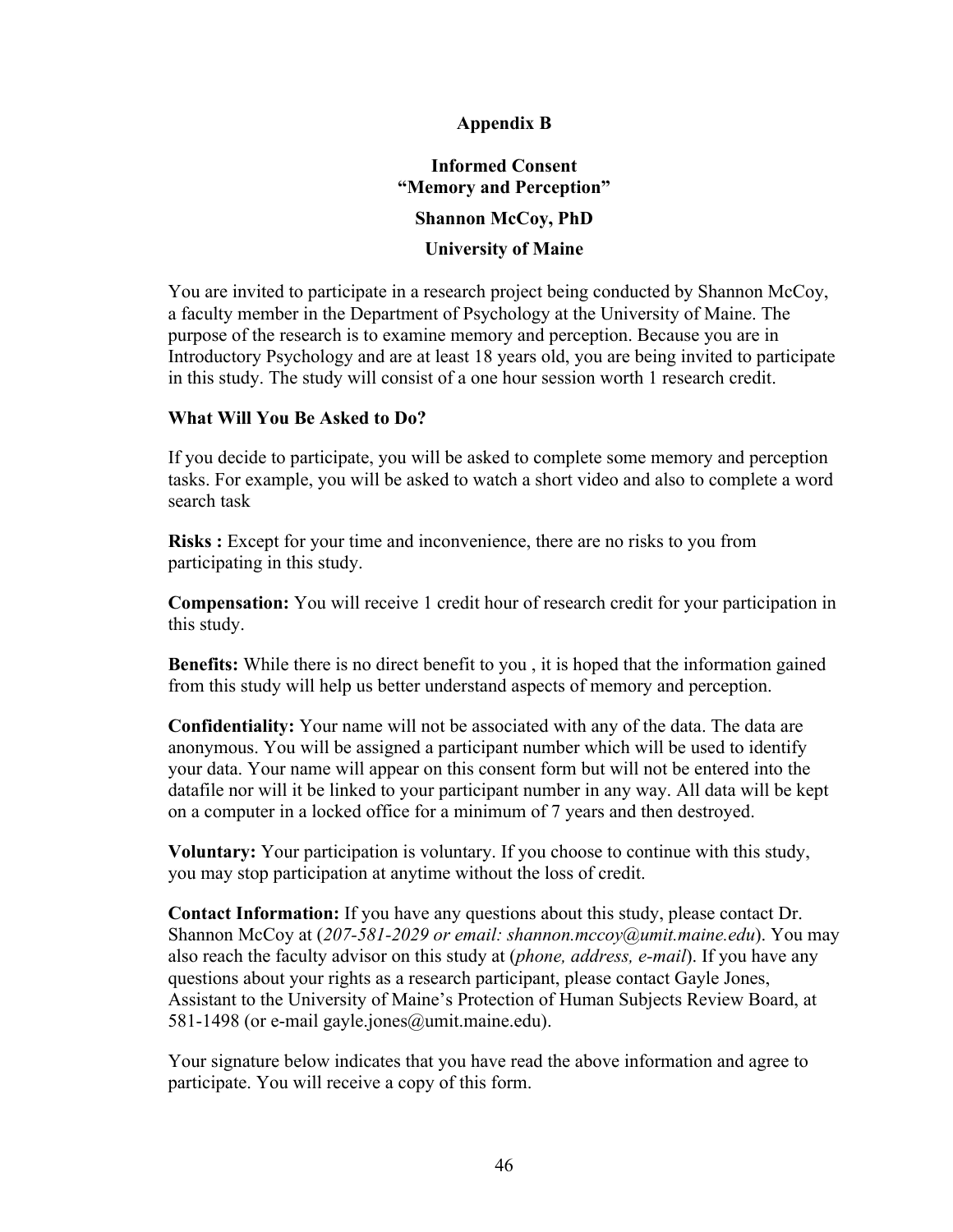# Appendix B

## Informed Consent
## "Memory and Perception"

**Shannon McCoy, PhD**

**University of Maine**

You are invited to participate in a research project being conducted by Shannon McCoy, a faculty member in the Department of Psychology at the University of Maine. The purpose of the research is to examine memory and perception. Because you are in Introductory Psychology and are at least 18 years old, you are being invited to participate in this study. The study will consist of a one hour session worth 1 research credit.

### What Will You Be Asked to Do?

If you decide to participate, you will be asked to complete some memory and perception tasks. For example, you will be asked to watch a short video and also to complete a word search task

**Risks :** Except for your time and inconvenience, there are no risks to you from participating in this study.

**Compensation:** You will receive 1 credit hour of research credit for your participation in this study.

**Benefits:** While there is no direct benefit to you , it is hoped that the information gained from this study will help us better understand aspects of memory and perception.

**Confidentiality:** Your name will not be associated with any of the data. The data are anonymous. You will be assigned a participant number which will be used to identify your data. Your name will appear on this consent form but will not be entered into the datafile nor will it be linked to your participant number in any way. All data will be kept on a computer in a locked office for a minimum of 7 years and then destroyed.

**Voluntary:** Your participation is voluntary. If you choose to continue with this study, you may stop participation at anytime without the loss of credit.

**Contact Information:** If you have any questions about this study, please contact Dr. Shannon McCoy at (*207-581-2029 or email: shannon.mccoy@umit.maine.edu*). You may also reach the faculty advisor on this study at (*phone, address, e-mail*). If you have any questions about your rights as a research participant, please contact Gayle Jones, Assistant to the University of Maine's Protection of Human Subjects Review Board, at 581-1498 (or e-mail gayle.jones@umit.maine.edu).

Your signature below indicates that you have read the above information and agree to participate. You will receive a copy of this form.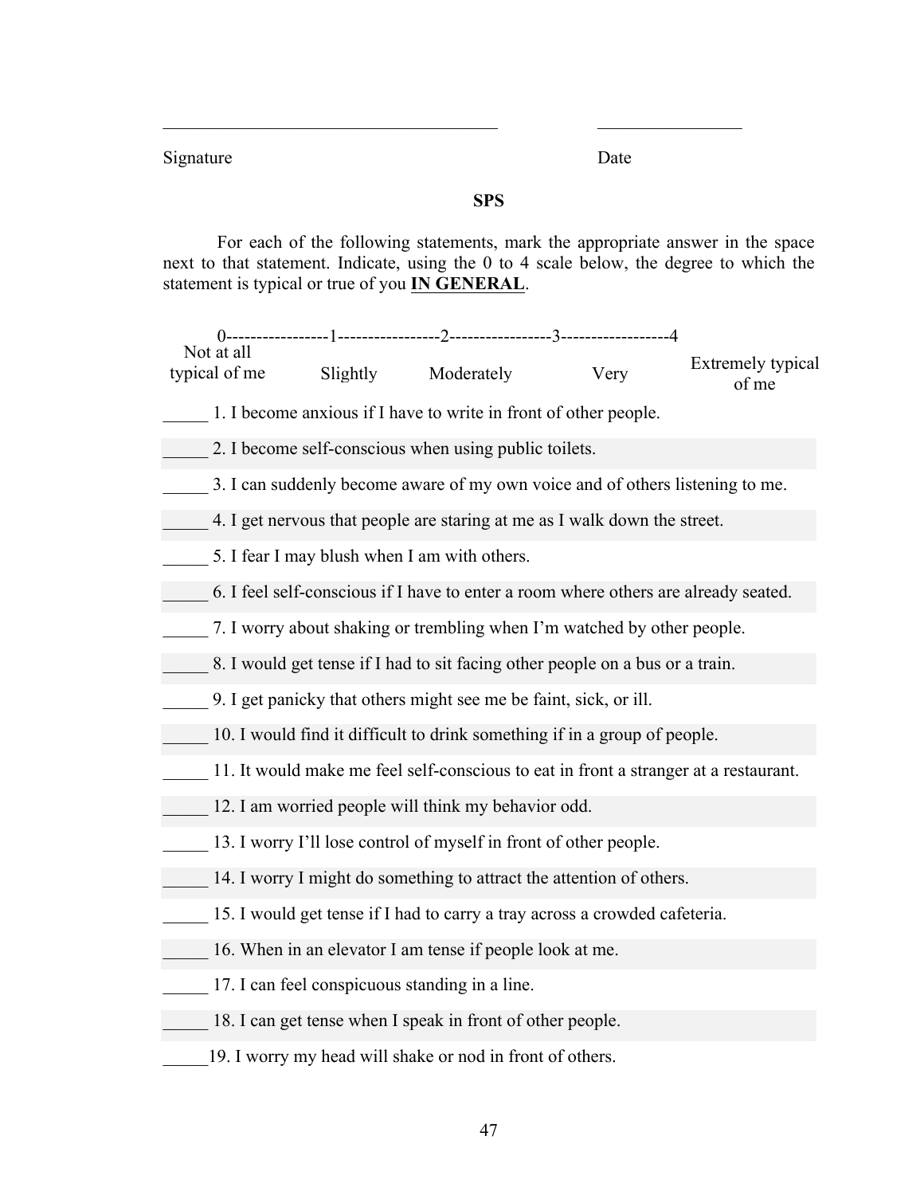\_\_\_\_\_\_\_\_\_\_\_\_\_\_\_\_\_\_\_\_\_\_\_\_\_\_\_\_\_\_\_\_\_\_\_\_\_\_ \_\_\_\_\_\_\_\_\_\_\_\_\_\_\_\_\_

Signature Date

**SPS**

For each of the following statements, mark the appropriate answer in the space next to that statement. Indicate, using the 0 to 4 scale below, the degree to which the statement is typical or true of you **IN GENERAL**.

| 0 | 1 | 2 | 3 | 4 |
|---|---|---|---|---|
| Not at all typical of me | Slightly | Moderately | Very | Extremely typical of me |

_____ 1. I become anxious if I have to write in front of other people.

_____ 2. I become self-conscious when using public toilets.

_____ 3. I can suddenly become aware of my own voice and of others listening to me.

_____ 4. I get nervous that people are staring at me as I walk down the street.

_____ 5. I fear I may blush when I am with others.

_____ 6. I feel self-conscious if I have to enter a room where others are already seated.

_____ 7. I worry about shaking or trembling when I'm watched by other people.

_____ 8. I would get tense if I had to sit facing other people on a bus or a train.

_____ 9. I get panicky that others might see me be faint, sick, or ill.

_____ 10. I would find it difficult to drink something if in a group of people.

_____ 11. It would make me feel self-conscious to eat in front a stranger at a restaurant.

_____ 12. I am worried people will think my behavior odd.

_____ 13. I worry I'll lose control of myself in front of other people.

_____ 14. I worry I might do something to attract the attention of others.

_____ 15. I would get tense if I had to carry a tray across a crowded cafeteria.

_____ 16. When in an elevator I am tense if people look at me.

_____ 17. I can feel conspicuous standing in a line.

_____ 18. I can get tense when I speak in front of other people.

_____19. I worry my head will shake or nod in front of others.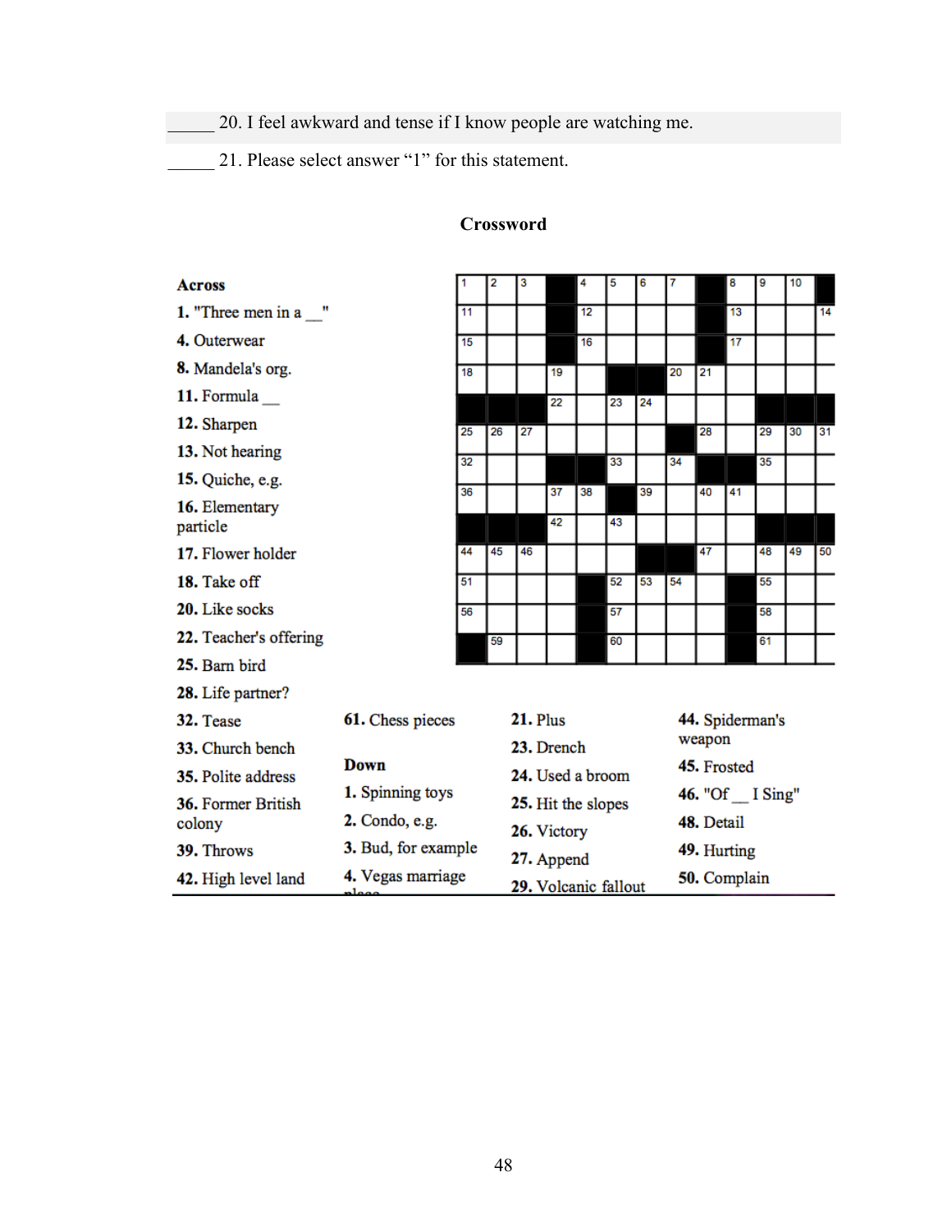_____ 20. I feel awkward and tense if I know people are watching me.

_____ 21. Please select answer "1" for this statement.

**Crossword**

| 1 | 2 | 3 | ■ | 4 | 5 | 6 | 7 | ■ | 8 | 9 | 10 | ■ |
|---|---|---|---|---|---|---|---|---|---|---|---|---|
| 11 | | | ■ | 12 | | | | ■ | 13 | | | 14 |
| 15 | | | ■ | 16 | | | | ■ | 17 | | | |
| 18 | | | 19 | | ■ | ■ | 20 | 21 | | | | |
| ■ | ■ | ■ | 22 | | 23 | 24 | | | | ■ | ■ | ■ |
| 25 | 26 | 27 | | | | | ■ | 28 | | 29 | 30 | 31 |
| 32 | | | ■ | ■ | 33 | | 34 | ■ | ■ | 35 | | |
| 36 | | | 37 | 38 | ■ | 39 | | 40 | 41 | | | |
| ■ | ■ | ■ | 42 | | 43 | | | | | ■ | ■ | ■ |
| 44 | 45 | 46 | | | | ■ | ■ | 47 | | 48 | 49 | 50 |
| 51 | | | | ■ | 52 | 53 | 54 | | ■ | 55 | | |
| 56 | | | | ■ | 57 | | | | ■ | 58 | | |
| ■ | 59 | | | ■ | 60 | | | | ■ | 61 | | |

**Across**

**1.** "Three men in a __"

**4.** Outerwear

**8.** Mandela's org.

**11.** Formula __

**12.** Sharpen

**13.** Not hearing

**15.** Quiche, e.g.

**16.** Elementary particle

**17.** Flower holder

**18.** Take off

**20.** Like socks

**22.** Teacher's offering

**25.** Barn bird

**28.** Life partner?

**32.** Tease

**33.** Church bench

**35.** Polite address

**36.** Former British colony

**39.** Throws

**42.** High level land

**61.** Chess pieces

**Down**

**1.** Spinning toys

**2.** Condo, e.g.

**3.** Bud, for example

**4.** Vegas marriage place

**21.** Plus

**23.** Drench

**24.** Used a broom

**25.** Hit the slopes

**26.** Victory

**27.** Append

**29.** Volcanic fallout

**44.** Spiderman's weapon

**45.** Frosted

**46.** "Of __ I Sing"

**48.** Detail

**49.** Hurting

**50.** Complain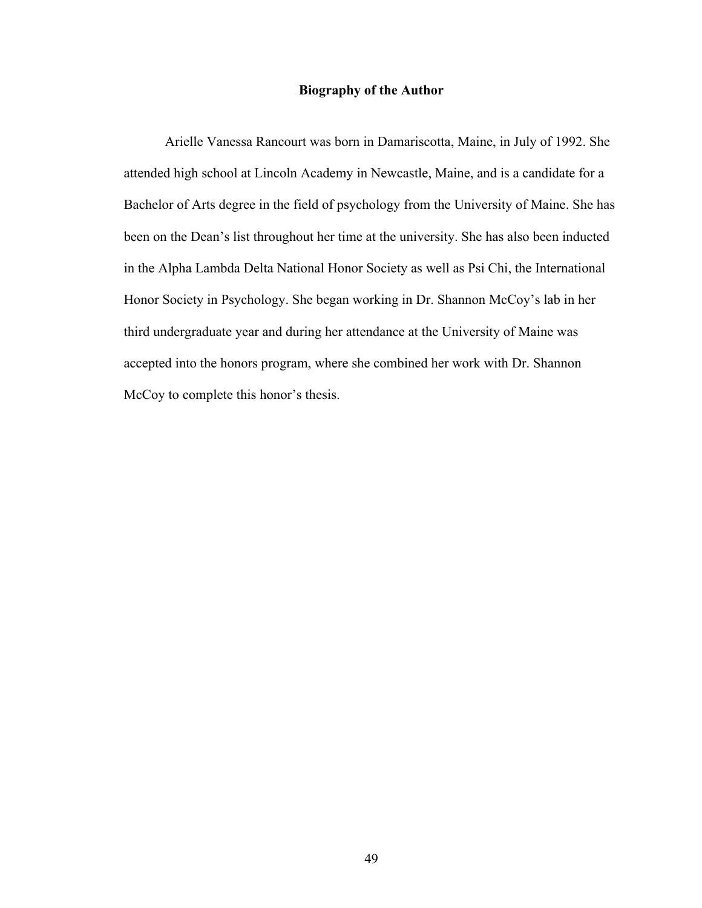## Biography of the Author

Arielle Vanessa Rancourt was born in Damariscotta, Maine, in July of 1992. She attended high school at Lincoln Academy in Newcastle, Maine, and is a candidate for a Bachelor of Arts degree in the field of psychology from the University of Maine. She has been on the Dean's list throughout her time at the university. She has also been inducted in the Alpha Lambda Delta National Honor Society as well as Psi Chi, the International Honor Society in Psychology. She began working in Dr. Shannon McCoy's lab in her third undergraduate year and during her attendance at the University of Maine was accepted into the honors program, where she combined her work with Dr. Shannon McCoy to complete this honor's thesis.